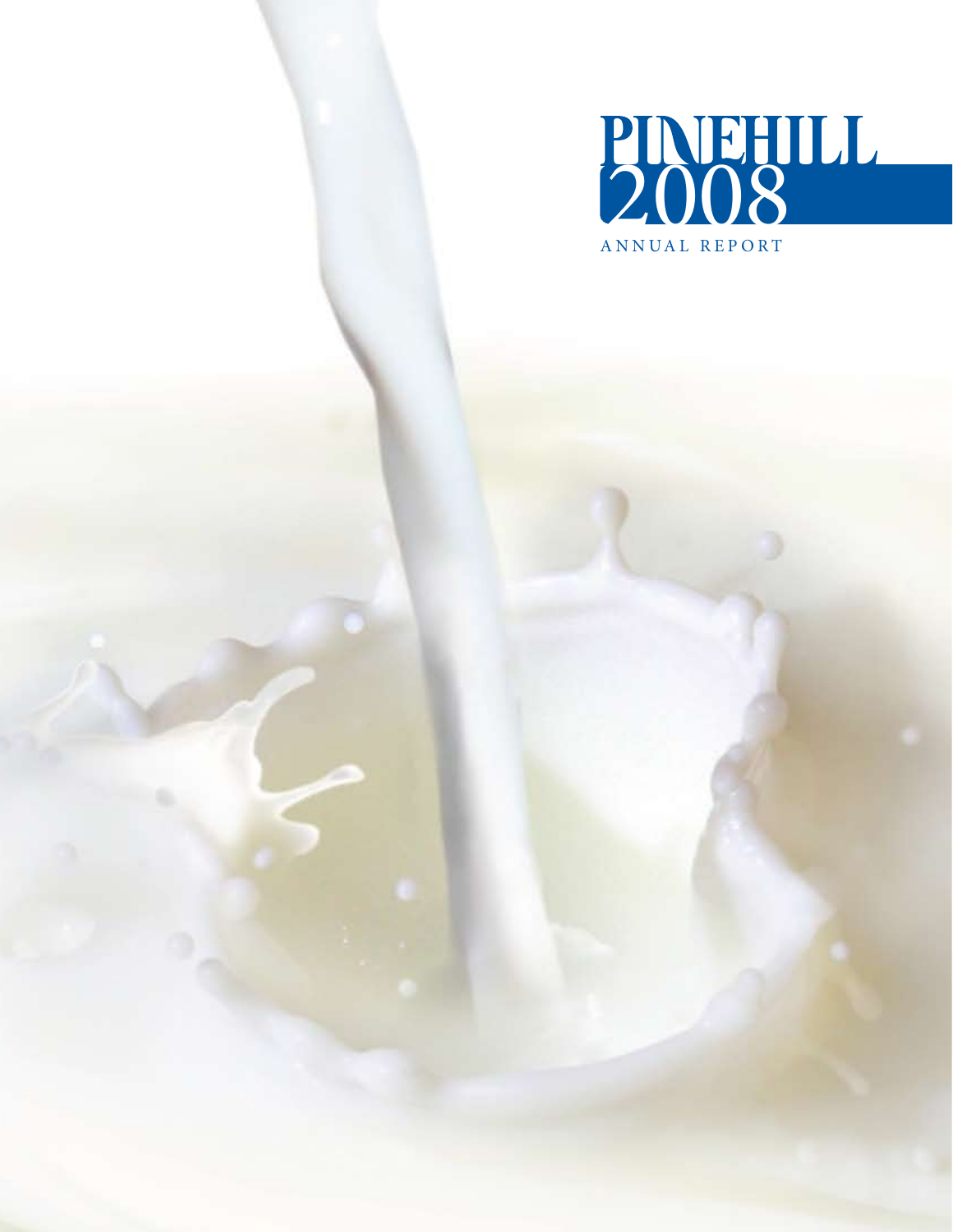# PINEHILL 2008

ANNUAL REPORT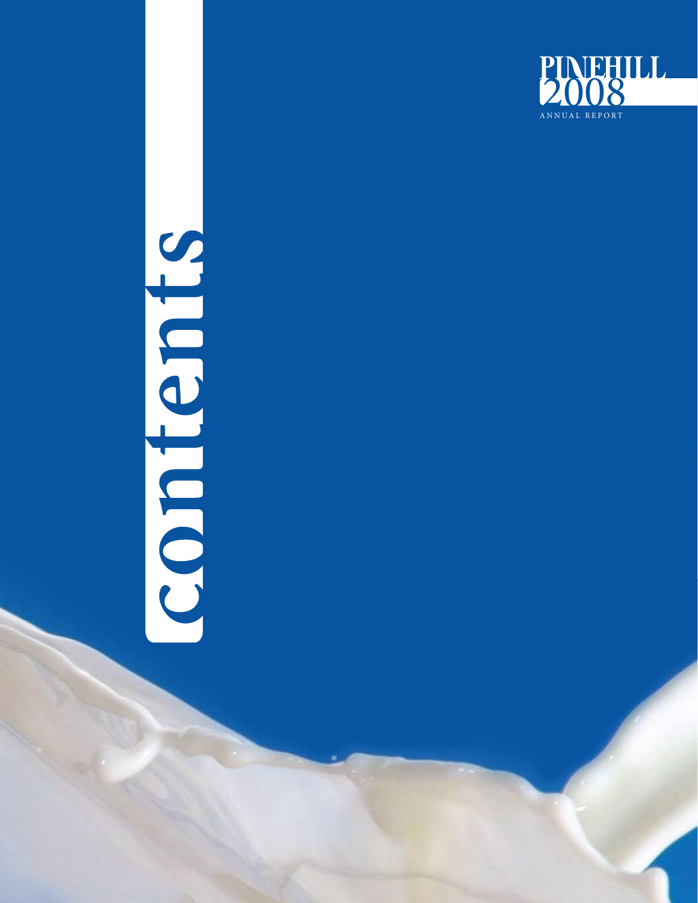# contents

PINEHILL 2008

ANNUAL REPORT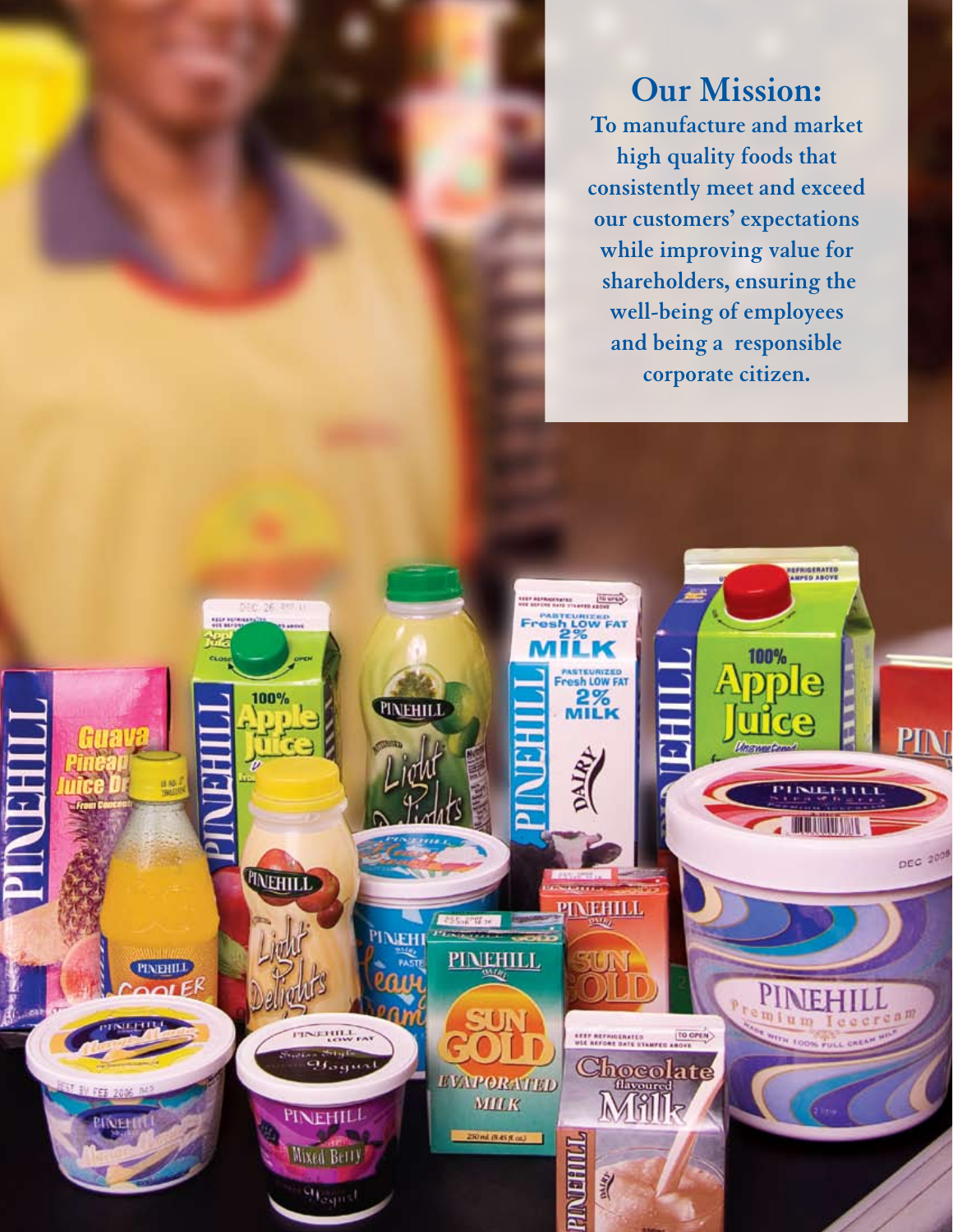## Our Mission:

**To manufacture and market high quality foods that consistently meet and exceed our customers' expectations while improving value for shareholders, ensuring the well-being of employees and being a responsible corporate citizen.**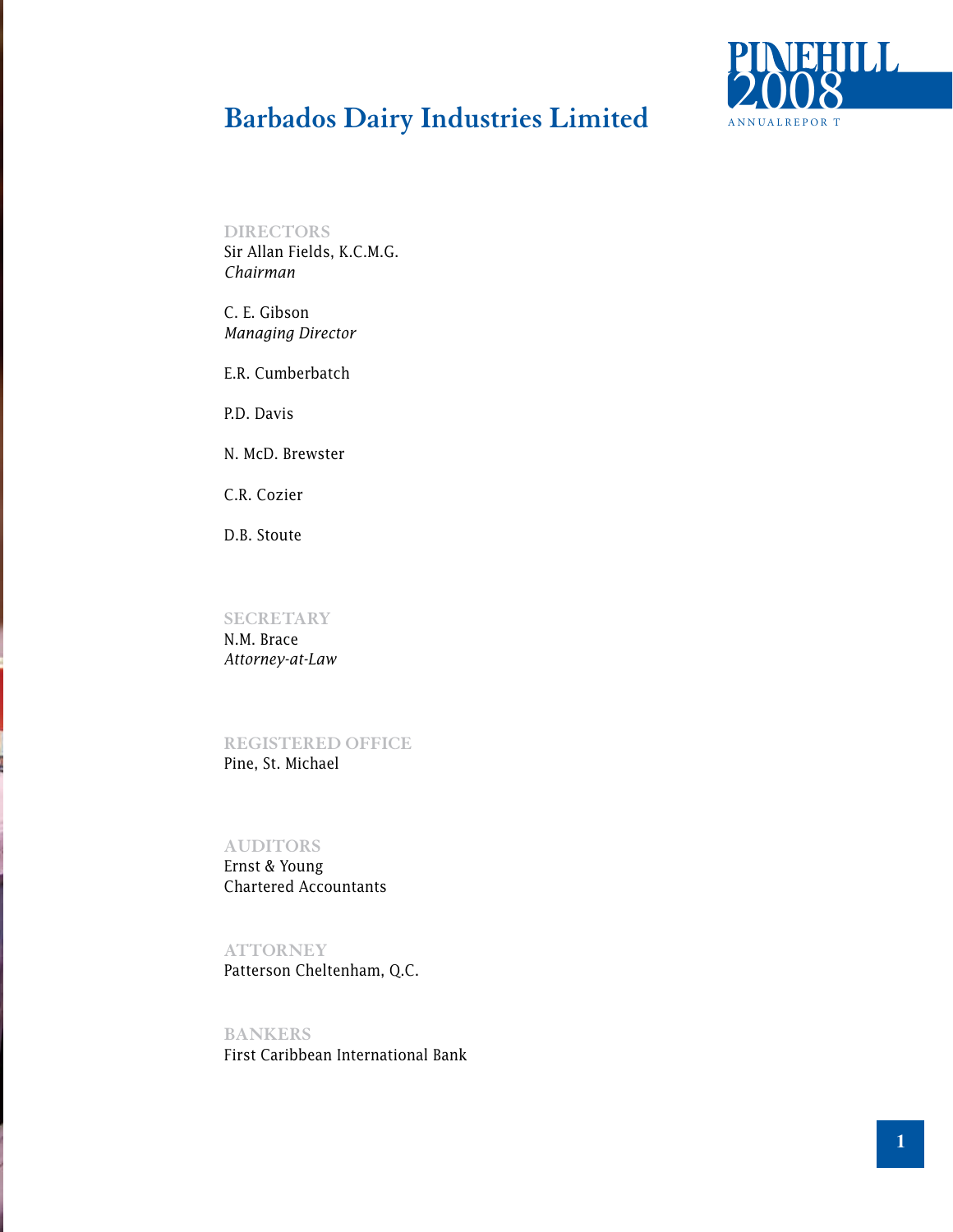# Barbados Dairy Industries Limited

## DIRECTORS

Sir Allan Fields, K.C.M.G.
*Chairman*

C. E. Gibson
*Managing Director*

E.R. Cumberbatch

P.D. Davis

N. McD. Brewster

C.R. Cozier

D.B. Stoute

## SECRETARY

N.M. Brace
*Attorney-at-Law*

## REGISTERED OFFICE

Pine, St. Michael

## AUDITORS

Ernst & Young
Chartered Accountants

## ATTORNEY

Patterson Cheltenham, Q.C.

## BANKERS

First Caribbean International Bank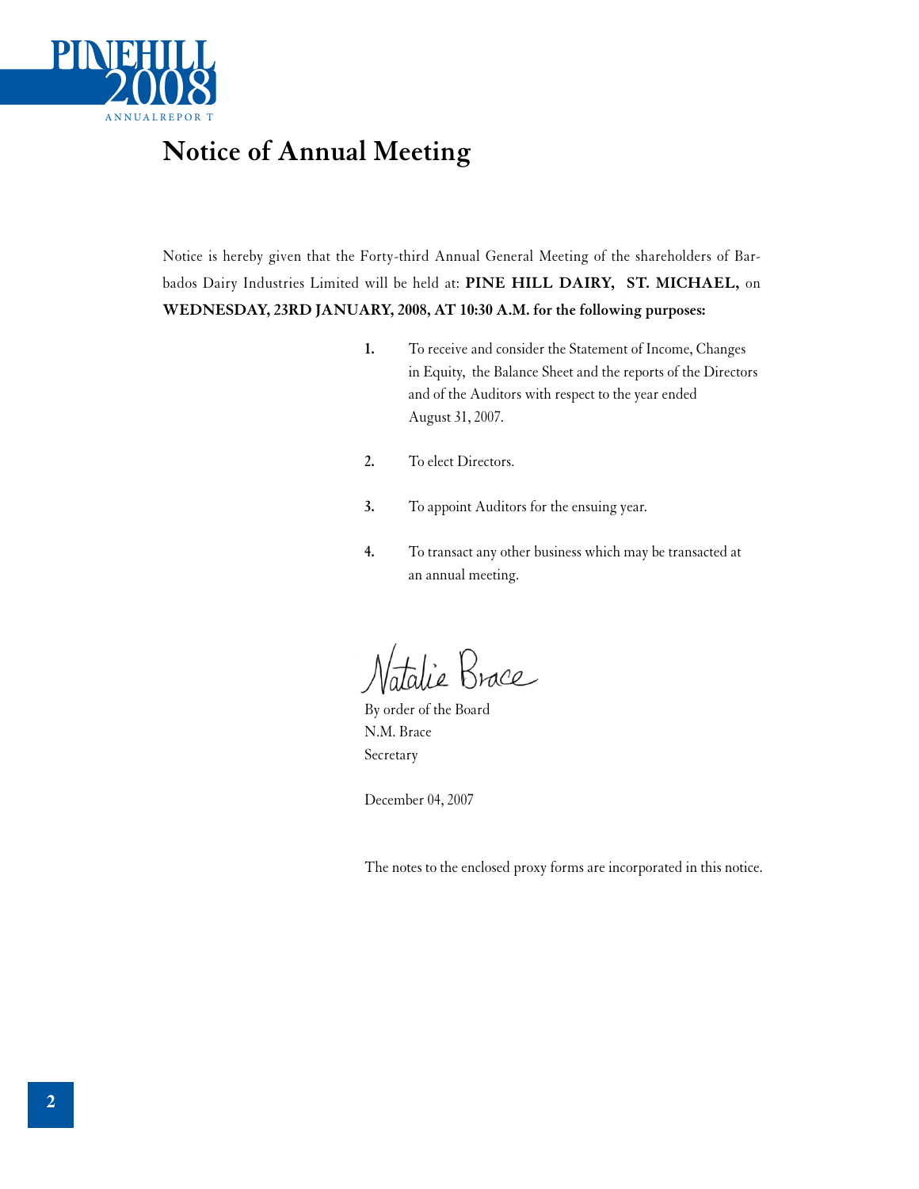# Notice of Annual Meeting

Notice is hereby given that the Forty-third Annual General Meeting of the shareholders of Barbados Dairy Industries Limited will be held at: **PINE HILL DAIRY, ST. MICHAEL,** on **WEDNESDAY, 23RD JANUARY, 2008, AT 10:30 A.M. for the following purposes:**

1. To receive and consider the Statement of Income, Changes in Equity, the Balance Sheet and the reports of the Directors and of the Auditors with respect to the year ended August 31, 2007.
2. To elect Directors.
3. To appoint Auditors for the ensuing year.
4. To transact any other business which may be transacted at an annual meeting.

Natalie Brace

By order of the Board
N.M. Brace
Secretary

December 04, 2007

The notes to the enclosed proxy forms are incorporated in this notice.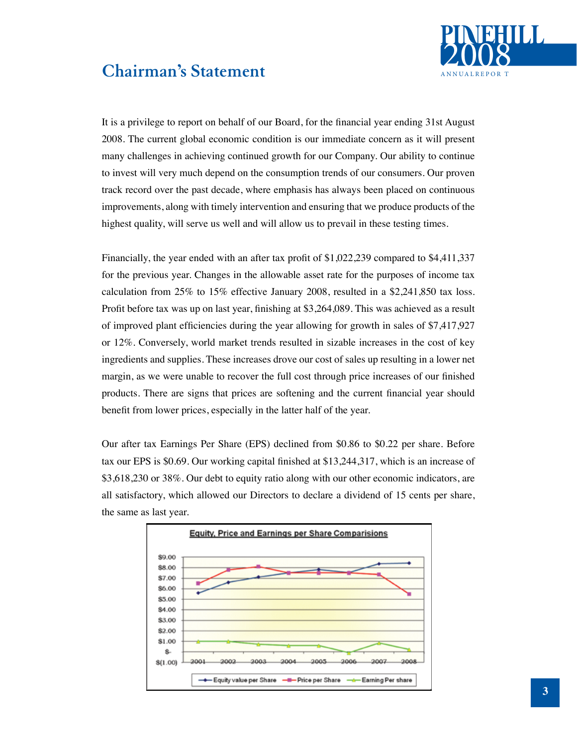# Chairman's Statement

It is a privilege to report on behalf of our Board, for the financial year ending 31st August 2008. The current global economic condition is our immediate concern as it will present many challenges in achieving continued growth for our Company. Our ability to continue to invest will very much depend on the consumption trends of our consumers. Our proven track record over the past decade, where emphasis has always been placed on continuous improvements, along with timely intervention and ensuring that we produce products of the highest quality, will serve us well and will allow us to prevail in these testing times.

Financially, the year ended with an after tax profit of $1,022,239 compared to $4,411,337 for the previous year. Changes in the allowable asset rate for the purposes of income tax calculation from 25% to 15% effective January 2008, resulted in a $2,241,850 tax loss. Profit before tax was up on last year, finishing at $3,264,089. This was achieved as a result of improved plant efficiencies during the year allowing for growth in sales of $7,417,927 or 12%. Conversely, world market trends resulted in sizable increases in the cost of key ingredients and supplies. These increases drove our cost of sales up resulting in a lower net margin, as we were unable to recover the full cost through price increases of our finished products. There are signs that prices are softening and the current financial year should benefit from lower prices, especially in the latter half of the year.

Our after tax Earnings Per Share (EPS) declined from $0.86 to $0.22 per share. Before tax our EPS is $0.69. Our working capital finished at $13,244,317, which is an increase of $3,618,230 or 38%. Our debt to equity ratio along with our other economic indicators, are all satisfactory, which allowed our Directors to declare a dividend of 15 cents per share, the same as last year.

**Equity, Price and Earnings per Share Comparisions**

Legend: Equity value per Share, Price per Share, Earning Per share (2001–2008)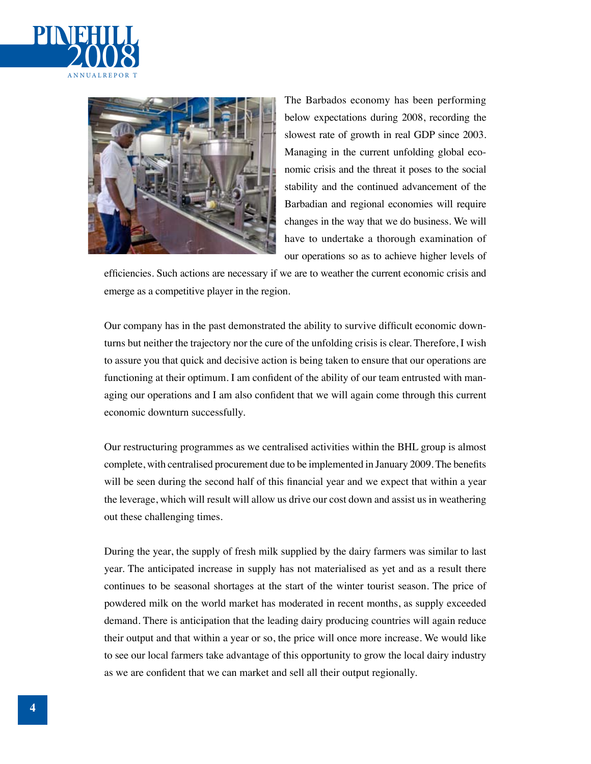The Barbados economy has been performing below expectations during 2008, recording the slowest rate of growth in real GDP since 2003. Managing in the current unfolding global economic crisis and the threat it poses to the social stability and the continued advancement of the Barbadian and regional economies will require changes in the way that we do business. We will have to undertake a thorough examination of our operations so as to achieve higher levels of efficiencies. Such actions are necessary if we are to weather the current economic crisis and emerge as a competitive player in the region.

Our company has in the past demonstrated the ability to survive difficult economic downturns but neither the trajectory nor the cure of the unfolding crisis is clear. Therefore, I wish to assure you that quick and decisive action is being taken to ensure that our operations are functioning at their optimum. I am confident of the ability of our team entrusted with managing our operations and I am also confident that we will again come through this current economic downturn successfully.

Our restructuring programmes as we centralised activities within the BHL group is almost complete, with centralised procurement due to be implemented in January 2009. The benefits will be seen during the second half of this financial year and we expect that within a year the leverage, which will result will allow us drive our cost down and assist us in weathering out these challenging times.

During the year, the supply of fresh milk supplied by the dairy farmers was similar to last year. The anticipated increase in supply has not materialised as yet and as a result there continues to be seasonal shortages at the start of the winter tourist season. The price of powdered milk on the world market has moderated in recent months, as supply exceeded demand. There is anticipation that the leading dairy producing countries will again reduce their output and that within a year or so, the price will once more increase. We would like to see our local farmers take advantage of this opportunity to grow the local dairy industry as we are confident that we can market and sell all their output regionally.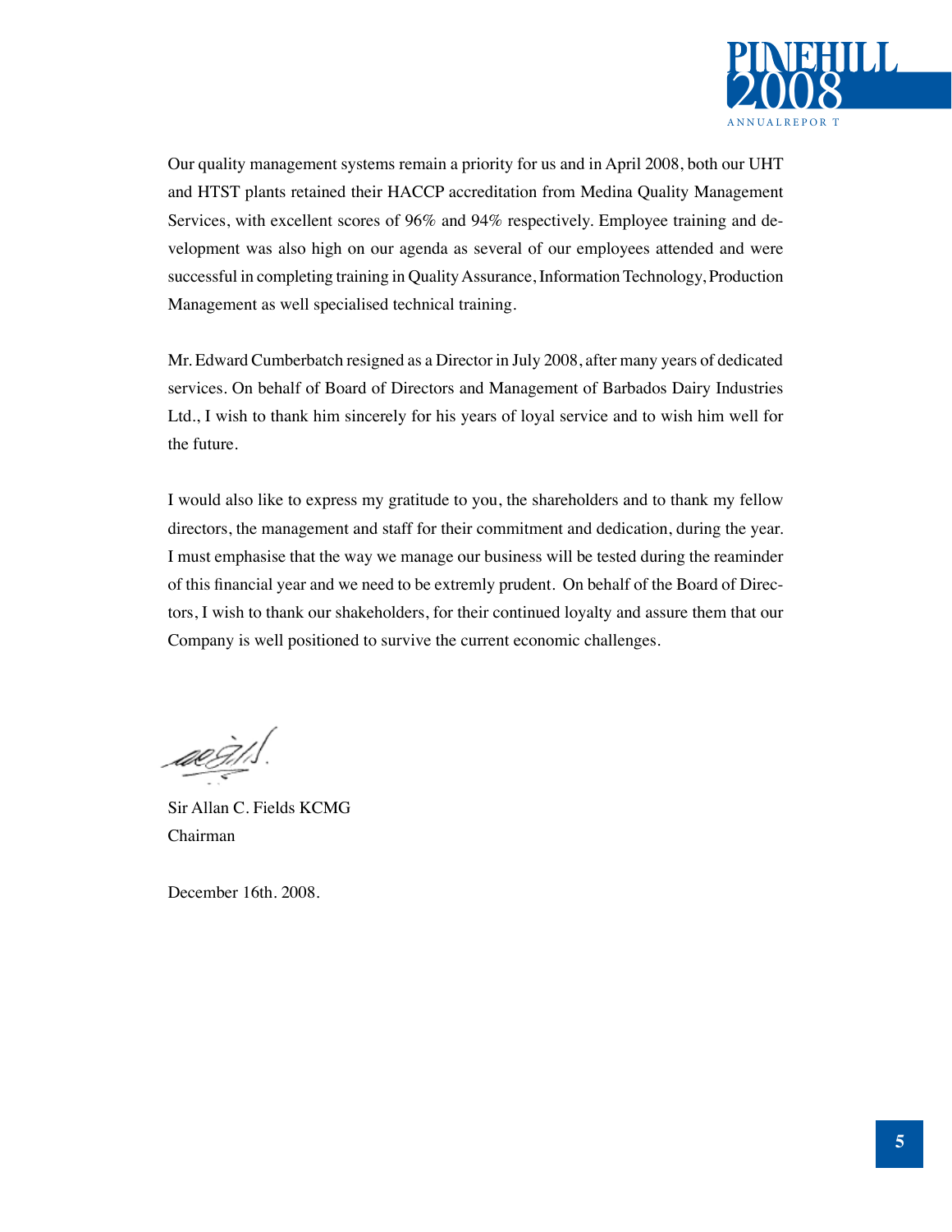Our quality management systems remain a priority for us and in April 2008, both our UHT and HTST plants retained their HACCP accreditation from Medina Quality Management Services, with excellent scores of 96% and 94% respectively. Employee training and development was also high on our agenda as several of our employees attended and were successful in completing training in Quality Assurance, Information Technology, Production Management as well specialised technical training.

Mr. Edward Cumberbatch resigned as a Director in July 2008, after many years of dedicated services. On behalf of Board of Directors and Management of Barbados Dairy Industries Ltd., I wish to thank him sincerely for his years of loyal service and to wish him well for the future.

I would also like to express my gratitude to you, the shareholders and to thank my fellow directors, the management and staff for their commitment and dedication, during the year. I must emphasise that the way we manage our business will be tested during the reaminder of this financial year and we need to be extremly prudent. On behalf of the Board of Directors, I wish to thank our shakeholders, for their continued loyalty and assure them that our Company is well positioned to survive the current economic challenges.

Sir Allan C. Fields KCMG
Chairman

December 16th. 2008.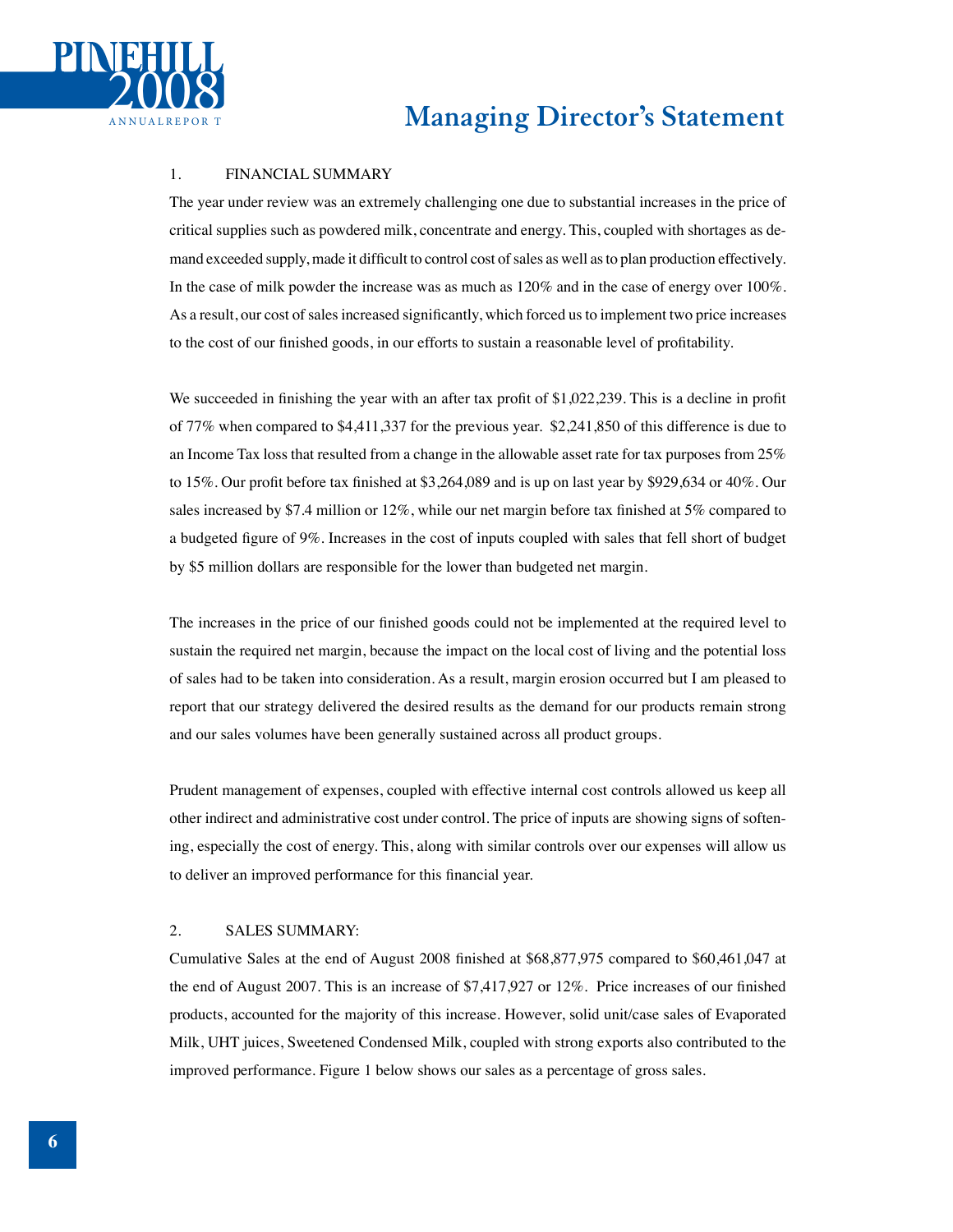# Managing Director's Statement

## 1. FINANCIAL SUMMARY

The year under review was an extremely challenging one due to substantial increases in the price of critical supplies such as powdered milk, concentrate and energy. This, coupled with shortages as demand exceeded supply, made it difficult to control cost of sales as well as to plan production effectively. In the case of milk powder the increase was as much as 120% and in the case of energy over 100%. As a result, our cost of sales increased significantly, which forced us to implement two price increases to the cost of our finished goods, in our efforts to sustain a reasonable level of profitability.

We succeeded in finishing the year with an after tax profit of $1,022,239. This is a decline in profit of 77% when compared to $4,411,337 for the previous year. $2,241,850 of this difference is due to an Income Tax loss that resulted from a change in the allowable asset rate for tax purposes from 25% to 15%. Our profit before tax finished at $3,264,089 and is up on last year by $929,634 or 40%. Our sales increased by $7.4 million or 12%, while our net margin before tax finished at 5% compared to a budgeted figure of 9%. Increases in the cost of inputs coupled with sales that fell short of budget by $5 million dollars are responsible for the lower than budgeted net margin.

The increases in the price of our finished goods could not be implemented at the required level to sustain the required net margin, because the impact on the local cost of living and the potential loss of sales had to be taken into consideration. As a result, margin erosion occurred but I am pleased to report that our strategy delivered the desired results as the demand for our products remain strong and our sales volumes have been generally sustained across all product groups.

Prudent management of expenses, coupled with effective internal cost controls allowed us keep all other indirect and administrative cost under control. The price of inputs are showing signs of softening, especially the cost of energy. This, along with similar controls over our expenses will allow us to deliver an improved performance for this financial year.

## 2. SALES SUMMARY:

Cumulative Sales at the end of August 2008 finished at $68,877,975 compared to $60,461,047 at the end of August 2007. This is an increase of $7,417,927 or 12%. Price increases of our finished products, accounted for the majority of this increase. However, solid unit/case sales of Evaporated Milk, UHT juices, Sweetened Condensed Milk, coupled with strong exports also contributed to the improved performance. Figure 1 below shows our sales as a percentage of gross sales.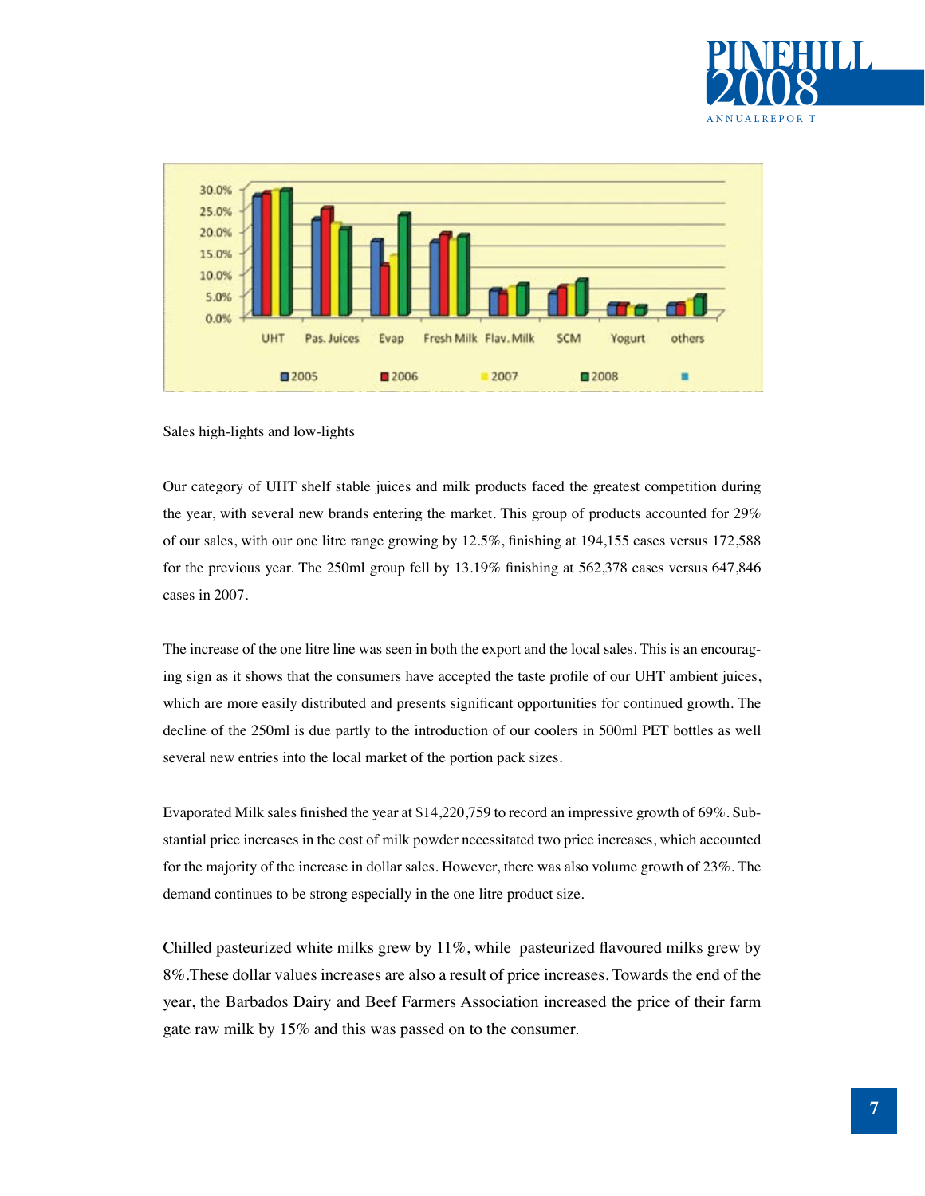Sales high-lights and low-lights

Our category of UHT shelf stable juices and milk products faced the greatest competition during the year, with several new brands entering the market. This group of products accounted for 29% of our sales, with our one litre range growing by 12.5%, finishing at 194,155 cases versus 172,588 for the previous year. The 250ml group fell by 13.19% finishing at 562,378 cases versus 647,846 cases in 2007.

The increase of the one litre line was seen in both the export and the local sales. This is an encouraging sign as it shows that the consumers have accepted the taste profile of our UHT ambient juices, which are more easily distributed and presents significant opportunities for continued growth. The decline of the 250ml is due partly to the introduction of our coolers in 500ml PET bottles as well several new entries into the local market of the portion pack sizes.

Evaporated Milk sales finished the year at $14,220,759 to record an impressive growth of 69%. Substantial price increases in the cost of milk powder necessitated two price increases, which accounted for the majority of the increase in dollar sales. However, there was also volume growth of 23%. The demand continues to be strong especially in the one litre product size.

Chilled pasteurized white milks grew by 11%, while pasteurized flavoured milks grew by 8%.These dollar values increases are also a result of price increases. Towards the end of the year, the Barbados Dairy and Beef Farmers Association increased the price of their farm gate raw milk by 15% and this was passed on to the consumer.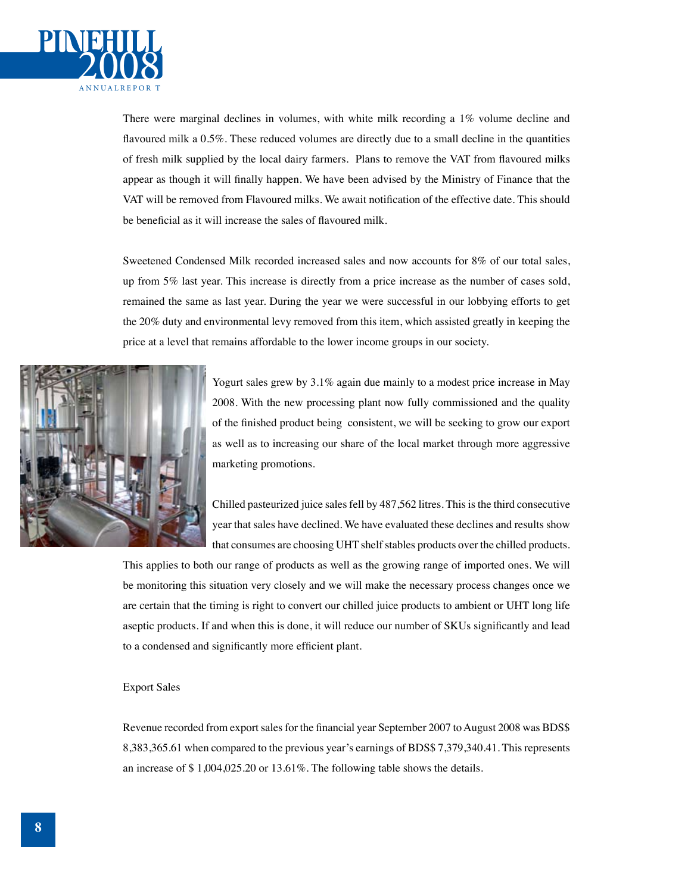There were marginal declines in volumes, with white milk recording a 1% volume decline and flavoured milk a 0.5%. These reduced volumes are directly due to a small decline in the quantities of fresh milk supplied by the local dairy farmers. Plans to remove the VAT from flavoured milks appear as though it will finally happen. We have been advised by the Ministry of Finance that the VAT will be removed from Flavoured milks. We await notification of the effective date. This should be beneficial as it will increase the sales of flavoured milk.

Sweetened Condensed Milk recorded increased sales and now accounts for 8% of our total sales, up from 5% last year. This increase is directly from a price increase as the number of cases sold, remained the same as last year. During the year we were successful in our lobbying efforts to get the 20% duty and environmental levy removed from this item, which assisted greatly in keeping the price at a level that remains affordable to the lower income groups in our society.

Yogurt sales grew by 3.1% again due mainly to a modest price increase in May 2008. With the new processing plant now fully commissioned and the quality of the finished product being consistent, we will be seeking to grow our export as well as to increasing our share of the local market through more aggressive marketing promotions.

Chilled pasteurized juice sales fell by 487,562 litres. This is the third consecutive year that sales have declined. We have evaluated these declines and results show that consumes are choosing UHT shelf stables products over the chilled products. This applies to both our range of products as well as the growing range of imported ones. We will be monitoring this situation very closely and we will make the necessary process changes once we are certain that the timing is right to convert our chilled juice products to ambient or UHT long life aseptic products. If and when this is done, it will reduce our number of SKUs significantly and lead to a condensed and significantly more efficient plant.

Export Sales

Revenue recorded from export sales for the financial year September 2007 to August 2008 was BDS$ 8,383,365.61 when compared to the previous year's earnings of BDS$ 7,379,340.41. This represents an increase of $ 1,004,025.20 or 13.61%. The following table shows the details.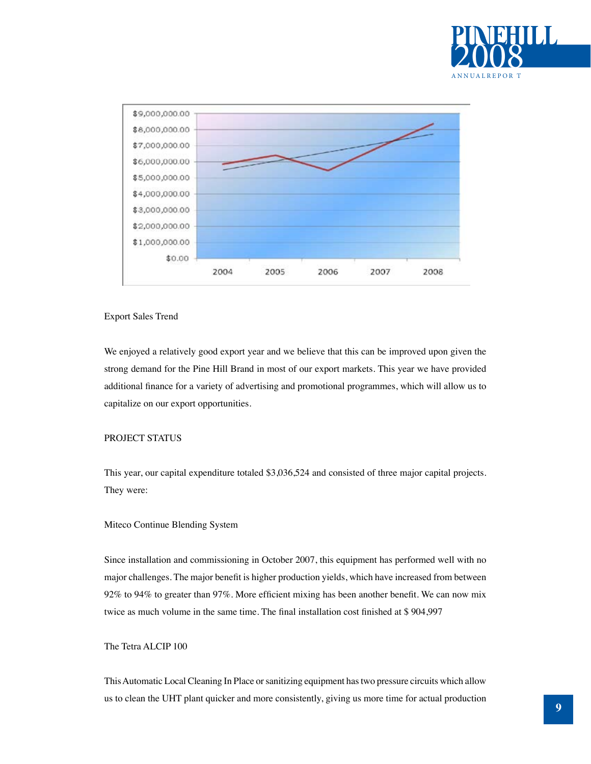Export Sales Trend

We enjoyed a relatively good export year and we believe that this can be improved upon given the strong demand for the Pine Hill Brand in most of our export markets. This year we have provided additional finance for a variety of advertising and promotional programmes, which will allow us to capitalize on our export opportunities.

## PROJECT STATUS

This year, our capital expenditure totaled $3,036,524 and consisted of three major capital projects. They were:

### Miteco Continue Blending System

Since installation and commissioning in October 2007, this equipment has performed well with no major challenges. The major benefit is higher production yields, which have increased from between 92% to 94% to greater than 97%. More efficient mixing has been another benefit. We can now mix twice as much volume in the same time. The final installation cost finished at $ 904,997

### The Tetra ALCIP 100

This Automatic Local Cleaning In Place or sanitizing equipment has two pressure circuits which allow us to clean the UHT plant quicker and more consistently, giving us more time for actual production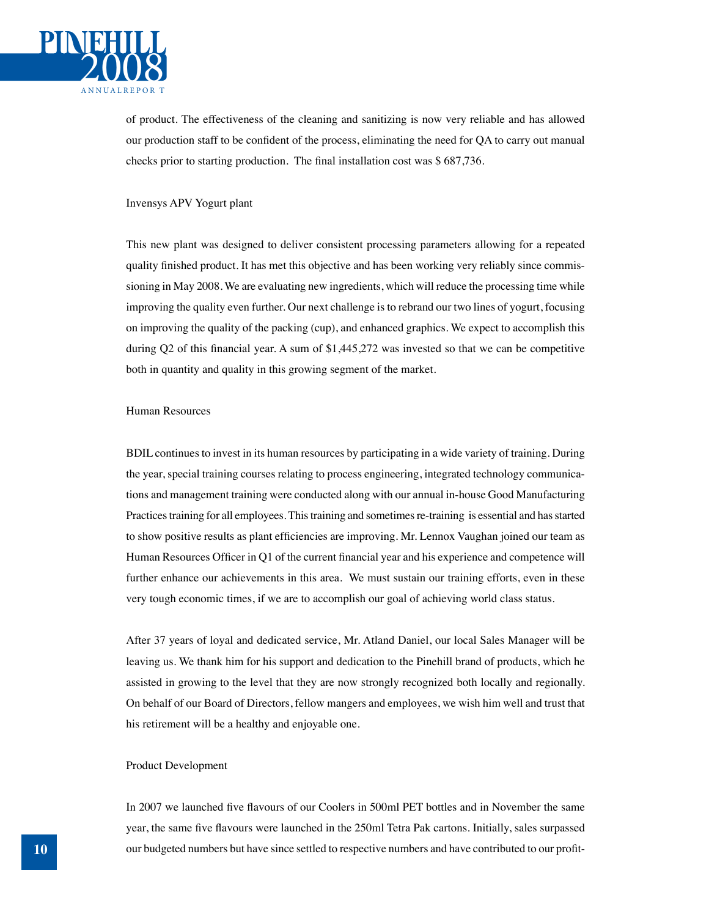of product. The effectiveness of the cleaning and sanitizing is now very reliable and has allowed our production staff to be confident of the process, eliminating the need for QA to carry out manual checks prior to starting production. The final installation cost was $ 687,736.

### Invensys APV Yogurt plant

This new plant was designed to deliver consistent processing parameters allowing for a repeated quality finished product. It has met this objective and has been working very reliably since commissioning in May 2008. We are evaluating new ingredients, which will reduce the processing time while improving the quality even further. Our next challenge is to rebrand our two lines of yogurt, focusing on improving the quality of the packing (cup), and enhanced graphics. We expect to accomplish this during Q2 of this financial year. A sum of $1,445,272 was invested so that we can be competitive both in quantity and quality in this growing segment of the market.

### Human Resources

BDIL continues to invest in its human resources by participating in a wide variety of training. During the year, special training courses relating to process engineering, integrated technology communications and management training were conducted along with our annual in-house Good Manufacturing Practices training for all employees. This training and sometimes re-training is essential and has started to show positive results as plant efficiencies are improving. Mr. Lennox Vaughan joined our team as Human Resources Officer in Q1 of the current financial year and his experience and competence will further enhance our achievements in this area. We must sustain our training efforts, even in these very tough economic times, if we are to accomplish our goal of achieving world class status.

After 37 years of loyal and dedicated service, Mr. Atland Daniel, our local Sales Manager will be leaving us. We thank him for his support and dedication to the Pinehill brand of products, which he assisted in growing to the level that they are now strongly recognized both locally and regionally. On behalf of our Board of Directors, fellow mangers and employees, we wish him well and trust that his retirement will be a healthy and enjoyable one.

### Product Development

In 2007 we launched five flavours of our Coolers in 500ml PET bottles and in November the same year, the same five flavours were launched in the 250ml Tetra Pak cartons. Initially, sales surpassed our budgeted numbers but have since settled to respective numbers and have contributed to our profit-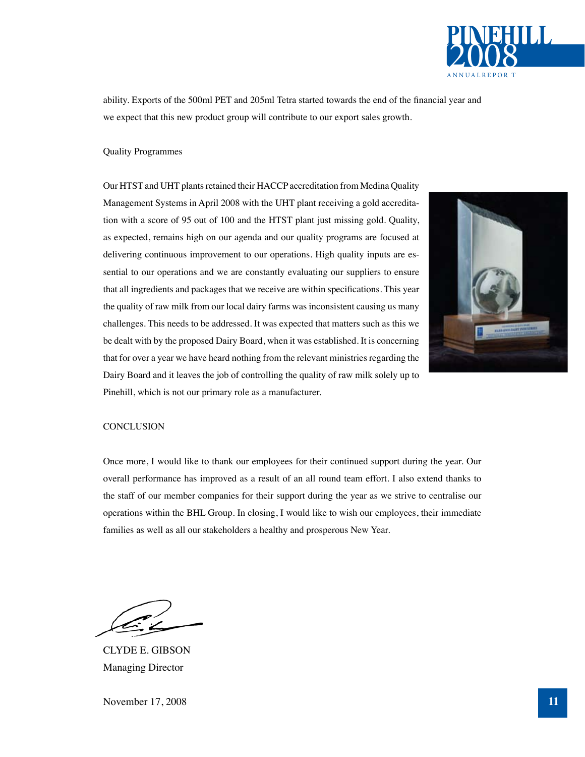ability. Exports of the 500ml PET and 205ml Tetra started towards the end of the financial year and we expect that this new product group will contribute to our export sales growth.

## Quality Programmes

Our HTST and UHT plants retained their HACCP accreditation from Medina Quality Management Systems in April 2008 with the UHT plant receiving a gold accreditation with a score of 95 out of 100 and the HTST plant just missing gold. Quality, as expected, remains high on our agenda and our quality programs are focused at delivering continuous improvement to our operations. High quality inputs are essential to our operations and we are constantly evaluating our suppliers to ensure that all ingredients and packages that we receive are within specifications. This year the quality of raw milk from our local dairy farms was inconsistent causing us many challenges. This needs to be addressed. It was expected that matters such as this we be dealt with by the proposed Dairy Board, when it was established. It is concerning that for over a year we have heard nothing from the relevant ministries regarding the Dairy Board and it leaves the job of controlling the quality of raw milk solely up to Pinehill, which is not our primary role as a manufacturer.

## CONCLUSION

Once more, I would like to thank our employees for their continued support during the year. Our overall performance has improved as a result of an all round team effort. I also extend thanks to the staff of our member companies for their support during the year as we strive to centralise our operations within the BHL Group. In closing, I would like to wish our employees, their immediate families as well as all our stakeholders a healthy and prosperous New Year.

CLYDE E. GIBSON
Managing Director

November 17, 2008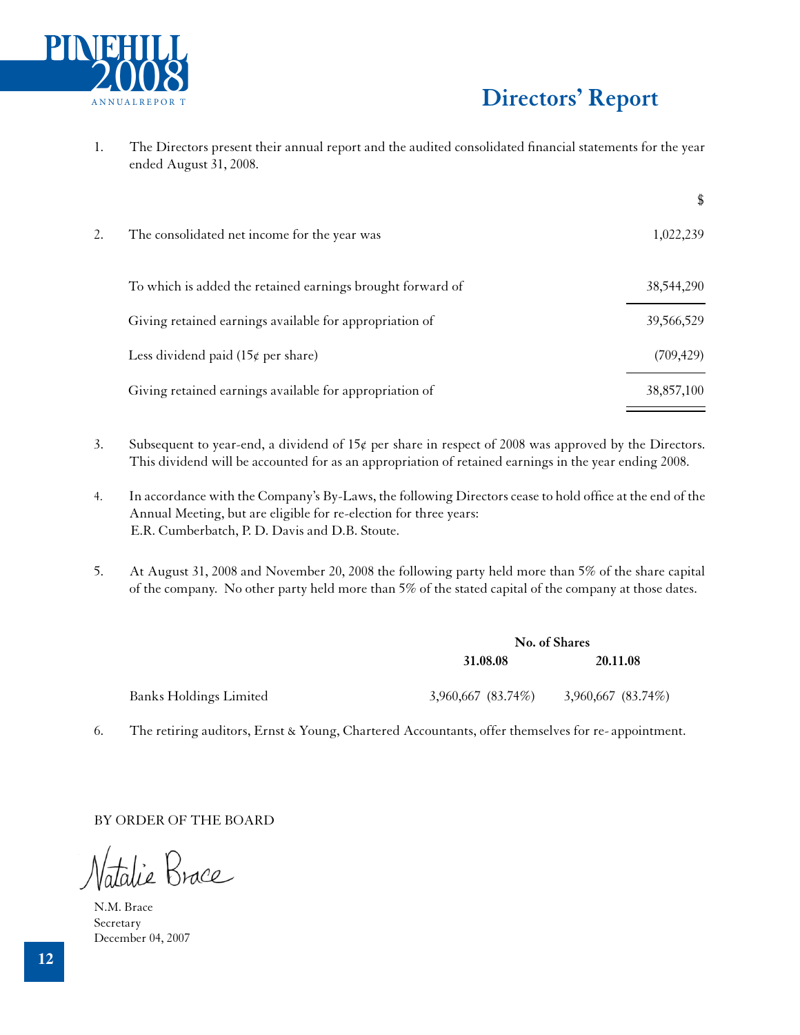# Directors' Report

1. The Directors present their annual report and the audited consolidated financial statements for the year ended August 31, 2008.

| | | $ |
|---|---|---|
| 2. | The consolidated net income for the year was | 1,022,239 |
| | To which is added the retained earnings brought forward of | 38,544,290 |
| | Giving retained earnings available for appropriation of | 39,566,529 |
| | Less dividend paid (15¢ per share) | (709,429) |
| | Giving retained earnings available for appropriation of | 38,857,100 |

3. Subsequent to year-end, a dividend of 15¢ per share in respect of 2008 was approved by the Directors. This dividend will be accounted for as an appropriation of retained earnings in the year ending 2008.

4. In accordance with the Company's By-Laws, the following Directors cease to hold office at the end of the Annual Meeting, but are eligible for re-election for three years: E.R. Cumberbatch, P. D. Davis and D.B. Stoute.

5. At August 31, 2008 and November 20, 2008 the following party held more than 5% of the share capital of the company. No other party held more than 5% of the stated capital of the company at those dates.

| | **No. of Shares** | |
|---|---|---|
| | **31.08.08** | **20.11.08** |
| Banks Holdings Limited | 3,960,667 (83.74%) | 3,960,667 (83.74%) |

6. The retiring auditors, Ernst & Young, Chartered Accountants, offer themselves for re- appointment.

BY ORDER OF THE BOARD

Natalie Brace

N.M. Brace
Secretary
December 04, 2007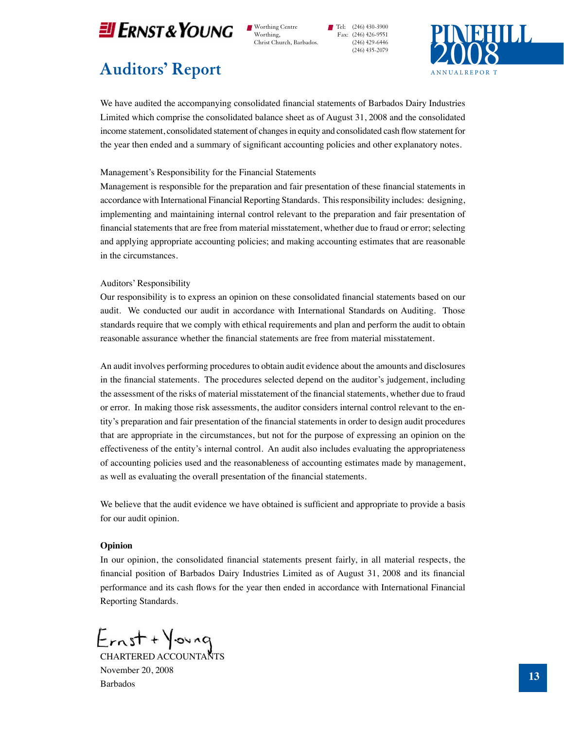# Auditors' Report

We have audited the accompanying consolidated financial statements of Barbados Dairy Industries Limited which comprise the consolidated balance sheet as of August 31, 2008 and the consolidated income statement, consolidated statement of changes in equity and consolidated cash flow statement for the year then ended and a summary of significant accounting policies and other explanatory notes.

Management's Responsibility for the Financial Statements

Management is responsible for the preparation and fair presentation of these financial statements in accordance with International Financial Reporting Standards. This responsibility includes: designing, implementing and maintaining internal control relevant to the preparation and fair presentation of financial statements that are free from material misstatement, whether due to fraud or error; selecting and applying appropriate accounting policies; and making accounting estimates that are reasonable in the circumstances.

Auditors' Responsibility

Our responsibility is to express an opinion on these consolidated financial statements based on our audit. We conducted our audit in accordance with International Standards on Auditing. Those standards require that we comply with ethical requirements and plan and perform the audit to obtain reasonable assurance whether the financial statements are free from material misstatement.

An audit involves performing procedures to obtain audit evidence about the amounts and disclosures in the financial statements. The procedures selected depend on the auditor's judgement, including the assessment of the risks of material misstatement of the financial statements, whether due to fraud or error. In making those risk assessments, the auditor considers internal control relevant to the entity's preparation and fair presentation of the financial statements in order to design audit procedures that are appropriate in the circumstances, but not for the purpose of expressing an opinion on the effectiveness of the entity's internal control. An audit also includes evaluating the appropriateness of accounting policies used and the reasonableness of accounting estimates made by management, as well as evaluating the overall presentation of the financial statements.

We believe that the audit evidence we have obtained is sufficient and appropriate to provide a basis for our audit opinion.

**Opinion**

In our opinion, the consolidated financial statements present fairly, in all material respects, the financial position of Barbados Dairy Industries Limited as of August 31, 2008 and its financial performance and its cash flows for the year then ended in accordance with International Financial Reporting Standards.

Ernst + Young

CHARTERED ACCOUNTANTS

November 20, 2008

Barbados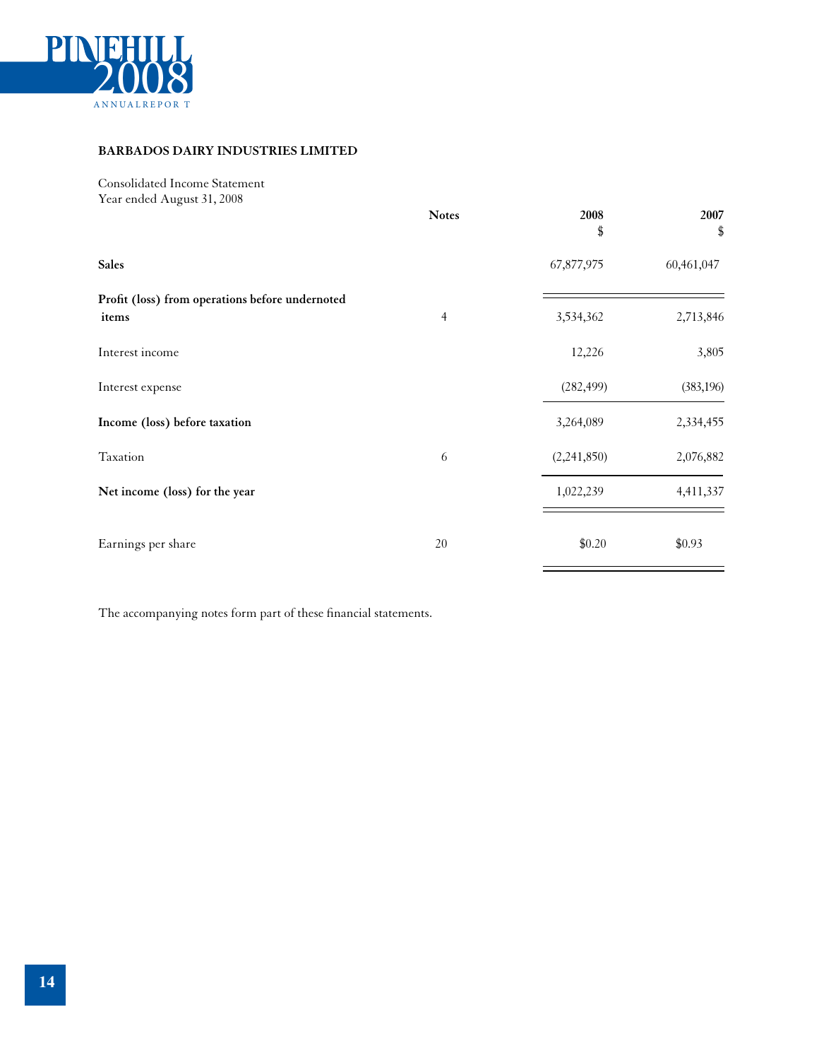**BARBADOS DAIRY INDUSTRIES LIMITED**

Consolidated Income Statement
Year ended August 31, 2008

| | Notes | 2008<br>$ | 2007<br>$ |
|---|---|---|---|
| **Sales** | | 67,877,975 | 60,461,047 |
| **Profit (loss) from operations before undernoted items** | 4 | 3,534,362 | 2,713,846 |
| Interest income | | 12,226 | 3,805 |
| Interest expense | | (282,499) | (383,196) |
| **Income (loss) before taxation** | | 3,264,089 | 2,334,455 |
| Taxation | 6 | (2,241,850) | 2,076,882 |
| **Net income (loss) for the year** | | 1,022,239 | 4,411,337 |
| Earnings per share | 20 | $0.20 | $0.93 |

The accompanying notes form part of these financial statements.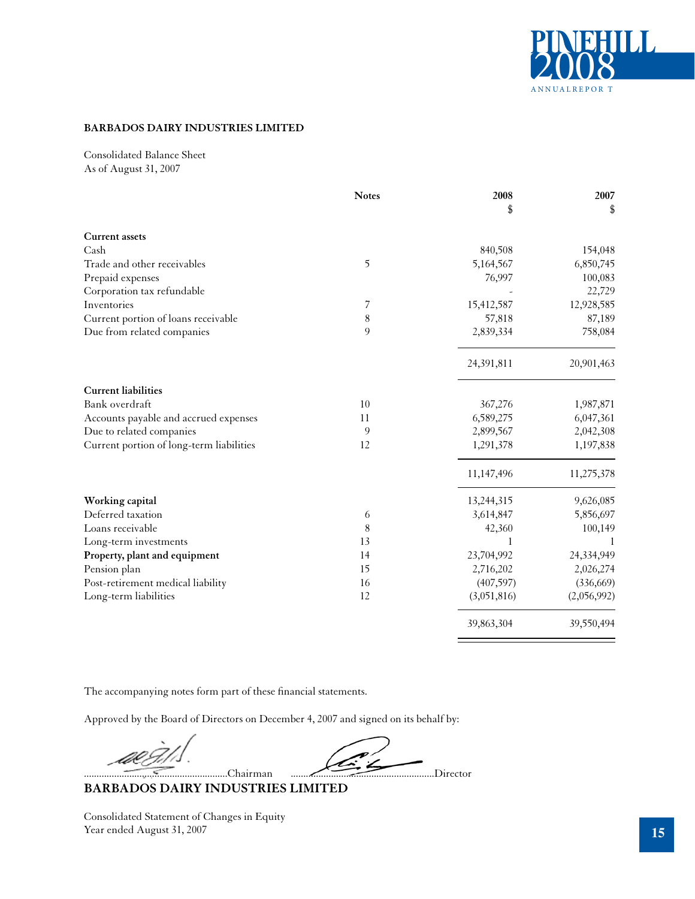**BARBADOS DAIRY INDUSTRIES LIMITED**

Consolidated Balance Sheet
As of August 31, 2007

| | Notes | 2008 $ | 2007 $ |
|---|---|---|---|
| **Current assets** | | | |
| Cash | | 840,508 | 154,048 |
| Trade and other receivables | 5 | 5,164,567 | 6,850,745 |
| Prepaid expenses | | 76,997 | 100,083 |
| Corporation tax refundable | | - | 22,729 |
| Inventories | 7 | 15,412,587 | 12,928,585 |
| Current portion of loans receivable | 8 | 57,818 | 87,189 |
| Due from related companies | 9 | 2,839,334 | 758,084 |
| | | 24,391,811 | 20,901,463 |
| **Current liabilities** | | | |
| Bank overdraft | 10 | 367,276 | 1,987,871 |
| Accounts payable and accrued expenses | 11 | 6,589,275 | 6,047,361 |
| Due to related companies | 9 | 2,899,567 | 2,042,308 |
| Current portion of long-term liabilities | 12 | 1,291,378 | 1,197,838 |
| | | 11,147,496 | 11,275,378 |
| **Working capital** | | 13,244,315 | 9,626,085 |
| Deferred taxation | 6 | 3,614,847 | 5,856,697 |
| Loans receivable | 8 | 42,360 | 100,149 |
| Long-term investments | 13 | 1 | 1 |
| **Property, plant and equipment** | 14 | 23,704,992 | 24,334,949 |
| Pension plan | 15 | 2,716,202 | 2,026,274 |
| Post-retirement medical liability | 16 | (407,597) | (336,669) |
| Long-term liabilities | 12 | (3,051,816) | (2,056,992) |
| | | 39,863,304 | 39,550,494 |

The accompanying notes form part of these financial statements.

Approved by the Board of Directors on December 4, 2007 and signed on its behalf by:

.......................................................Chairman .......................................................Director

**BARBADOS DAIRY INDUSTRIES LIMITED**

Consolidated Statement of Changes in Equity
Year ended August 31, 2007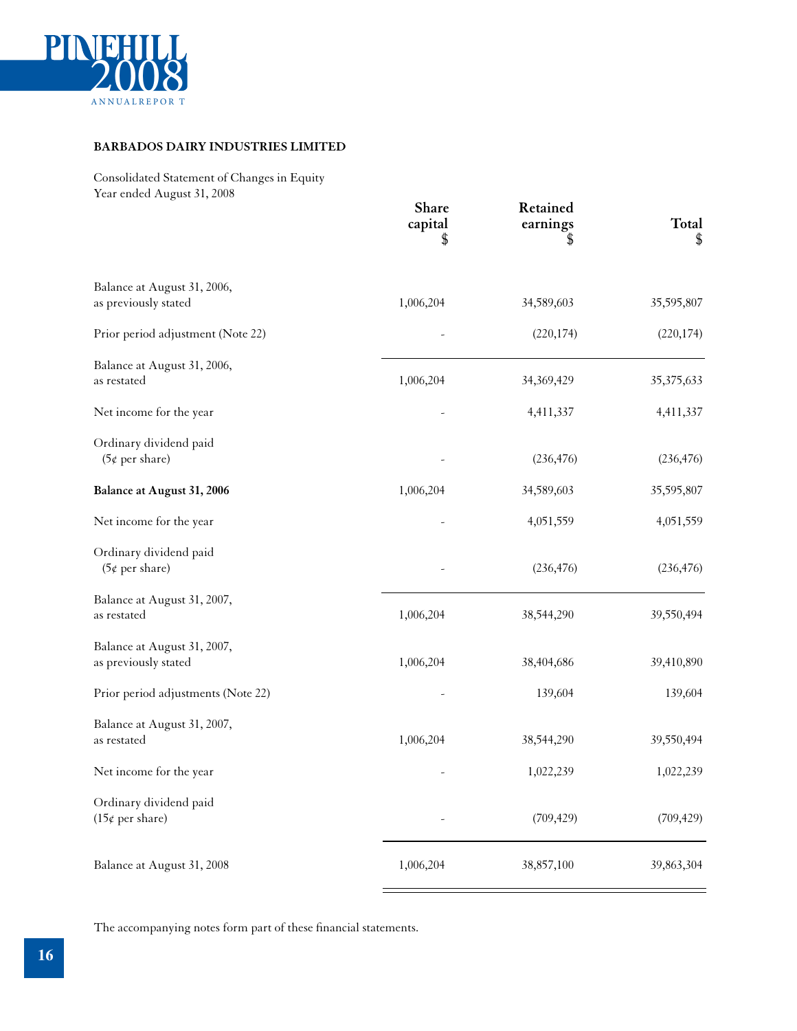**BARBADOS DAIRY INDUSTRIES LIMITED**

Consolidated Statement of Changes in Equity
Year ended August 31, 2008

| | Share capital $ | Retained earnings $ | Total $ |
|---|---|---|---|
| Balance at August 31, 2006, as previously stated | 1,006,204 | 34,589,603 | 35,595,807 |
| Prior period adjustment (Note 22) | - | (220,174) | (220,174) |
| Balance at August 31, 2006, as restated | 1,006,204 | 34,369,429 | 35,375,633 |
| Net income for the year | - | 4,411,337 | 4,411,337 |
| Ordinary dividend paid (5¢ per share) | - | (236,476) | (236,476) |
| **Balance at August 31, 2006** | 1,006,204 | 34,589,603 | 35,595,807 |
| Net income for the year | - | 4,051,559 | 4,051,559 |
| Ordinary dividend paid (5¢ per share) | - | (236,476) | (236,476) |
| Balance at August 31, 2007, as restated | 1,006,204 | 38,544,290 | 39,550,494 |
| Balance at August 31, 2007, as previously stated | 1,006,204 | 38,404,686 | 39,410,890 |
| Prior period adjustments (Note 22) | - | 139,604 | 139,604 |
| Balance at August 31, 2007, as restated | 1,006,204 | 38,544,290 | 39,550,494 |
| Net income for the year | - | 1,022,239 | 1,022,239 |
| Ordinary dividend paid (15¢ per share) | - | (709,429) | (709,429) |
| Balance at August 31, 2008 | 1,006,204 | 38,857,100 | 39,863,304 |

The accompanying notes form part of these financial statements.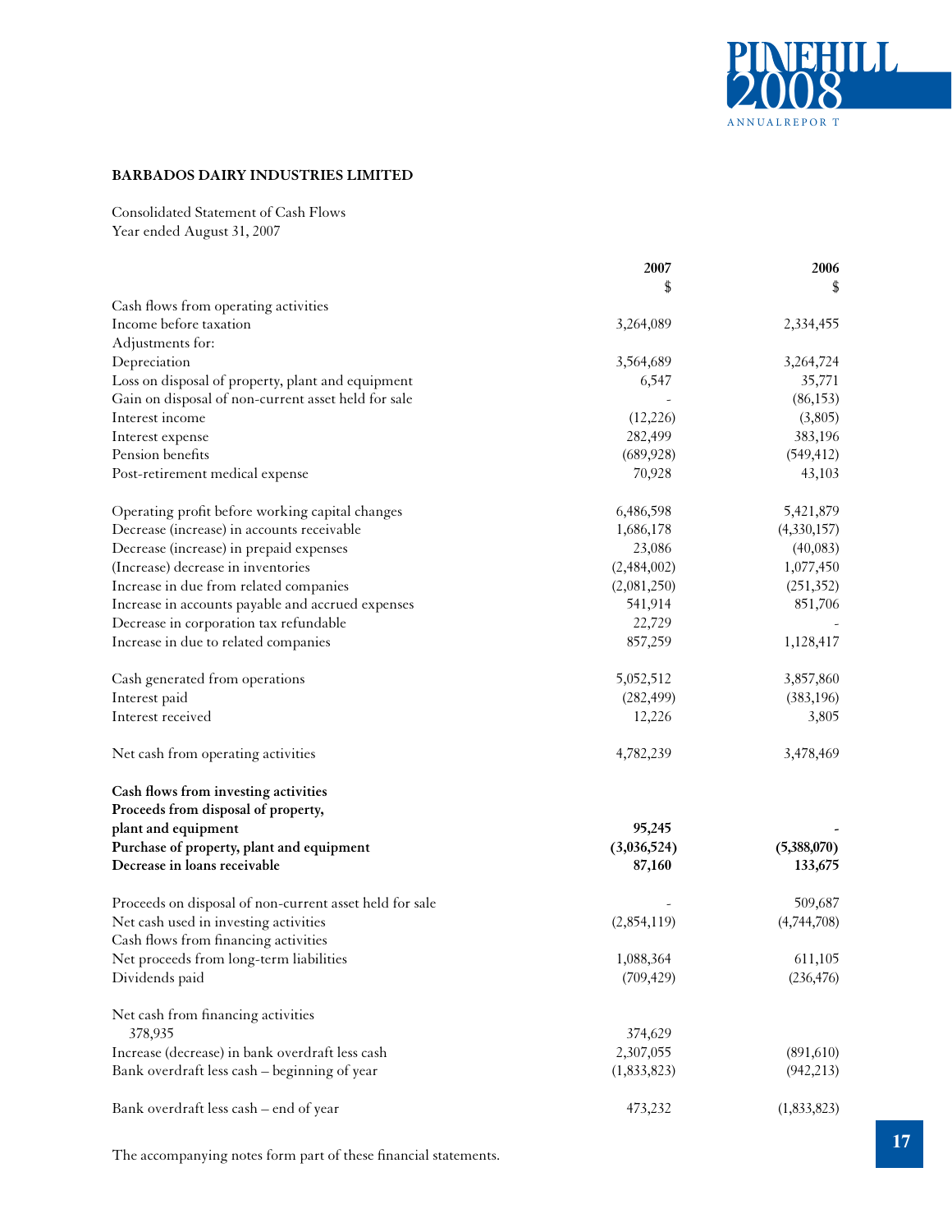**BARBADOS DAIRY INDUSTRIES LIMITED**

Consolidated Statement of Cash Flows
Year ended August 31, 2007

| | 2007 $ | 2006 $ |
|---|---|---|
| Cash flows from operating activities | | |
| Income before taxation | 3,264,089 | 2,334,455 |
| Adjustments for: | | |
| Depreciation | 3,564,689 | 3,264,724 |
| Loss on disposal of property, plant and equipment | 6,547 | 35,771 |
| Gain on disposal of non-current asset held for sale | - | (86,153) |
| Interest income | (12,226) | (3,805) |
| Interest expense | 282,499 | 383,196 |
| Pension benefits | (689,928) | (549,412) |
| Post-retirement medical expense | 70,928 | 43,103 |
| Operating profit before working capital changes | 6,486,598 | 5,421,879 |
| Decrease (increase) in accounts receivable | 1,686,178 | (4,330,157) |
| Decrease (increase) in prepaid expenses | 23,086 | (40,083) |
| (Increase) decrease in inventories | (2,484,002) | 1,077,450 |
| Increase in due from related companies | (2,081,250) | (251,352) |
| Increase in accounts payable and accrued expenses | 541,914 | 851,706 |
| Decrease in corporation tax refundable | 22,729 | - |
| Increase in due to related companies | 857,259 | 1,128,417 |
| Cash generated from operations | 5,052,512 | 3,857,860 |
| Interest paid | (282,499) | (383,196) |
| Interest received | 12,226 | 3,805 |
| Net cash from operating activities | 4,782,239 | 3,478,469 |
| **Cash flows from investing activities** | | |
| **Proceeds from disposal of property, plant and equipment** | **95,245** | **-** |
| **Purchase of property, plant and equipment** | **(3,036,524)** | **(5,388,070)** |
| **Decrease in loans receivable** | **87,160** | **133,675** |
| Proceeds on disposal of non-current asset held for sale | - | 509,687 |
| Net cash used in investing activities | (2,854,119) | (4,744,708) |
| Cash flows from financing activities | | |
| Net proceeds from long-term liabilities | 1,088,364 | 611,105 |
| Dividends paid | (709,429) | (236,476) |
| Net cash from financing activities 378,935 | 374,629 | |
| Increase (decrease) in bank overdraft less cash | 2,307,055 | (891,610) |
| Bank overdraft less cash – beginning of year | (1,833,823) | (942,213) |
| Bank overdraft less cash – end of year | 473,232 | (1,833,823) |

The accompanying notes form part of these financial statements.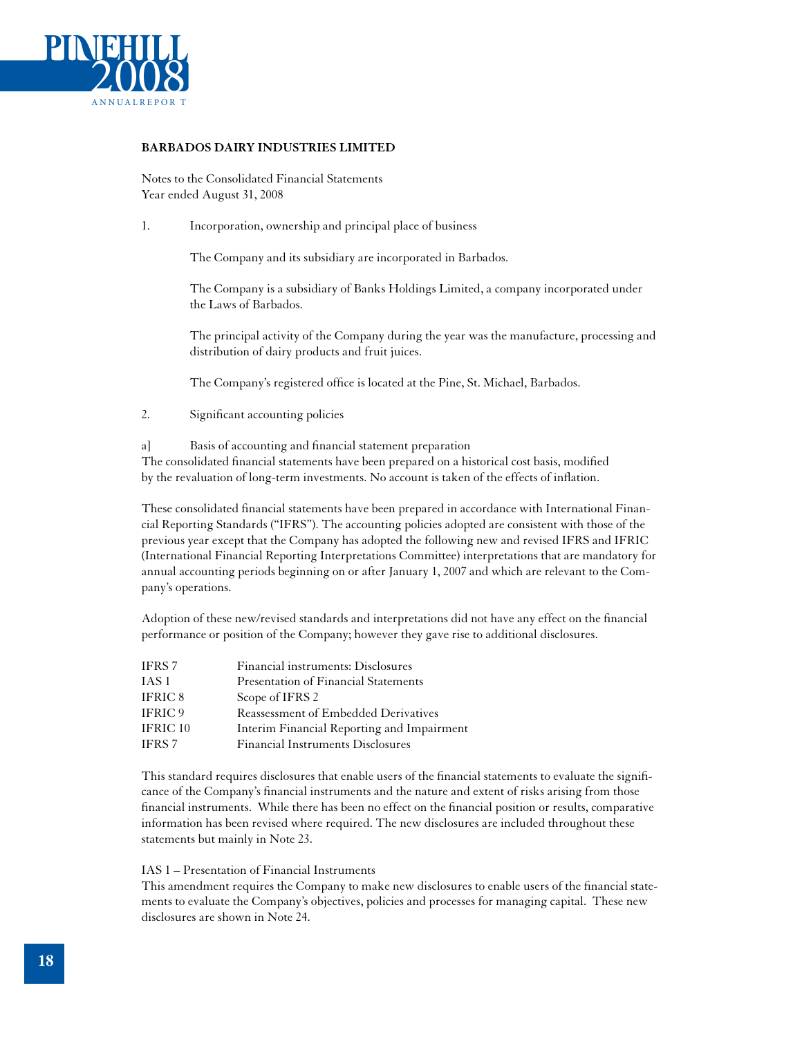## BARBADOS DAIRY INDUSTRIES LIMITED

Notes to the Consolidated Financial Statements
Year ended August 31, 2008

1. Incorporation, ownership and principal place of business

The Company and its subsidiary are incorporated in Barbados.

The Company is a subsidiary of Banks Holdings Limited, a company incorporated under the Laws of Barbados.

The principal activity of the Company during the year was the manufacture, processing and distribution of dairy products and fruit juices.

The Company's registered office is located at the Pine, St. Michael, Barbados.

2. Significant accounting policies

a] Basis of accounting and financial statement preparation
The consolidated financial statements have been prepared on a historical cost basis, modified by the revaluation of long-term investments. No account is taken of the effects of inflation.

These consolidated financial statements have been prepared in accordance with International Financial Reporting Standards ("IFRS"). The accounting policies adopted are consistent with those of the previous year except that the Company has adopted the following new and revised IFRS and IFRIC (International Financial Reporting Interpretations Committee) interpretations that are mandatory for annual accounting periods beginning on or after January 1, 2007 and which are relevant to the Company's operations.

Adoption of these new/revised standards and interpretations did not have any effect on the financial performance or position of the Company; however they gave rise to additional disclosures.

| | |
|---|---|
| IFRS 7 | Financial instruments: Disclosures |
| IAS 1 | Presentation of Financial Statements |
| IFRIC 8 | Scope of IFRS 2 |
| IFRIC 9 | Reassessment of Embedded Derivatives |
| IFRIC 10 | Interim Financial Reporting and Impairment |
| IFRS 7 | Financial Instruments Disclosures |

This standard requires disclosures that enable users of the financial statements to evaluate the significance of the Company's financial instruments and the nature and extent of risks arising from those financial instruments. While there has been no effect on the financial position or results, comparative information has been revised where required. The new disclosures are included throughout these statements but mainly in Note 23.

IAS 1 – Presentation of Financial Instruments
This amendment requires the Company to make new disclosures to enable users of the financial statements to evaluate the Company's objectives, policies and processes for managing capital. These new disclosures are shown in Note 24.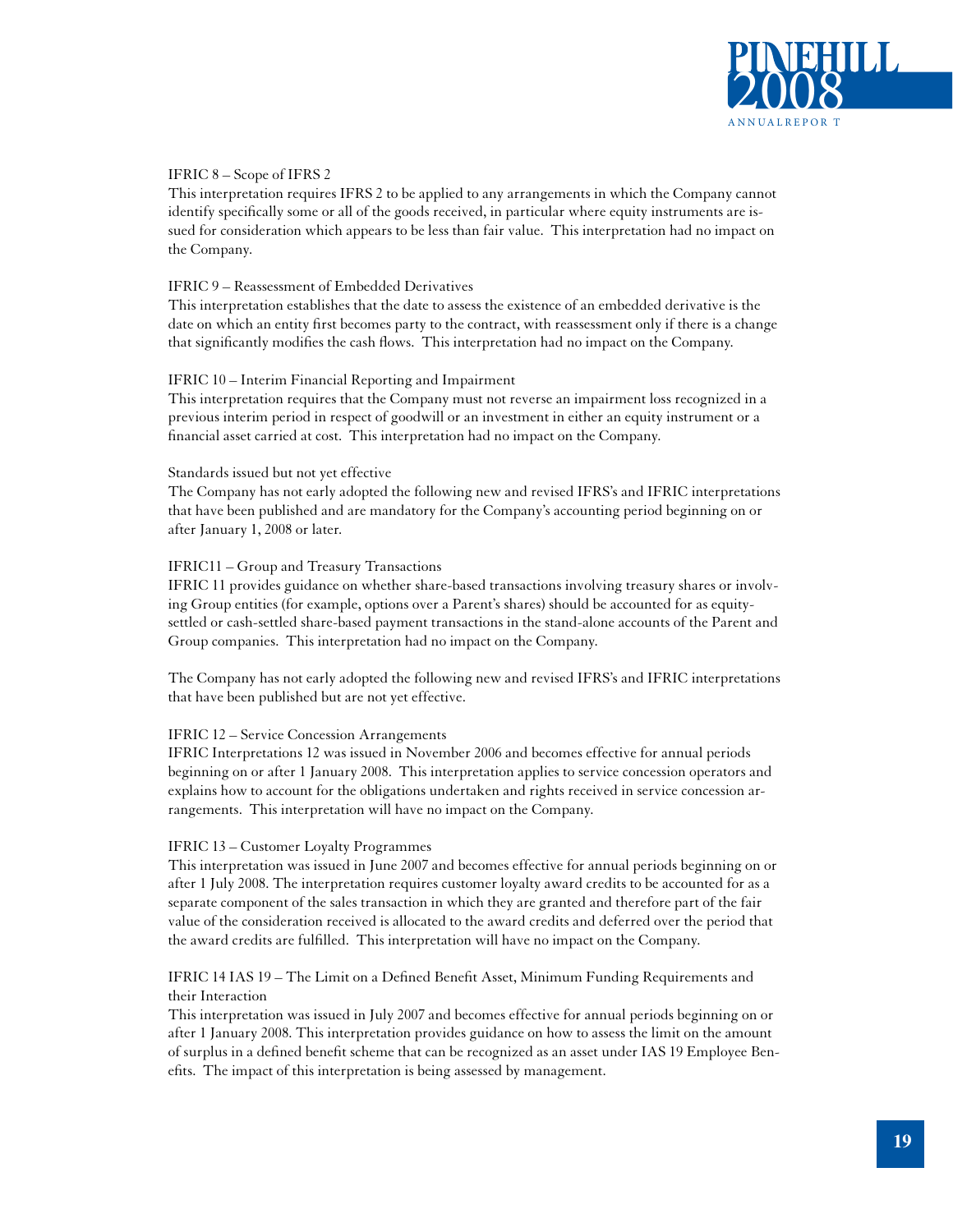IFRIC 8 – Scope of IFRS 2

This interpretation requires IFRS 2 to be applied to any arrangements in which the Company cannot identify specifically some or all of the goods received, in particular where equity instruments are issued for consideration which appears to be less than fair value. This interpretation had no impact on the Company.

IFRIC 9 – Reassessment of Embedded Derivatives

This interpretation establishes that the date to assess the existence of an embedded derivative is the date on which an entity first becomes party to the contract, with reassessment only if there is a change that significantly modifies the cash flows. This interpretation had no impact on the Company.

IFRIC 10 – Interim Financial Reporting and Impairment

This interpretation requires that the Company must not reverse an impairment loss recognized in a previous interim period in respect of goodwill or an investment in either an equity instrument or a financial asset carried at cost. This interpretation had no impact on the Company.

Standards issued but not yet effective

The Company has not early adopted the following new and revised IFRS's and IFRIC interpretations that have been published and are mandatory for the Company's accounting period beginning on or after January 1, 2008 or later.

IFRIC11 – Group and Treasury Transactions

IFRIC 11 provides guidance on whether share-based transactions involving treasury shares or involving Group entities (for example, options over a Parent's shares) should be accounted for as equity-settled or cash-settled share-based payment transactions in the stand-alone accounts of the Parent and Group companies. This interpretation had no impact on the Company.

The Company has not early adopted the following new and revised IFRS's and IFRIC interpretations that have been published but are not yet effective.

IFRIC 12 – Service Concession Arrangements

IFRIC Interpretations 12 was issued in November 2006 and becomes effective for annual periods beginning on or after 1 January 2008. This interpretation applies to service concession operators and explains how to account for the obligations undertaken and rights received in service concession arrangements. This interpretation will have no impact on the Company.

IFRIC 13 – Customer Loyalty Programmes

This interpretation was issued in June 2007 and becomes effective for annual periods beginning on or after 1 July 2008. The interpretation requires customer loyalty award credits to be accounted for as a separate component of the sales transaction in which they are granted and therefore part of the fair value of the consideration received is allocated to the award credits and deferred over the period that the award credits are fulfilled. This interpretation will have no impact on the Company.

IFRIC 14 IAS 19 – The Limit on a Defined Benefit Asset, Minimum Funding Requirements and their Interaction

This interpretation was issued in July 2007 and becomes effective for annual periods beginning on or after 1 January 2008. This interpretation provides guidance on how to assess the limit on the amount of surplus in a defined benefit scheme that can be recognized as an asset under IAS 19 Employee Benefits. The impact of this interpretation is being assessed by management.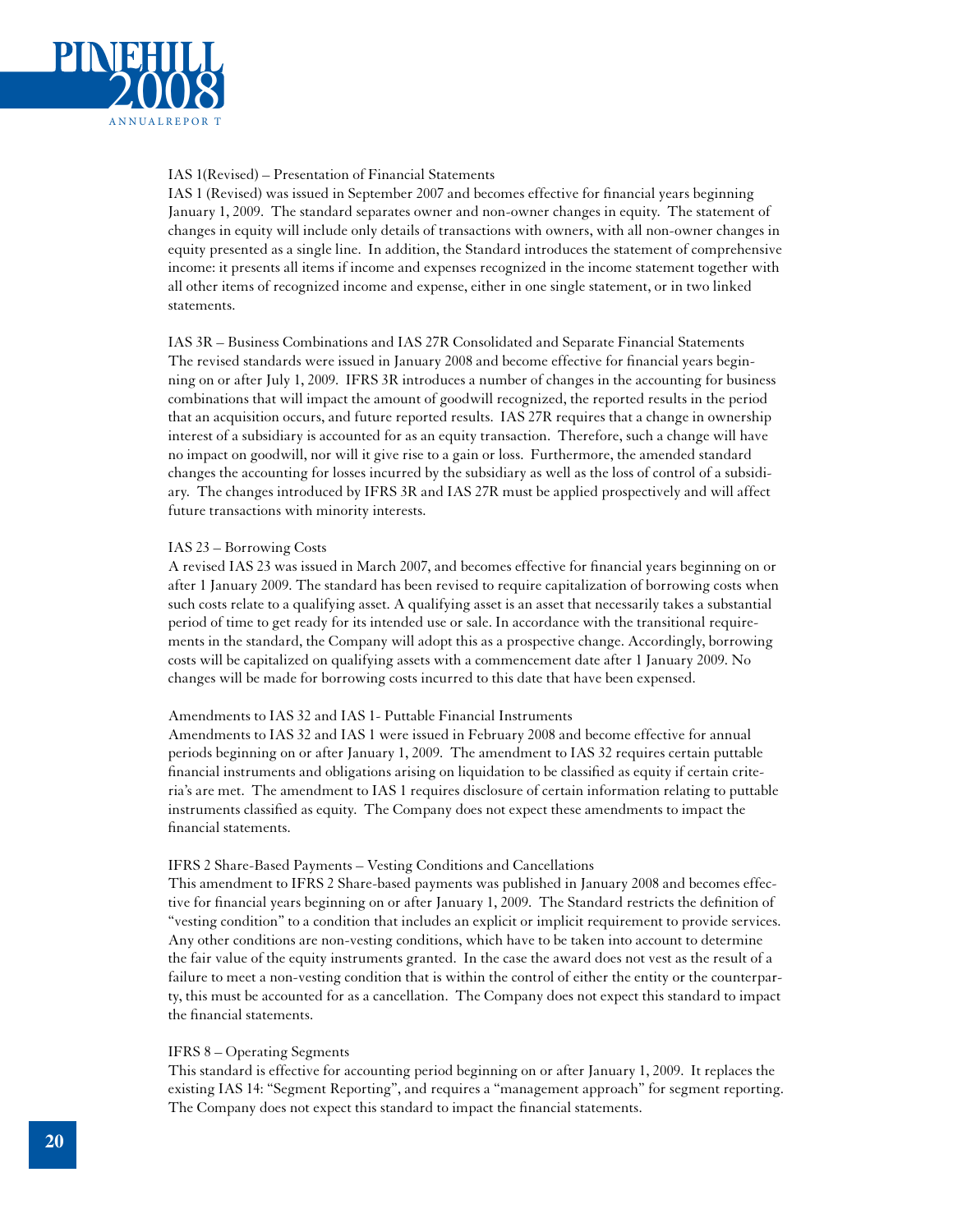### IAS 1(Revised) – Presentation of Financial Statements

IAS 1 (Revised) was issued in September 2007 and becomes effective for financial years beginning January 1, 2009. The standard separates owner and non-owner changes in equity. The statement of changes in equity will include only details of transactions with owners, with all non-owner changes in equity presented as a single line. In addition, the Standard introduces the statement of comprehensive income: it presents all items if income and expenses recognized in the income statement together with all other items of recognized income and expense, either in one single statement, or in two linked statements.

### IAS 3R – Business Combinations and IAS 27R Consolidated and Separate Financial Statements

The revised standards were issued in January 2008 and become effective for financial years beginning on or after July 1, 2009. IFRS 3R introduces a number of changes in the accounting for business combinations that will impact the amount of goodwill recognized, the reported results in the period that an acquisition occurs, and future reported results. IAS 27R requires that a change in ownership interest of a subsidiary is accounted for as an equity transaction. Therefore, such a change will have no impact on goodwill, nor will it give rise to a gain or loss. Furthermore, the amended standard changes the accounting for losses incurred by the subsidiary as well as the loss of control of a subsidiary. The changes introduced by IFRS 3R and IAS 27R must be applied prospectively and will affect future transactions with minority interests.

### IAS 23 – Borrowing Costs

A revised IAS 23 was issued in March 2007, and becomes effective for financial years beginning on or after 1 January 2009. The standard has been revised to require capitalization of borrowing costs when such costs relate to a qualifying asset. A qualifying asset is an asset that necessarily takes a substantial period of time to get ready for its intended use or sale. In accordance with the transitional requirements in the standard, the Company will adopt this as a prospective change. Accordingly, borrowing costs will be capitalized on qualifying assets with a commencement date after 1 January 2009. No changes will be made for borrowing costs incurred to this date that have been expensed.

### Amendments to IAS 32 and IAS 1- Puttable Financial Instruments

Amendments to IAS 32 and IAS 1 were issued in February 2008 and become effective for annual periods beginning on or after January 1, 2009. The amendment to IAS 32 requires certain puttable financial instruments and obligations arising on liquidation to be classified as equity if certain criteria's are met. The amendment to IAS 1 requires disclosure of certain information relating to puttable instruments classified as equity. The Company does not expect these amendments to impact the financial statements.

### IFRS 2 Share-Based Payments – Vesting Conditions and Cancellations

This amendment to IFRS 2 Share-based payments was published in January 2008 and becomes effective for financial years beginning on or after January 1, 2009. The Standard restricts the definition of "vesting condition" to a condition that includes an explicit or implicit requirement to provide services. Any other conditions are non-vesting conditions, which have to be taken into account to determine the fair value of the equity instruments granted. In the case the award does not vest as the result of a failure to meet a non-vesting condition that is within the control of either the entity or the counterparty, this must be accounted for as a cancellation. The Company does not expect this standard to impact the financial statements.

### IFRS 8 – Operating Segments

This standard is effective for accounting period beginning on or after January 1, 2009. It replaces the existing IAS 14: "Segment Reporting", and requires a "management approach" for segment reporting. The Company does not expect this standard to impact the financial statements.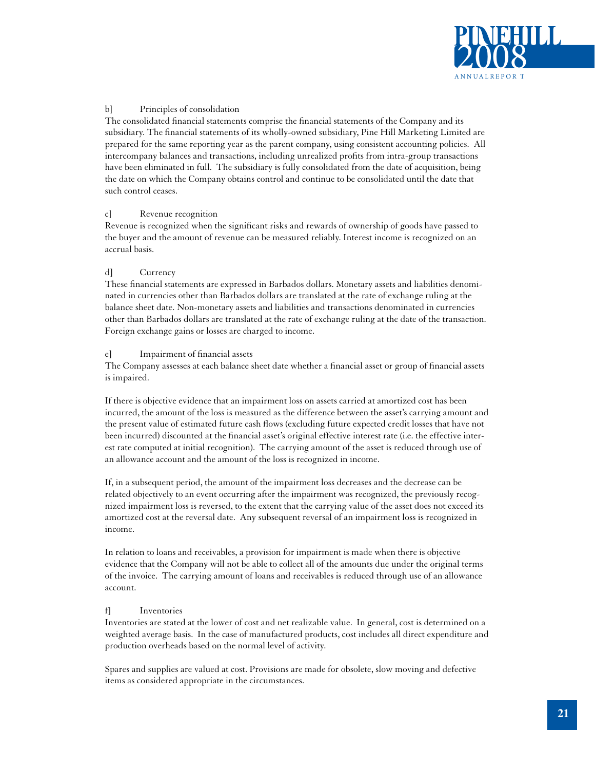b] Principles of consolidation

The consolidated financial statements comprise the financial statements of the Company and its subsidiary. The financial statements of its wholly-owned subsidiary, Pine Hill Marketing Limited are prepared for the same reporting year as the parent company, using consistent accounting policies. All intercompany balances and transactions, including unrealized profits from intra-group transactions have been eliminated in full. The subsidiary is fully consolidated from the date of acquisition, being the date on which the Company obtains control and continue to be consolidated until the date that such control ceases.

c] Revenue recognition

Revenue is recognized when the significant risks and rewards of ownership of goods have passed to the buyer and the amount of revenue can be measured reliably. Interest income is recognized on an accrual basis.

d] Currency

These financial statements are expressed in Barbados dollars. Monetary assets and liabilities denominated in currencies other than Barbados dollars are translated at the rate of exchange ruling at the balance sheet date. Non-monetary assets and liabilities and transactions denominated in currencies other than Barbados dollars are translated at the rate of exchange ruling at the date of the transaction. Foreign exchange gains or losses are charged to income.

e] Impairment of financial assets

The Company assesses at each balance sheet date whether a financial asset or group of financial assets is impaired.

If there is objective evidence that an impairment loss on assets carried at amortized cost has been incurred, the amount of the loss is measured as the difference between the asset's carrying amount and the present value of estimated future cash flows (excluding future expected credit losses that have not been incurred) discounted at the financial asset's original effective interest rate (i.e. the effective interest rate computed at initial recognition). The carrying amount of the asset is reduced through use of an allowance account and the amount of the loss is recognized in income.

If, in a subsequent period, the amount of the impairment loss decreases and the decrease can be related objectively to an event occurring after the impairment was recognized, the previously recognized impairment loss is reversed, to the extent that the carrying value of the asset does not exceed its amortized cost at the reversal date. Any subsequent reversal of an impairment loss is recognized in income.

In relation to loans and receivables, a provision for impairment is made when there is objective evidence that the Company will not be able to collect all of the amounts due under the original terms of the invoice. The carrying amount of loans and receivables is reduced through use of an allowance account.

f] Inventories

Inventories are stated at the lower of cost and net realizable value. In general, cost is determined on a weighted average basis. In the case of manufactured products, cost includes all direct expenditure and production overheads based on the normal level of activity.

Spares and supplies are valued at cost. Provisions are made for obsolete, slow moving and defective items as considered appropriate in the circumstances.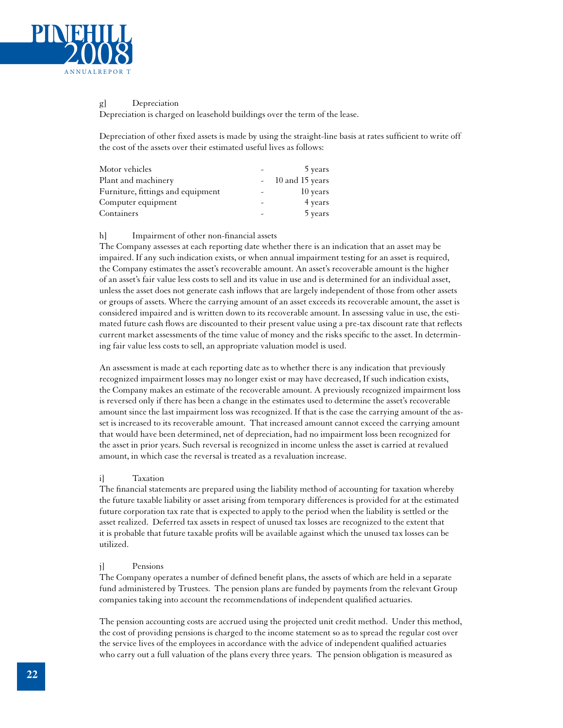g] Depreciation

Depreciation is charged on leasehold buildings over the term of the lease.

Depreciation of other fixed assets is made by using the straight-line basis at rates sufficient to write off the cost of the assets over their estimated useful lives as follows:

| | | |
|---|---|---|
| Motor vehicles | - | 5 years |
| Plant and machinery | - | 10 and 15 years |
| Furniture, fittings and equipment | - | 10 years |
| Computer equipment | - | 4 years |
| Containers | - | 5 years |

h] Impairment of other non-financial assets

The Company assesses at each reporting date whether there is an indication that an asset may be impaired. If any such indication exists, or when annual impairment testing for an asset is required, the Company estimates the asset's recoverable amount. An asset's recoverable amount is the higher of an asset's fair value less costs to sell and its value in use and is determined for an individual asset, unless the asset does not generate cash inflows that are largely independent of those from other assets or groups of assets. Where the carrying amount of an asset exceeds its recoverable amount, the asset is considered impaired and is written down to its recoverable amount. In assessing value in use, the estimated future cash flows are discounted to their present value using a pre-tax discount rate that reflects current market assessments of the time value of money and the risks specific to the asset. In determining fair value less costs to sell, an appropriate valuation model is used.

An assessment is made at each reporting date as to whether there is any indication that previously recognized impairment losses may no longer exist or may have decreased, If such indication exists, the Company makes an estimate of the recoverable amount. A previously recognized impairment loss is reversed only if there has been a change in the estimates used to determine the asset's recoverable amount since the last impairment loss was recognized. If that is the case the carrying amount of the asset is increased to its recoverable amount. That increased amount cannot exceed the carrying amount that would have been determined, net of depreciation, had no impairment loss been recognized for the asset in prior years. Such reversal is recognized in income unless the asset is carried at revalued amount, in which case the reversal is treated as a revaluation increase.

i] Taxation

The financial statements are prepared using the liability method of accounting for taxation whereby the future taxable liability or asset arising from temporary differences is provided for at the estimated future corporation tax rate that is expected to apply to the period when the liability is settled or the asset realized. Deferred tax assets in respect of unused tax losses are recognized to the extent that it is probable that future taxable profits will be available against which the unused tax losses can be utilized.

j] Pensions

The Company operates a number of defined benefit plans, the assets of which are held in a separate fund administered by Trustees. The pension plans are funded by payments from the relevant Group companies taking into account the recommendations of independent qualified actuaries.

The pension accounting costs are accrued using the projected unit credit method. Under this method, the cost of providing pensions is charged to the income statement so as to spread the regular cost over the service lives of the employees in accordance with the advice of independent qualified actuaries who carry out a full valuation of the plans every three years. The pension obligation is measured as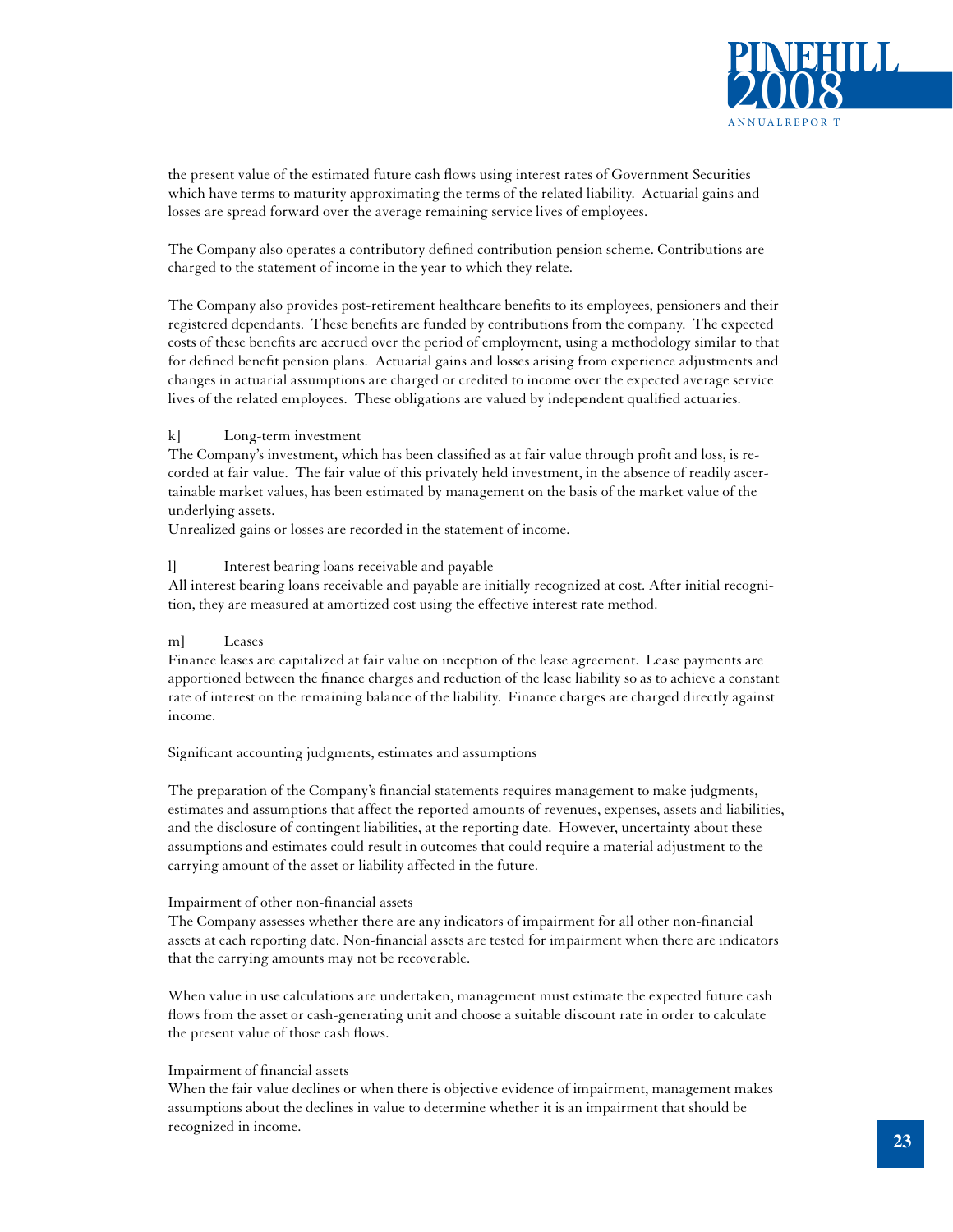the present value of the estimated future cash flows using interest rates of Government Securities which have terms to maturity approximating the terms of the related liability. Actuarial gains and losses are spread forward over the average remaining service lives of employees.

The Company also operates a contributory defined contribution pension scheme. Contributions are charged to the statement of income in the year to which they relate.

The Company also provides post-retirement healthcare benefits to its employees, pensioners and their registered dependants. These benefits are funded by contributions from the company. The expected costs of these benefits are accrued over the period of employment, using a methodology similar to that for defined benefit pension plans. Actuarial gains and losses arising from experience adjustments and changes in actuarial assumptions are charged or credited to income over the expected average service lives of the related employees. These obligations are valued by independent qualified actuaries.

k] Long-term investment

The Company's investment, which has been classified as at fair value through profit and loss, is recorded at fair value. The fair value of this privately held investment, in the absence of readily ascertainable market values, has been estimated by management on the basis of the market value of the underlying assets.

Unrealized gains or losses are recorded in the statement of income.

l] Interest bearing loans receivable and payable

All interest bearing loans receivable and payable are initially recognized at cost. After initial recognition, they are measured at amortized cost using the effective interest rate method.

m] Leases

Finance leases are capitalized at fair value on inception of the lease agreement. Lease payments are apportioned between the finance charges and reduction of the lease liability so as to achieve a constant rate of interest on the remaining balance of the liability. Finance charges are charged directly against income.

Significant accounting judgments, estimates and assumptions

The preparation of the Company's financial statements requires management to make judgments, estimates and assumptions that affect the reported amounts of revenues, expenses, assets and liabilities, and the disclosure of contingent liabilities, at the reporting date. However, uncertainty about these assumptions and estimates could result in outcomes that could require a material adjustment to the carrying amount of the asset or liability affected in the future.

Impairment of other non-financial assets

The Company assesses whether there are any indicators of impairment for all other non-financial assets at each reporting date. Non-financial assets are tested for impairment when there are indicators that the carrying amounts may not be recoverable.

When value in use calculations are undertaken, management must estimate the expected future cash flows from the asset or cash-generating unit and choose a suitable discount rate in order to calculate the present value of those cash flows.

Impairment of financial assets

When the fair value declines or when there is objective evidence of impairment, management makes assumptions about the declines in value to determine whether it is an impairment that should be recognized in income.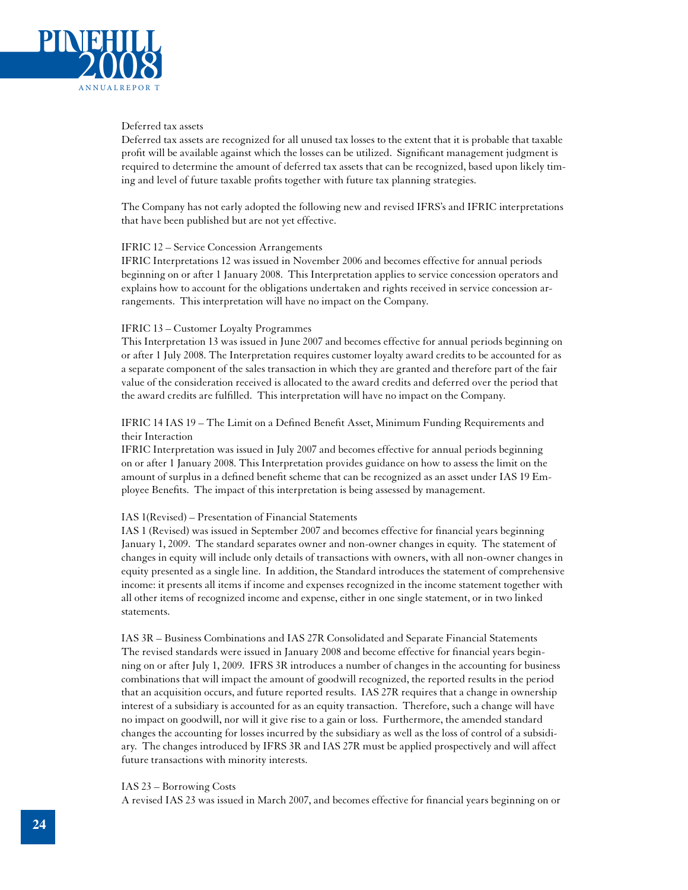Deferred tax assets

Deferred tax assets are recognized for all unused tax losses to the extent that it is probable that taxable profit will be available against which the losses can be utilized. Significant management judgment is required to determine the amount of deferred tax assets that can be recognized, based upon likely timing and level of future taxable profits together with future tax planning strategies.

The Company has not early adopted the following new and revised IFRS's and IFRIC interpretations that have been published but are not yet effective.

IFRIC 12 – Service Concession Arrangements

IFRIC Interpretations 12 was issued in November 2006 and becomes effective for annual periods beginning on or after 1 January 2008. This Interpretation applies to service concession operators and explains how to account for the obligations undertaken and rights received in service concession arrangements. This interpretation will have no impact on the Company.

IFRIC 13 – Customer Loyalty Programmes

This Interpretation 13 was issued in June 2007 and becomes effective for annual periods beginning on or after 1 July 2008. The Interpretation requires customer loyalty award credits to be accounted for as a separate component of the sales transaction in which they are granted and therefore part of the fair value of the consideration received is allocated to the award credits and deferred over the period that the award credits are fulfilled. This interpretation will have no impact on the Company.

IFRIC 14 IAS 19 – The Limit on a Defined Benefit Asset, Minimum Funding Requirements and their Interaction

IFRIC Interpretation was issued in July 2007 and becomes effective for annual periods beginning on or after 1 January 2008. This Interpretation provides guidance on how to assess the limit on the amount of surplus in a defined benefit scheme that can be recognized as an asset under IAS 19 Employee Benefits. The impact of this interpretation is being assessed by management.

IAS 1(Revised) – Presentation of Financial Statements

IAS 1 (Revised) was issued in September 2007 and becomes effective for financial years beginning January 1, 2009. The standard separates owner and non-owner changes in equity. The statement of changes in equity will include only details of transactions with owners, with all non-owner changes in equity presented as a single line. In addition, the Standard introduces the statement of comprehensive income: it presents all items if income and expenses recognized in the income statement together with all other items of recognized income and expense, either in one single statement, or in two linked statements.

IAS 3R – Business Combinations and IAS 27R Consolidated and Separate Financial Statements

The revised standards were issued in January 2008 and become effective for financial years beginning on or after July 1, 2009. IFRS 3R introduces a number of changes in the accounting for business combinations that will impact the amount of goodwill recognized, the reported results in the period that an acquisition occurs, and future reported results. IAS 27R requires that a change in ownership interest of a subsidiary is accounted for as an equity transaction. Therefore, such a change will have no impact on goodwill, nor will it give rise to a gain or loss. Furthermore, the amended standard changes the accounting for losses incurred by the subsidiary as well as the loss of control of a subsidiary. The changes introduced by IFRS 3R and IAS 27R must be applied prospectively and will affect future transactions with minority interests.

IAS 23 – Borrowing Costs

A revised IAS 23 was issued in March 2007, and becomes effective for financial years beginning on or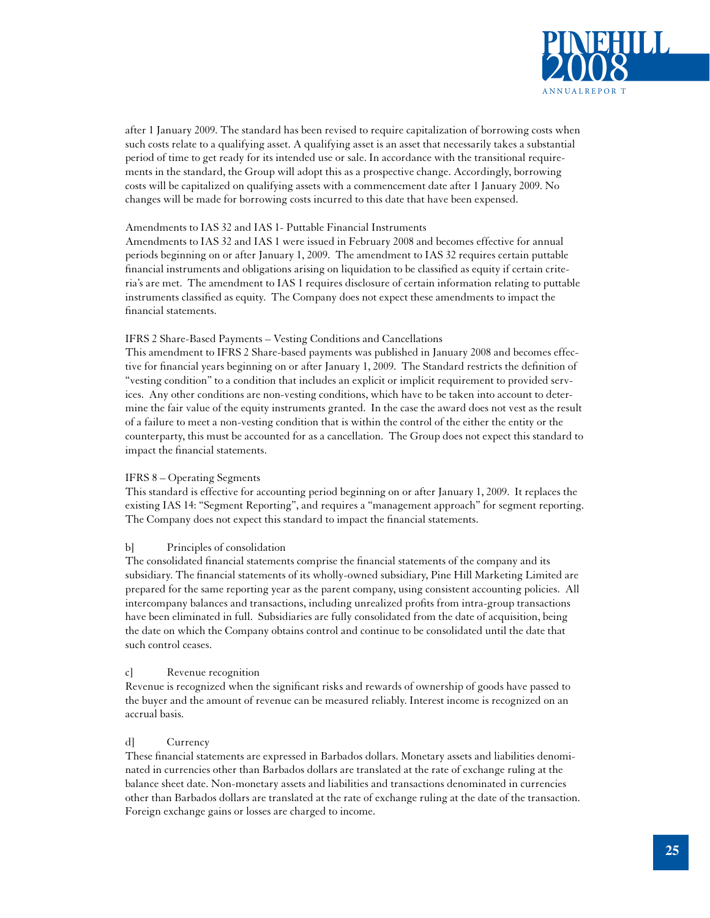after 1 January 2009. The standard has been revised to require capitalization of borrowing costs when such costs relate to a qualifying asset. A qualifying asset is an asset that necessarily takes a substantial period of time to get ready for its intended use or sale. In accordance with the transitional requirements in the standard, the Group will adopt this as a prospective change. Accordingly, borrowing costs will be capitalized on qualifying assets with a commencement date after 1 January 2009. No changes will be made for borrowing costs incurred to this date that have been expensed.

Amendments to IAS 32 and IAS 1- Puttable Financial Instruments
Amendments to IAS 32 and IAS 1 were issued in February 2008 and becomes effective for annual periods beginning on or after January 1, 2009. The amendment to IAS 32 requires certain puttable financial instruments and obligations arising on liquidation to be classified as equity if certain criteria's are met. The amendment to IAS 1 requires disclosure of certain information relating to puttable instruments classified as equity. The Company does not expect these amendments to impact the financial statements.

IFRS 2 Share-Based Payments – Vesting Conditions and Cancellations
This amendment to IFRS 2 Share-based payments was published in January 2008 and becomes effective for financial years beginning on or after January 1, 2009. The Standard restricts the definition of "vesting condition" to a condition that includes an explicit or implicit requirement to provided services. Any other conditions are non-vesting conditions, which have to be taken into account to determine the fair value of the equity instruments granted. In the case the award does not vest as the result of a failure to meet a non-vesting condition that is within the control of the either the entity or the counterparty, this must be accounted for as a cancellation. The Group does not expect this standard to impact the financial statements.

IFRS 8 – Operating Segments
This standard is effective for accounting period beginning on or after January 1, 2009. It replaces the existing IAS 14: "Segment Reporting", and requires a "management approach" for segment reporting. The Company does not expect this standard to impact the financial statements.

b] Principles of consolidation

The consolidated financial statements comprise the financial statements of the company and its subsidiary. The financial statements of its wholly-owned subsidiary, Pine Hill Marketing Limited are prepared for the same reporting year as the parent company, using consistent accounting policies. All intercompany balances and transactions, including unrealized profits from intra-group transactions have been eliminated in full. Subsidiaries are fully consolidated from the date of acquisition, being the date on which the Company obtains control and continue to be consolidated until the date that such control ceases.

c] Revenue recognition

Revenue is recognized when the significant risks and rewards of ownership of goods have passed to the buyer and the amount of revenue can be measured reliably. Interest income is recognized on an accrual basis.

d] Currency

These financial statements are expressed in Barbados dollars. Monetary assets and liabilities denominated in currencies other than Barbados dollars are translated at the rate of exchange ruling at the balance sheet date. Non-monetary assets and liabilities and transactions denominated in currencies other than Barbados dollars are translated at the rate of exchange ruling at the date of the transaction. Foreign exchange gains or losses are charged to income.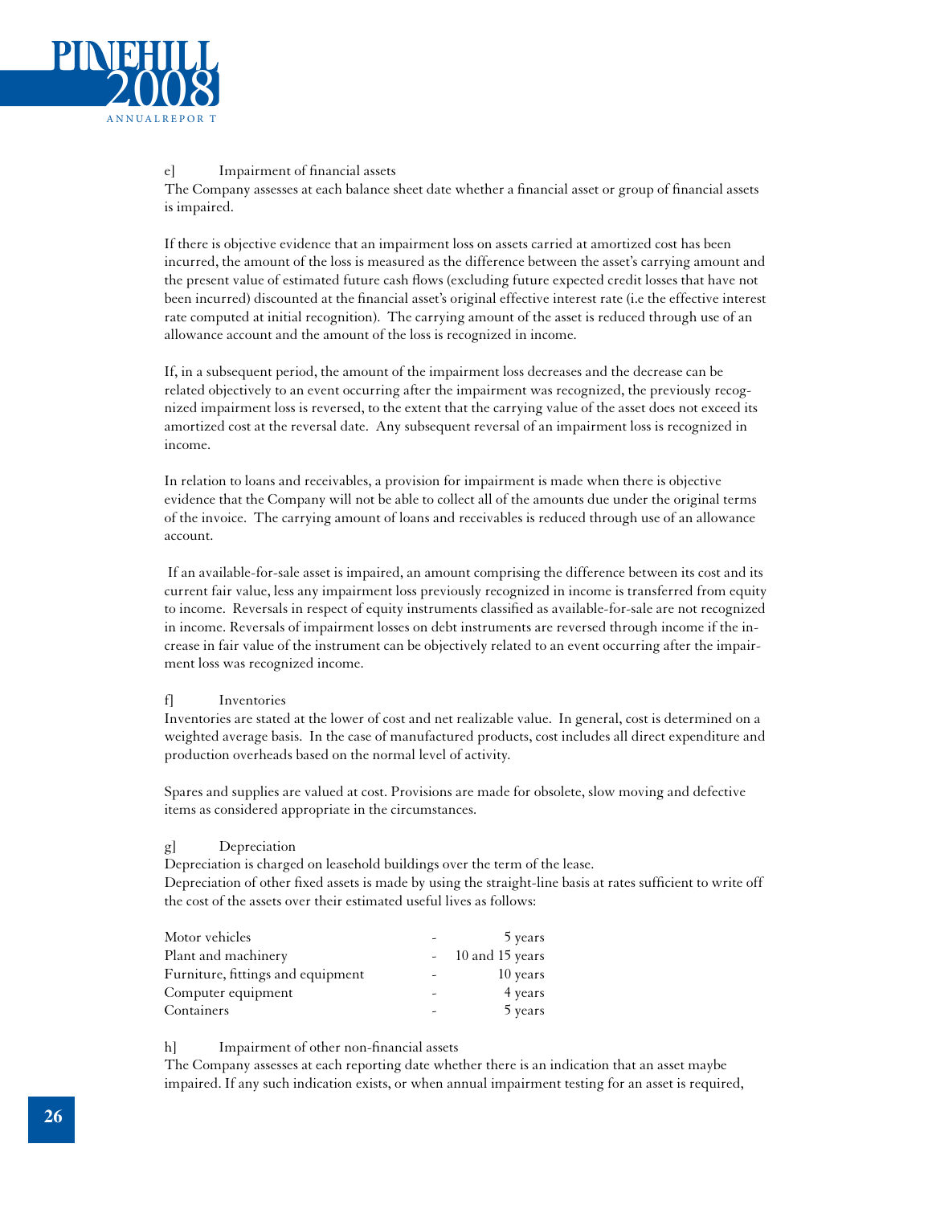e] Impairment of financial assets

The Company assesses at each balance sheet date whether a financial asset or group of financial assets is impaired.

If there is objective evidence that an impairment loss on assets carried at amortized cost has been incurred, the amount of the loss is measured as the difference between the asset's carrying amount and the present value of estimated future cash flows (excluding future expected credit losses that have not been incurred) discounted at the financial asset's original effective interest rate (i.e the effective interest rate computed at initial recognition). The carrying amount of the asset is reduced through use of an allowance account and the amount of the loss is recognized in income.

If, in a subsequent period, the amount of the impairment loss decreases and the decrease can be related objectively to an event occurring after the impairment was recognized, the previously recognized impairment loss is reversed, to the extent that the carrying value of the asset does not exceed its amortized cost at the reversal date. Any subsequent reversal of an impairment loss is recognized in income.

In relation to loans and receivables, a provision for impairment is made when there is objective evidence that the Company will not be able to collect all of the amounts due under the original terms of the invoice. The carrying amount of loans and receivables is reduced through use of an allowance account.

If an available-for-sale asset is impaired, an amount comprising the difference between its cost and its current fair value, less any impairment loss previously recognized in income is transferred from equity to income. Reversals in respect of equity instruments classified as available-for-sale are not recognized in income. Reversals of impairment losses on debt instruments are reversed through income if the increase in fair value of the instrument can be objectively related to an event occurring after the impairment loss was recognized income.

f] Inventories

Inventories are stated at the lower of cost and net realizable value. In general, cost is determined on a weighted average basis. In the case of manufactured products, cost includes all direct expenditure and production overheads based on the normal level of activity.

Spares and supplies are valued at cost. Provisions are made for obsolete, slow moving and defective items as considered appropriate in the circumstances.

g] Depreciation

Depreciation is charged on leasehold buildings over the term of the lease.
Depreciation of other fixed assets is made by using the straight-line basis at rates sufficient to write off the cost of the assets over their estimated useful lives as follows:

| | | |
|---|---|---|
| Motor vehicles | - | 5 years |
| Plant and machinery | - | 10 and 15 years |
| Furniture, fittings and equipment | - | 10 years |
| Computer equipment | - | 4 years |
| Containers | - | 5 years |

h] Impairment of other non-financial assets

The Company assesses at each reporting date whether there is an indication that an asset maybe impaired. If any such indication exists, or when annual impairment testing for an asset is required,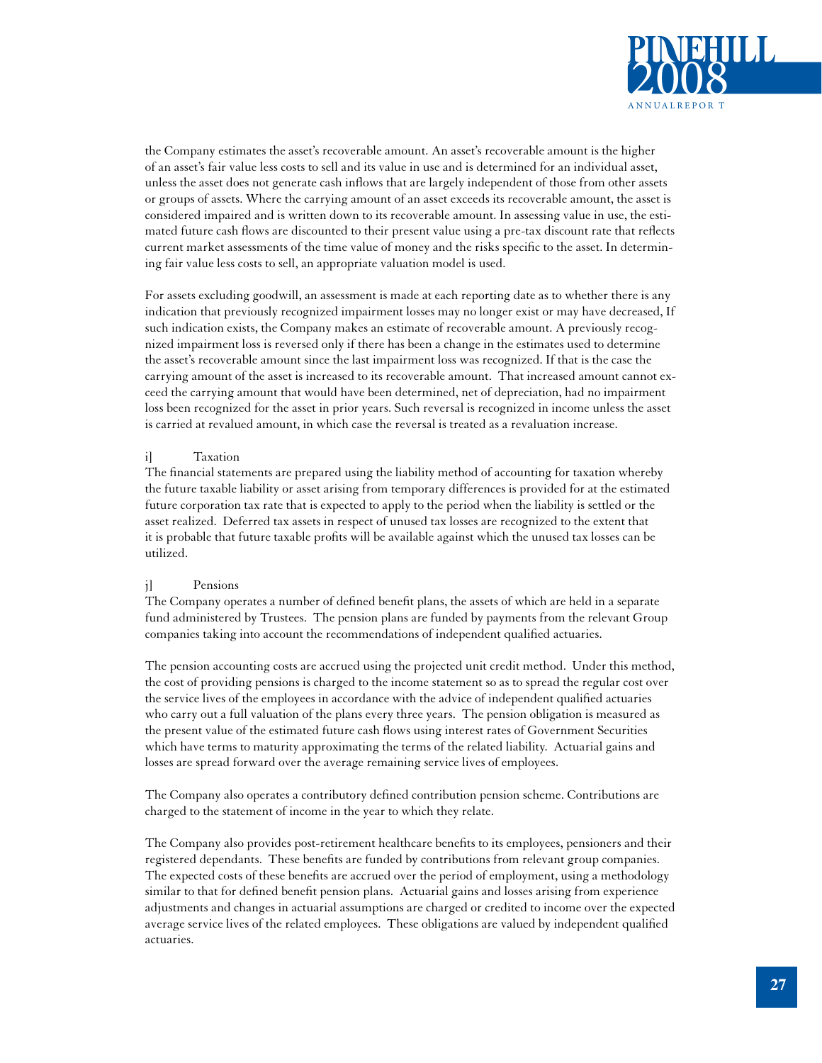the Company estimates the asset's recoverable amount. An asset's recoverable amount is the higher of an asset's fair value less costs to sell and its value in use and is determined for an individual asset, unless the asset does not generate cash inflows that are largely independent of those from other assets or groups of assets. Where the carrying amount of an asset exceeds its recoverable amount, the asset is considered impaired and is written down to its recoverable amount. In assessing value in use, the estimated future cash flows are discounted to their present value using a pre-tax discount rate that reflects current market assessments of the time value of money and the risks specific to the asset. In determining fair value less costs to sell, an appropriate valuation model is used.

For assets excluding goodwill, an assessment is made at each reporting date as to whether there is any indication that previously recognized impairment losses may no longer exist or may have decreased, If such indication exists, the Company makes an estimate of recoverable amount. A previously recognized impairment loss is reversed only if there has been a change in the estimates used to determine the asset's recoverable amount since the last impairment loss was recognized. If that is the case the carrying amount of the asset is increased to its recoverable amount. That increased amount cannot exceed the carrying amount that would have been determined, net of depreciation, had no impairment loss been recognized for the asset in prior years. Such reversal is recognized in income unless the asset is carried at revalued amount, in which case the reversal is treated as a revaluation increase.

i] Taxation

The financial statements are prepared using the liability method of accounting for taxation whereby the future taxable liability or asset arising from temporary differences is provided for at the estimated future corporation tax rate that is expected to apply to the period when the liability is settled or the asset realized. Deferred tax assets in respect of unused tax losses are recognized to the extent that it is probable that future taxable profits will be available against which the unused tax losses can be utilized.

j] Pensions

The Company operates a number of defined benefit plans, the assets of which are held in a separate fund administered by Trustees. The pension plans are funded by payments from the relevant Group companies taking into account the recommendations of independent qualified actuaries.

The pension accounting costs are accrued using the projected unit credit method. Under this method, the cost of providing pensions is charged to the income statement so as to spread the regular cost over the service lives of the employees in accordance with the advice of independent qualified actuaries who carry out a full valuation of the plans every three years. The pension obligation is measured as the present value of the estimated future cash flows using interest rates of Government Securities which have terms to maturity approximating the terms of the related liability. Actuarial gains and losses are spread forward over the average remaining service lives of employees.

The Company also operates a contributory defined contribution pension scheme. Contributions are charged to the statement of income in the year to which they relate.

The Company also provides post-retirement healthcare benefits to its employees, pensioners and their registered dependants. These benefits are funded by contributions from relevant group companies. The expected costs of these benefits are accrued over the period of employment, using a methodology similar to that for defined benefit pension plans. Actuarial gains and losses arising from experience adjustments and changes in actuarial assumptions are charged or credited to income over the expected average service lives of the related employees. These obligations are valued by independent qualified actuaries.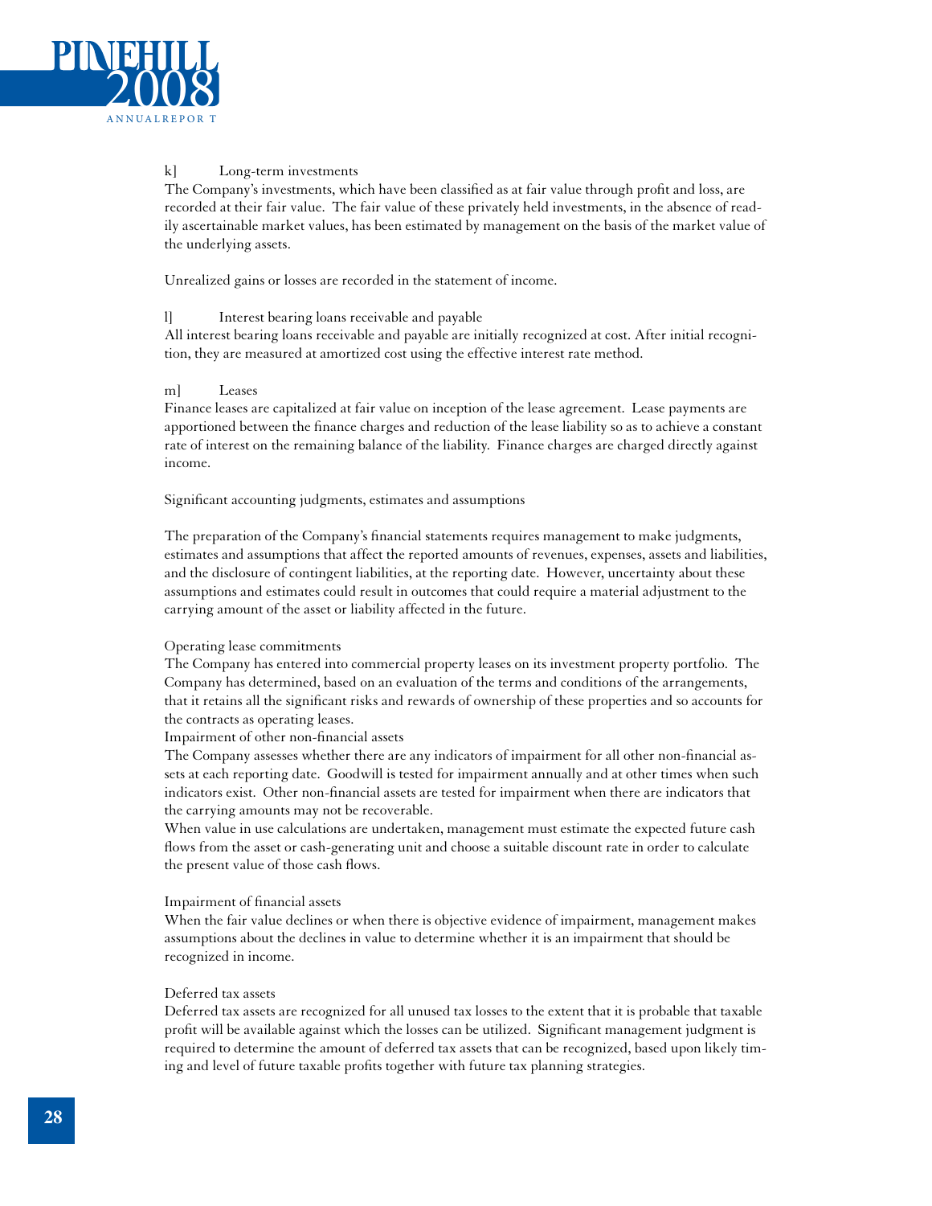k] Long-term investments

The Company's investments, which have been classified as at fair value through profit and loss, are recorded at their fair value. The fair value of these privately held investments, in the absence of readily ascertainable market values, has been estimated by management on the basis of the market value of the underlying assets.

Unrealized gains or losses are recorded in the statement of income.

l] Interest bearing loans receivable and payable

All interest bearing loans receivable and payable are initially recognized at cost. After initial recognition, they are measured at amortized cost using the effective interest rate method.

m] Leases

Finance leases are capitalized at fair value on inception of the lease agreement. Lease payments are apportioned between the finance charges and reduction of the lease liability so as to achieve a constant rate of interest on the remaining balance of the liability. Finance charges are charged directly against income.

Significant accounting judgments, estimates and assumptions

The preparation of the Company's financial statements requires management to make judgments, estimates and assumptions that affect the reported amounts of revenues, expenses, assets and liabilities, and the disclosure of contingent liabilities, at the reporting date. However, uncertainty about these assumptions and estimates could result in outcomes that could require a material adjustment to the carrying amount of the asset or liability affected in the future.

Operating lease commitments

The Company has entered into commercial property leases on its investment property portfolio. The Company has determined, based on an evaluation of the terms and conditions of the arrangements, that it retains all the significant risks and rewards of ownership of these properties and so accounts for the contracts as operating leases.

Impairment of other non-financial assets

The Company assesses whether there are any indicators of impairment for all other non-financial assets at each reporting date. Goodwill is tested for impairment annually and at other times when such indicators exist. Other non-financial assets are tested for impairment when there are indicators that the carrying amounts may not be recoverable.

When value in use calculations are undertaken, management must estimate the expected future cash flows from the asset or cash-generating unit and choose a suitable discount rate in order to calculate the present value of those cash flows.

Impairment of financial assets

When the fair value declines or when there is objective evidence of impairment, management makes assumptions about the declines in value to determine whether it is an impairment that should be recognized in income.

Deferred tax assets

Deferred tax assets are recognized for all unused tax losses to the extent that it is probable that taxable profit will be available against which the losses can be utilized. Significant management judgment is required to determine the amount of deferred tax assets that can be recognized, based upon likely timing and level of future taxable profits together with future tax planning strategies.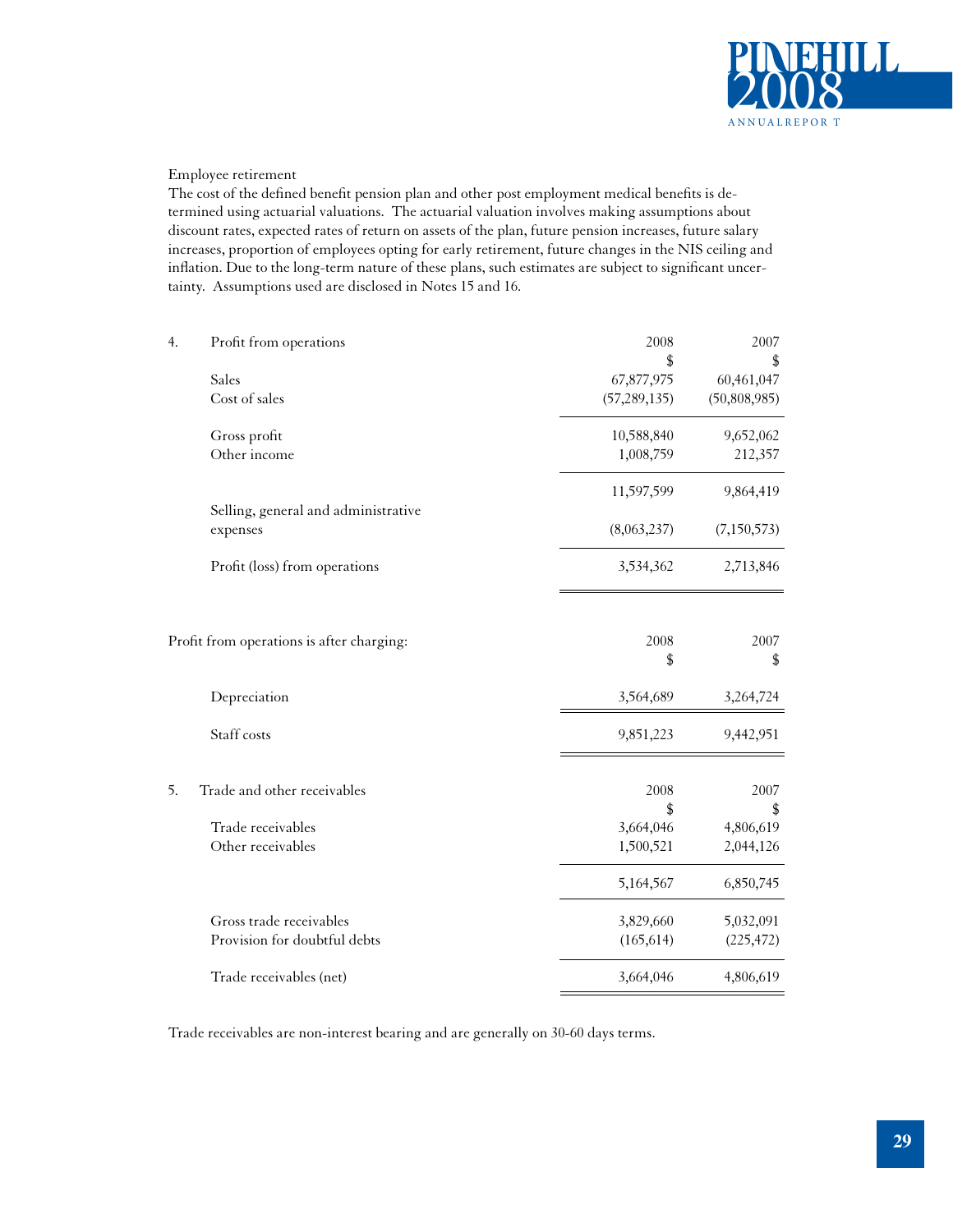Employee retirement

The cost of the defined benefit pension plan and other post employment medical benefits is determined using actuarial valuations. The actuarial valuation involves making assumptions about discount rates, expected rates of return on assets of the plan, future pension increases, future salary increases, proportion of employees opting for early retirement, future changes in the NIS ceiling and inflation. Due to the long-term nature of these plans, such estimates are subject to significant uncertainty. Assumptions used are disclosed in Notes 15 and 16.

## 4. Profit from operations

| | 2008<br>$ | 2007<br>$ |
|---|---|---|
| Sales | 67,877,975 | 60,461,047 |
| Cost of sales | (57,289,135) | (50,808,985) |
| Gross profit | 10,588,840 | 9,652,062 |
| Other income | 1,008,759 | 212,357 |
| | 11,597,599 | 9,864,419 |
| Selling, general and administrative expenses | (8,063,237) | (7,150,573) |
| Profit (loss) from operations | 3,534,362 | 2,713,846 |

| Profit from operations is after charging: | 2008<br>$ | 2007<br>$ |
|---|---|---|
| Depreciation | 3,564,689 | 3,264,724 |
| Staff costs | 9,851,223 | 9,442,951 |

## 5. Trade and other receivables

| | 2008<br>$ | 2007<br>$ |
|---|---|---|
| Trade receivables | 3,664,046 | 4,806,619 |
| Other receivables | 1,500,521 | 2,044,126 |
| | 5,164,567 | 6,850,745 |
| Gross trade receivables | 3,829,660 | 5,032,091 |
| Provision for doubtful debts | (165,614) | (225,472) |
| Trade receivables (net) | 3,664,046 | 4,806,619 |

Trade receivables are non-interest bearing and are generally on 30-60 days terms.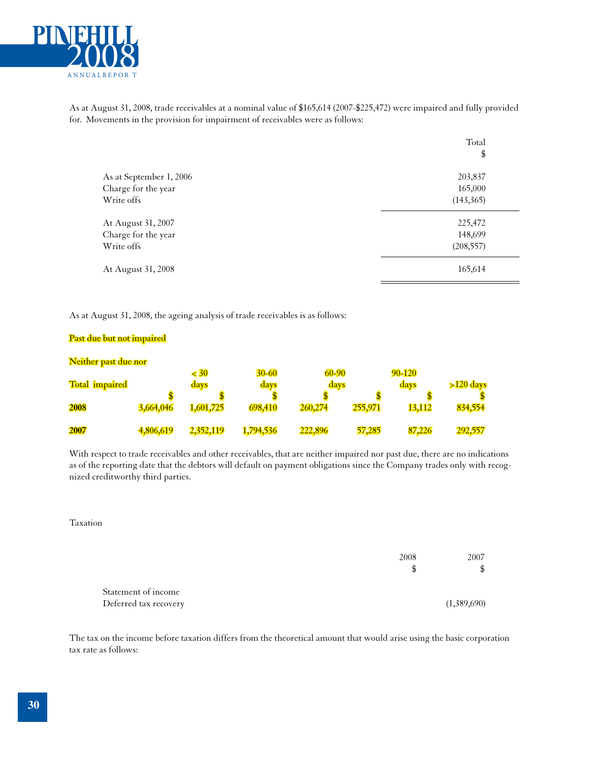As at August 31, 2008, trade receivables at a nominal value of $165,614 (2007-$225,472) were impaired and fully provided for. Movements in the provision for impairment of receivables were as follows:

| | Total $ |
|---|---|
| As at September 1, 2006 | 203,837 |
| Charge for the year | 165,000 |
| Write offs | (143,365) |
| At August 31, 2007 | 225,472 |
| Charge for the year | 148,699 |
| Write offs | (208,557) |
| At August 31, 2008 | 165,614 |

As at August 31, 2008, the ageing analysis of trade receivables is as follows:

**Past due but not impaired**

| | Total | Neither past due nor impaired | < 30 days | 30-60 days | 60-90 days | 90-120 days | >120 days |
|---|---|---|---|---|---|---|---|
| | $ | $ | $ | $ | $ | $ | $ |
| **2008** | 3,664,046 | 1,601,725 | 698,410 | 260,274 | 255,971 | 13,112 | 834,554 |
| **2007** | 4,806,619 | 2,352,119 | 1,794,536 | 222,896 | 57,285 | 87,226 | 292,557 |

With respect to trade receivables and other receivables, that are neither impaired nor past due, there are no indications as of the reporting date that the debtors will default on payment obligations since the Company trades only with recognized creditworthy third parties.

Taxation

| | 2008 $ | 2007 $ |
|---|---|---|
| Statement of income | | |
| Deferred tax recovery | | (1,389,690) |

The tax on the income before taxation differs from the theoretical amount that would arise using the basic corporation tax rate as follows: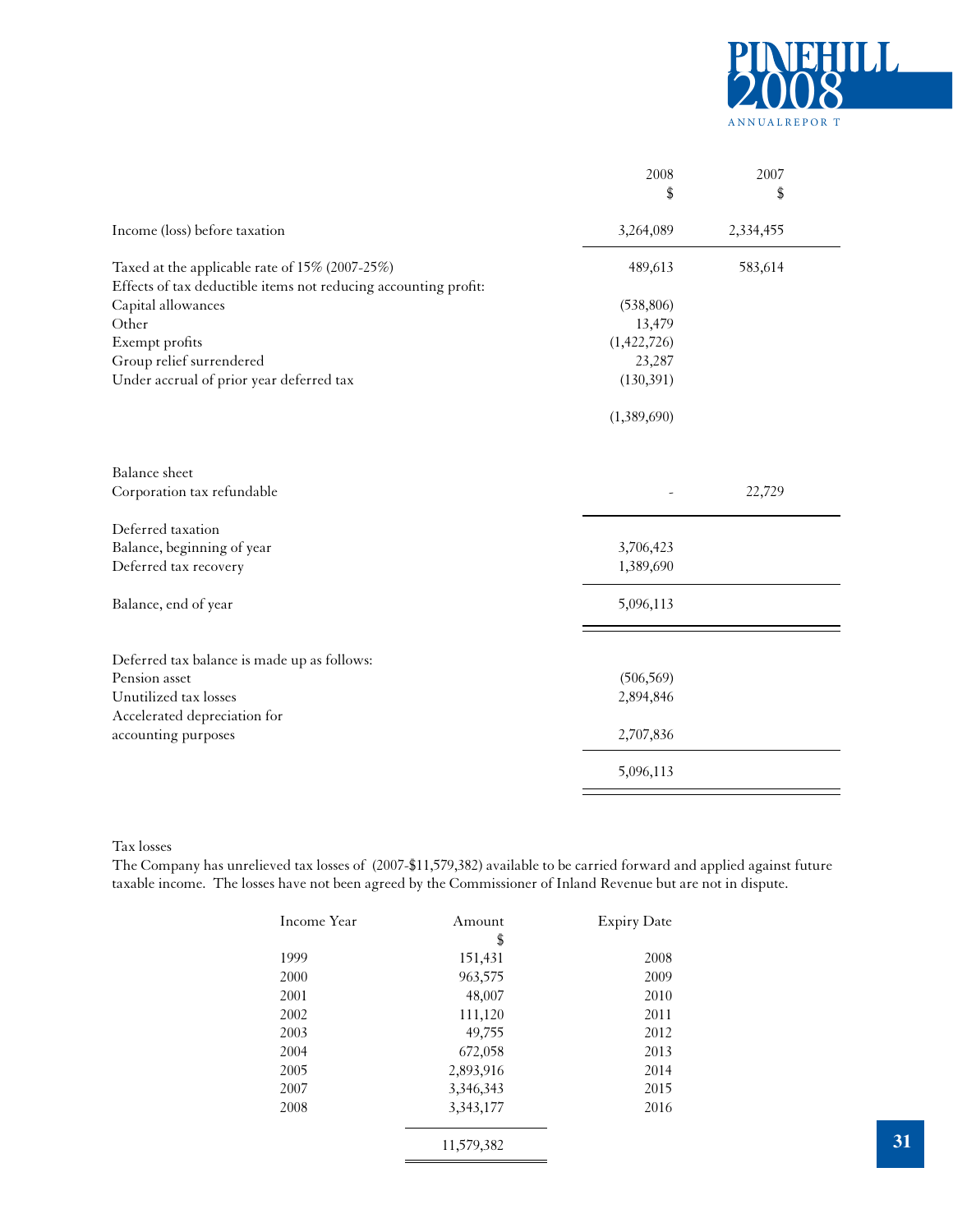| | 2008 | 2007 |
|---|---|---|
| | $ | $ |
| Income (loss) before taxation | 3,264,089 | 2,334,455 |
| Taxed at the applicable rate of 15% (2007-25%) | 489,613 | 583,614 |
| Effects of tax deductible items not reducing accounting profit: | | |
| Capital allowances | (538,806) | |
| Other | 13,479 | |
| Exempt profits | (1,422,726) | |
| Group relief surrendered | 23,287 | |
| Under accrual of prior year deferred tax | (130,391) | |
| | (1,389,690) | |
| Balance sheet | | |
| Corporation tax refundable | - | 22,729 |
| Deferred taxation | | |
| Balance, beginning of year | 3,706,423 | |
| Deferred tax recovery | 1,389,690 | |
| Balance, end of year | 5,096,113 | |
| Deferred tax balance is made up as follows: | | |
| Pension asset | (506,569) | |
| Unutilized tax losses | 2,894,846 | |
| Accelerated depreciation for accounting purposes | 2,707,836 | |
| | 5,096,113 | |

Tax losses

The Company has unrelieved tax losses of (2007-$11,579,382) available to be carried forward and applied against future taxable income. The losses have not been agreed by the Commissioner of Inland Revenue but are not in dispute.

| Income Year | Amount | Expiry Date |
|---|---|---|
| | $ | |
| 1999 | 151,431 | 2008 |
| 2000 | 963,575 | 2009 |
| 2001 | 48,007 | 2010 |
| 2002 | 111,120 | 2011 |
| 2003 | 49,755 | 2012 |
| 2004 | 672,058 | 2013 |
| 2005 | 2,893,916 | 2014 |
| 2007 | 3,346,343 | 2015 |
| 2008 | 3,343,177 | 2016 |
| | 11,579,382 | |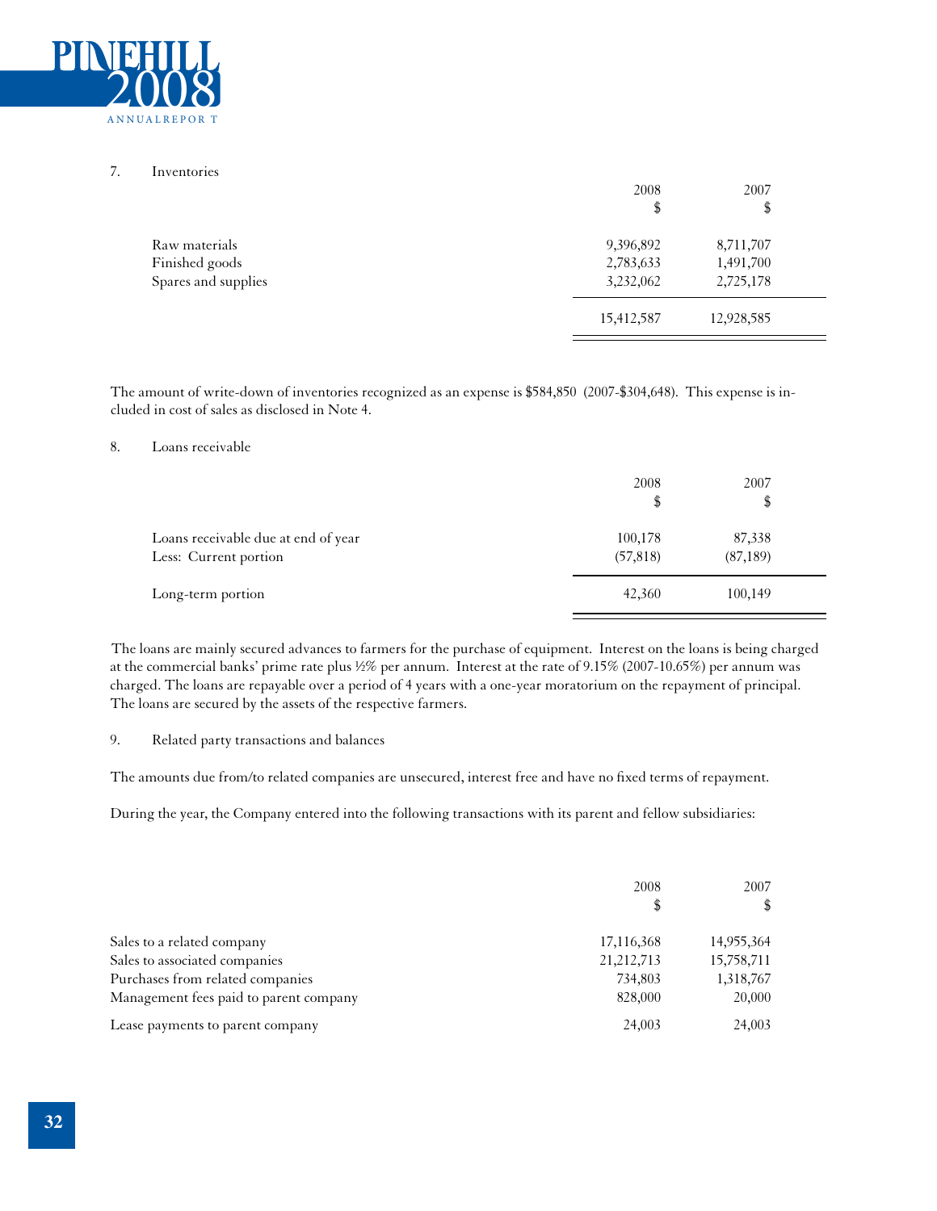7. Inventories

| | 2008<br>$ | 2007<br>$ |
|---|---|---|
| Raw materials | 9,396,892 | 8,711,707 |
| Finished goods | 2,783,633 | 1,491,700 |
| Spares and supplies | 3,232,062 | 2,725,178 |
| | 15,412,587 | 12,928,585 |

The amount of write-down of inventories recognized as an expense is $584,850 (2007-$304,648). This expense is included in cost of sales as disclosed in Note 4.

8. Loans receivable

| | 2008<br>$ | 2007<br>$ |
|---|---|---|
| Loans receivable due at end of year | 100,178 | 87,338 |
| Less: Current portion | (57,818) | (87,189) |
| Long-term portion | 42,360 | 100,149 |

The loans are mainly secured advances to farmers for the purchase of equipment. Interest on the loans is being charged at the commercial banks' prime rate plus ½% per annum. Interest at the rate of 9.15% (2007-10.65%) per annum was charged. The loans are repayable over a period of 4 years with a one-year moratorium on the repayment of principal. The loans are secured by the assets of the respective farmers.

9. Related party transactions and balances

The amounts due from/to related companies are unsecured, interest free and have no fixed terms of repayment.

During the year, the Company entered into the following transactions with its parent and fellow subsidiaries:

| | 2008<br>$ | 2007<br>$ |
|---|---|---|
| Sales to a related company | 17,116,368 | 14,955,364 |
| Sales to associated companies | 21,212,713 | 15,758,711 |
| Purchases from related companies | 734,803 | 1,318,767 |
| Management fees paid to parent company | 828,000 | 20,000 |
| Lease payments to parent company | 24,003 | 24,003 |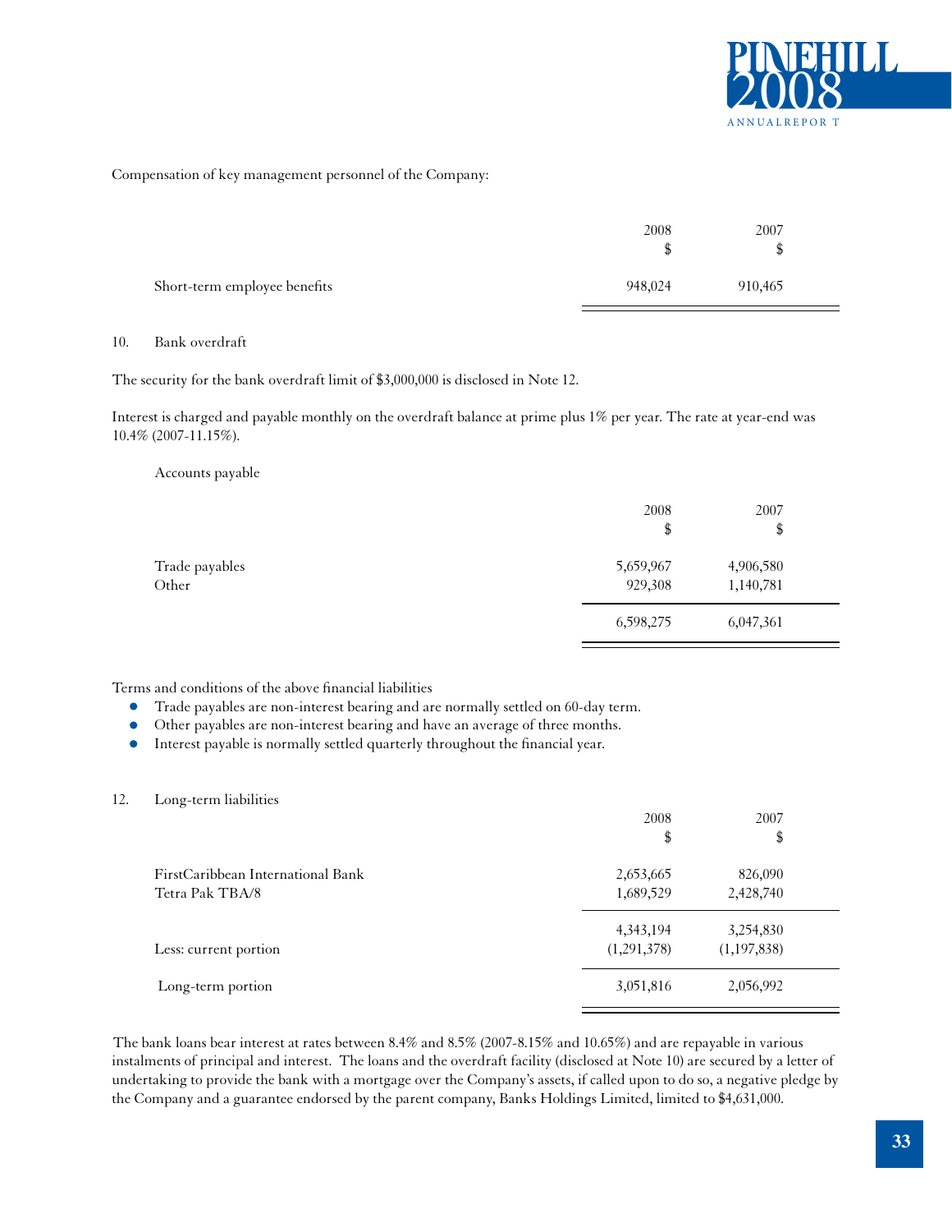Compensation of key management personnel of the Company:

| | 2008<br>$ | 2007<br>$ |
|---|---|---|
| Short-term employee benefits | 948,024 | 910,465 |

10. Bank overdraft

The security for the bank overdraft limit of $3,000,000 is disclosed in Note 12.

Interest is charged and payable monthly on the overdraft balance at prime plus 1% per year. The rate at year-end was 10.4% (2007-11.15%).

Accounts payable

| | 2008<br>$ | 2007<br>$ |
|---|---|---|
| Trade payables | 5,659,967 | 4,906,580 |
| Other | 929,308 | 1,140,781 |
| | 6,598,275 | 6,047,361 |

Terms and conditions of the above financial liabilities

- Trade payables are non-interest bearing and are normally settled on 60-day term.
- Other payables are non-interest bearing and have an average of three months.
- Interest payable is normally settled quarterly throughout the financial year.

12. Long-term liabilities

| | 2008<br>$ | 2007<br>$ |
|---|---|---|
| FirstCaribbean International Bank | 2,653,665 | 826,090 |
| Tetra Pak TBA/8 | 1,689,529 | 2,428,740 |
| | 4,343,194 | 3,254,830 |
| Less: current portion | (1,291,378) | (1,197,838) |
| Long-term portion | 3,051,816 | 2,056,992 |

The bank loans bear interest at rates between 8.4% and 8.5% (2007-8.15% and 10.65%) and are repayable in various instalments of principal and interest. The loans and the overdraft facility (disclosed at Note 10) are secured by a letter of undertaking to provide the bank with a mortgage over the Company's assets, if called upon to do so, a negative pledge by the Company and a guarantee endorsed by the parent company, Banks Holdings Limited, limited to $4,631,000.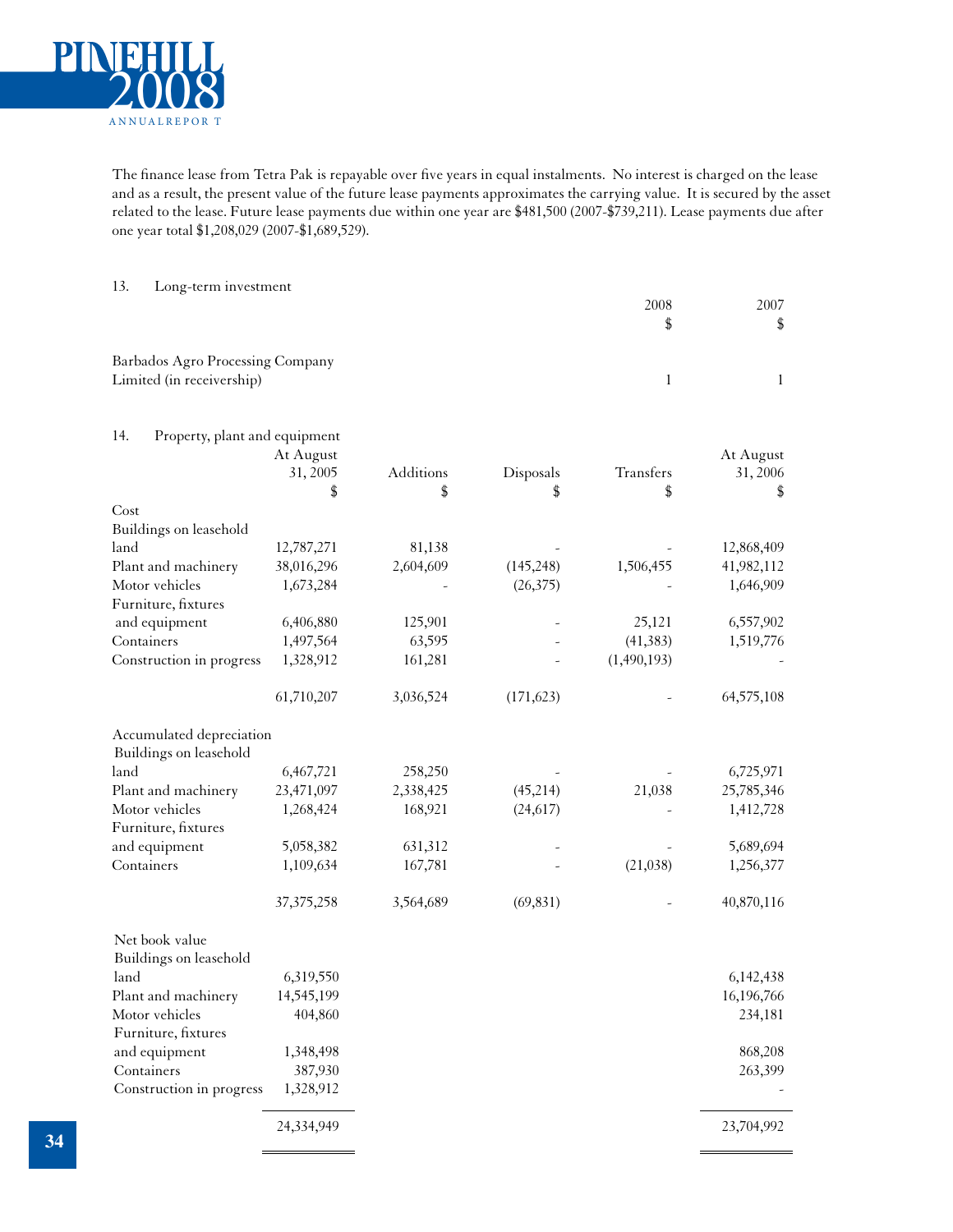The finance lease from Tetra Pak is repayable over five years in equal instalments. No interest is charged on the lease and as a result, the present value of the future lease payments approximates the carrying value. It is secured by the asset related to the lease. Future lease payments due within one year are $481,500 (2007-$739,211). Lease payments due after one year total $1,208,029 (2007-$1,689,529).

## 13. Long-term investment

| | 2008 $ | 2007 $ |
|---|---|---|
| Barbados Agro Processing Company Limited (in receivership) | 1 | 1 |

## 14. Property, plant and equipment

| | At August 31, 2005 $ | Additions $ | Disposals $ | Transfers $ | At August 31, 2006 $ |
|---|---|---|---|---|---|
| **Cost** | | | | | |
| Buildings on leasehold land | 12,787,271 | 81,138 | - | - | 12,868,409 |
| Plant and machinery | 38,016,296 | 2,604,609 | (145,248) | 1,506,455 | 41,982,112 |
| Motor vehicles | 1,673,284 | - | (26,375) | - | 1,646,909 |
| Furniture, fixtures and equipment | 6,406,880 | 125,901 | - | 25,121 | 6,557,902 |
| Containers | 1,497,564 | 63,595 | - | (41,383) | 1,519,776 |
| Construction in progress | 1,328,912 | 161,281 | - | (1,490,193) | - |
| | 61,710,207 | 3,036,524 | (171,623) | - | 64,575,108 |
| **Accumulated depreciation** | | | | | |
| Buildings on leasehold land | 6,467,721 | 258,250 | - | - | 6,725,971 |
| Plant and machinery | 23,471,097 | 2,338,425 | (45,214) | 21,038 | 25,785,346 |
| Motor vehicles | 1,268,424 | 168,921 | (24,617) | - | 1,412,728 |
| Furniture, fixtures and equipment | 5,058,382 | 631,312 | - | - | 5,689,694 |
| Containers | 1,109,634 | 167,781 | - | (21,038) | 1,256,377 |
| | 37,375,258 | 3,564,689 | (69,831) | - | 40,870,116 |
| **Net book value** | | | | | |
| Buildings on leasehold land | 6,319,550 | | | | 6,142,438 |
| Plant and machinery | 14,545,199 | | | | 16,196,766 |
| Motor vehicles | 404,860 | | | | 234,181 |
| Furniture, fixtures and equipment | 1,348,498 | | | | 868,208 |
| Containers | 387,930 | | | | 263,399 |
| Construction in progress | 1,328,912 | | | | - |
| | 24,334,949 | | | | 23,704,992 |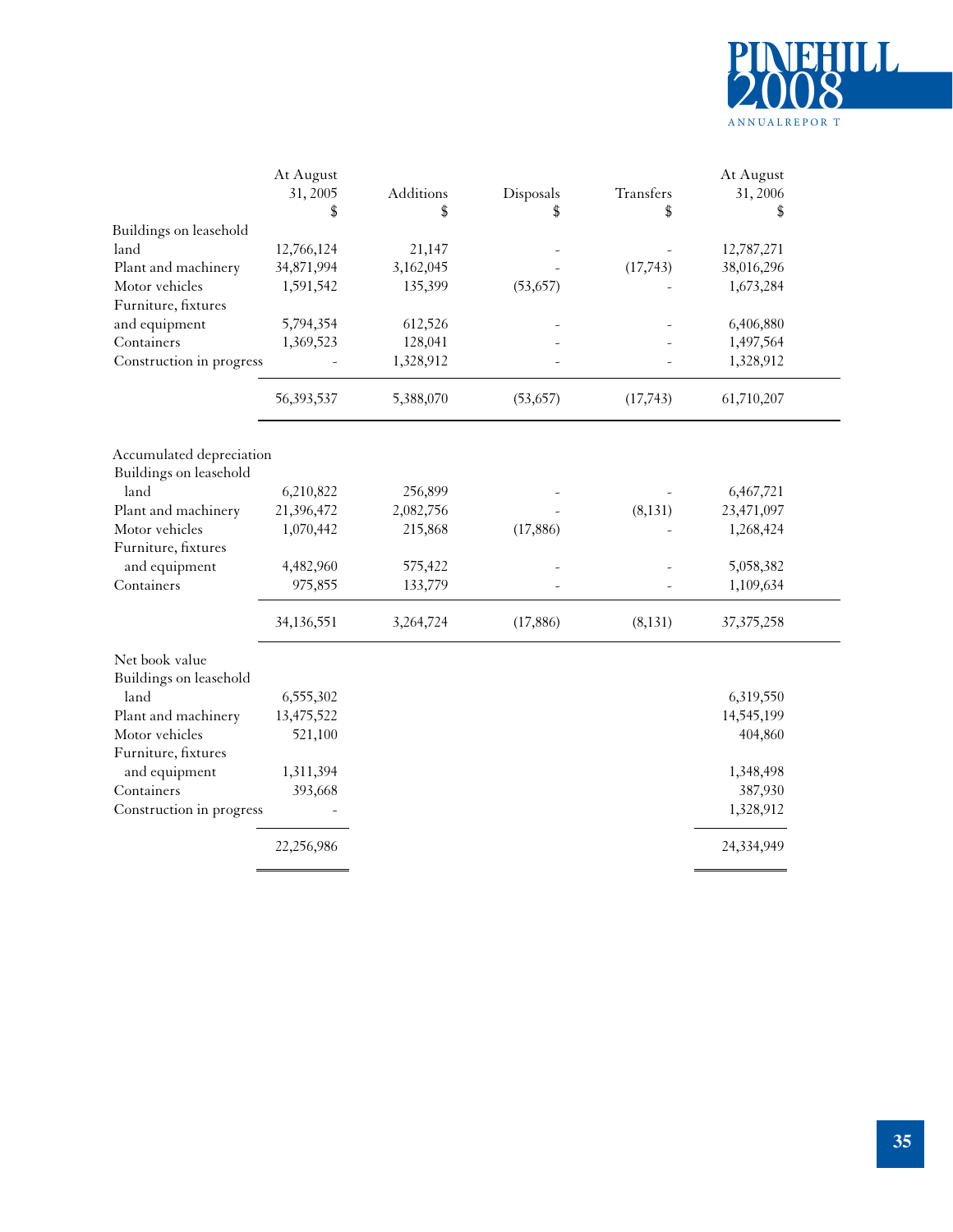| | At August 31, 2005 $ | Additions $ | Disposals $ | Transfers $ | At August 31, 2006 $ |
|---|---|---|---|---|---|
| Buildings on leasehold land | 12,766,124 | 21,147 | - | - | 12,787,271 |
| Plant and machinery | 34,871,994 | 3,162,045 | - | (17,743) | 38,016,296 |
| Motor vehicles | 1,591,542 | 135,399 | (53,657) | - | 1,673,284 |
| Furniture, fixtures and equipment | 5,794,354 | 612,526 | - | - | 6,406,880 |
| Containers | 1,369,523 | 128,041 | - | - | 1,497,564 |
| Construction in progress | - | 1,328,912 | - | - | 1,328,912 |
| | 56,393,537 | 5,388,070 | (53,657) | (17,743) | 61,710,207 |
| **Accumulated depreciation** | | | | | |
| Buildings on leasehold land | 6,210,822 | 256,899 | - | - | 6,467,721 |
| Plant and machinery | 21,396,472 | 2,082,756 | - | (8,131) | 23,471,097 |
| Motor vehicles | 1,070,442 | 215,868 | (17,886) | - | 1,268,424 |
| Furniture, fixtures and equipment | 4,482,960 | 575,422 | - | - | 5,058,382 |
| Containers | 975,855 | 133,779 | - | - | 1,109,634 |
| | 34,136,551 | 3,264,724 | (17,886) | (8,131) | 37,375,258 |
| **Net book value** | | | | | |
| Buildings on leasehold land | 6,555,302 | | | | 6,319,550 |
| Plant and machinery | 13,475,522 | | | | 14,545,199 |
| Motor vehicles | 521,100 | | | | 404,860 |
| Furniture, fixtures and equipment | 1,311,394 | | | | 1,348,498 |
| Containers | 393,668 | | | | 387,930 |
| Construction in progress | - | | | | 1,328,912 |
| | 22,256,986 | | | | 24,334,949 |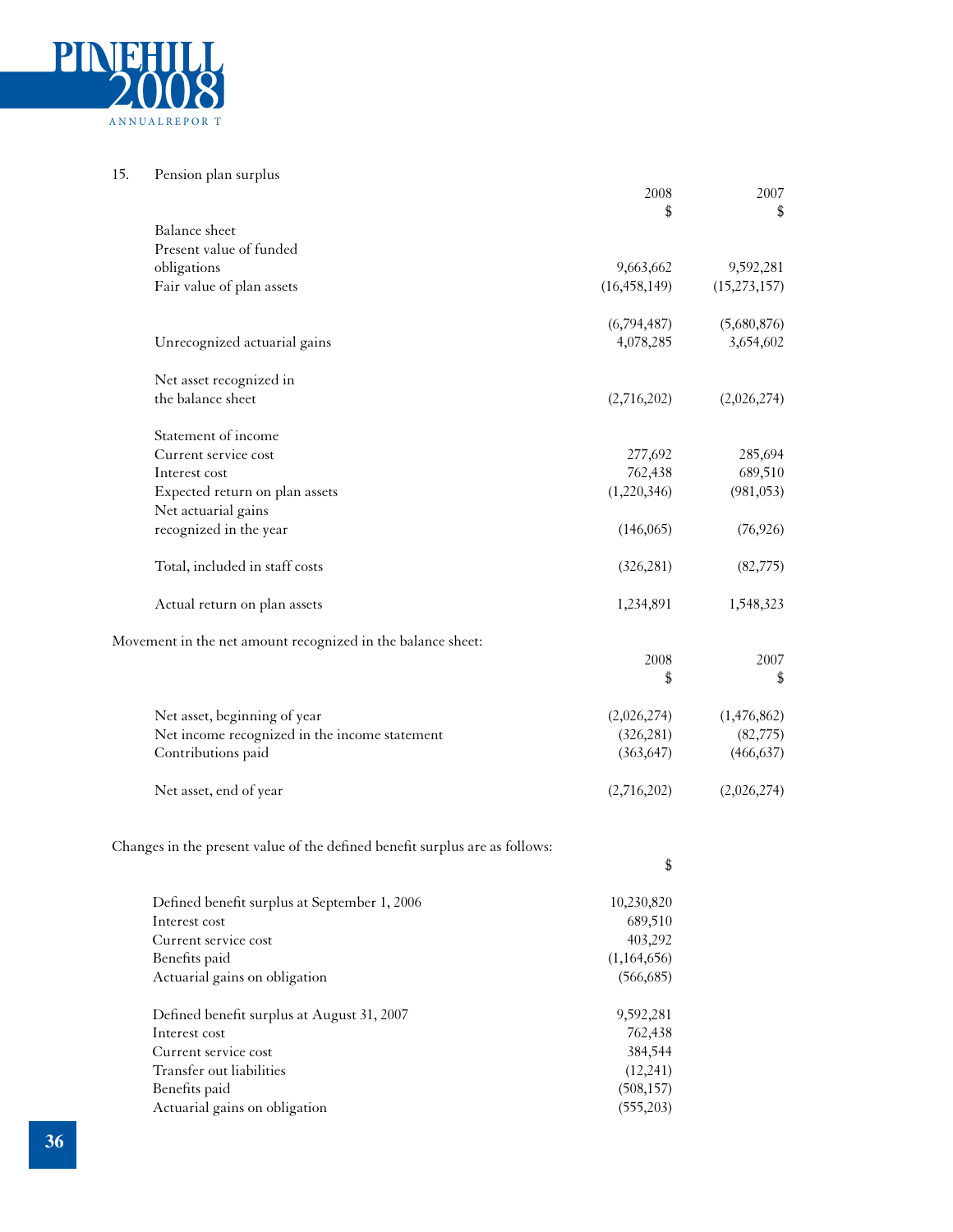15. Pension plan surplus

| | 2008 $ | 2007 $ |
|---|---|---|
| **Balance sheet** | | |
| Present value of funded obligations | 9,663,662 | 9,592,281 |
| Fair value of plan assets | (16,458,149) | (15,273,157) |
| | (6,794,487) | (5,680,876) |
| Unrecognized actuarial gains | 4,078,285 | 3,654,602 |
| Net asset recognized in the balance sheet | (2,716,202) | (2,026,274) |
| **Statement of income** | | |
| Current service cost | 277,692 | 285,694 |
| Interest cost | 762,438 | 689,510 |
| Expected return on plan assets | (1,220,346) | (981,053) |
| Net actuarial gains recognized in the year | (146,065) | (76,926) |
| Total, included in staff costs | (326,281) | (82,775) |
| Actual return on plan assets | 1,234,891 | 1,548,323 |

Movement in the net amount recognized in the balance sheet:

| | 2008 $ | 2007 $ |
|---|---|---|
| Net asset, beginning of year | (2,026,274) | (1,476,862) |
| Net income recognized in the income statement | (326,281) | (82,775) |
| Contributions paid | (363,647) | (466,637) |
| Net asset, end of year | (2,716,202) | (2,026,274) |

Changes in the present value of the defined benefit surplus are as follows:

| | $ |
|---|---|
| Defined benefit surplus at September 1, 2006 | 10,230,820 |
| Interest cost | 689,510 |
| Current service cost | 403,292 |
| Benefits paid | (1,164,656) |
| Actuarial gains on obligation | (566,685) |
| Defined benefit surplus at August 31, 2007 | 9,592,281 |
| Interest cost | 762,438 |
| Current service cost | 384,544 |
| Transfer out liabilities | (12,241) |
| Benefits paid | (508,157) |
| Actuarial gains on obligation | (555,203) |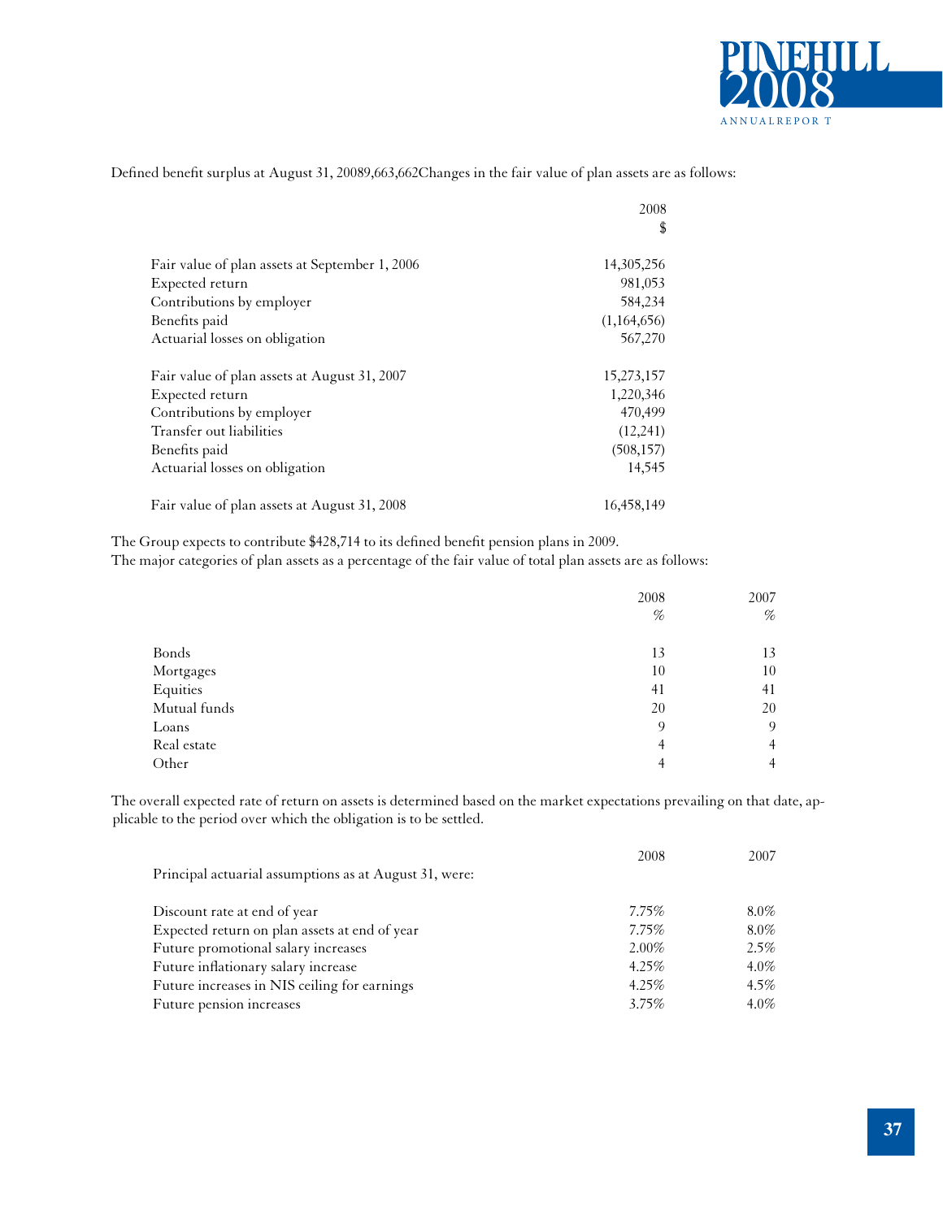Defined benefit surplus at August 31, 20089,663,662Changes in the fair value of plan assets are as follows:

| | 2008 |
|---|---|
| | $ |
| Fair value of plan assets at September 1, 2006 | 14,305,256 |
| Expected return | 981,053 |
| Contributions by employer | 584,234 |
| Benefits paid | (1,164,656) |
| Actuarial losses on obligation | 567,270 |
| Fair value of plan assets at August 31, 2007 | 15,273,157 |
| Expected return | 1,220,346 |
| Contributions by employer | 470,499 |
| Transfer out liabilities | (12,241) |
| Benefits paid | (508,157) |
| Actuarial losses on obligation | 14,545 |
| Fair value of plan assets at August 31, 2008 | 16,458,149 |

The Group expects to contribute $428,714 to its defined benefit pension plans in 2009.
The major categories of plan assets as a percentage of the fair value of total plan assets are as follows:

| | 2008 | 2007 |
|---|---|---|
| | % | % |
| Bonds | 13 | 13 |
| Mortgages | 10 | 10 |
| Equities | 41 | 41 |
| Mutual funds | 20 | 20 |
| Loans | 9 | 9 |
| Real estate | 4 | 4 |
| Other | 4 | 4 |

The overall expected rate of return on assets is determined based on the market expectations prevailing on that date, applicable to the period over which the obligation is to be settled.

| Principal actuarial assumptions as at August 31, were: | 2008 | 2007 |
|---|---|---|
| Discount rate at end of year | 7.75% | 8.0% |
| Expected return on plan assets at end of year | 7.75% | 8.0% |
| Future promotional salary increases | 2.00% | 2.5% |
| Future inflationary salary increase | 4.25% | 4.0% |
| Future increases in NIS ceiling for earnings | 4.25% | 4.5% |
| Future pension increases | 3.75% | 4.0% |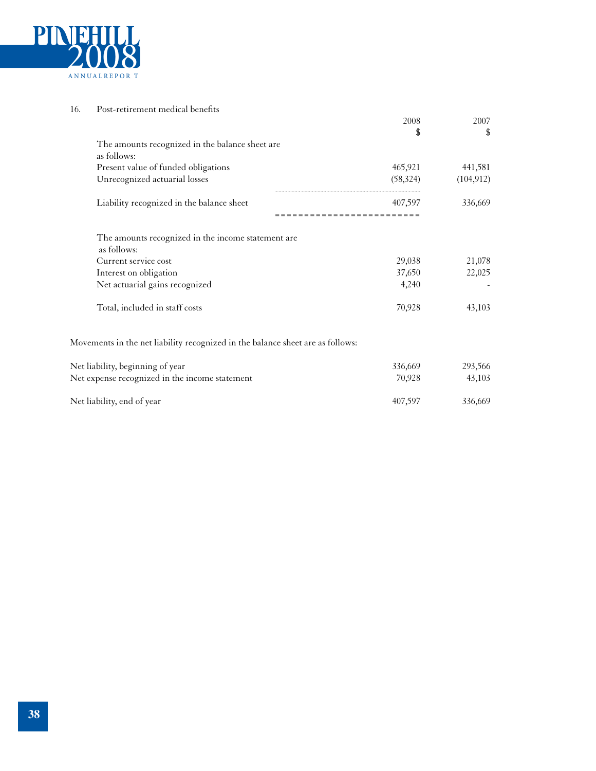16. Post-retirement medical benefits

| | 2008 $ | 2007 $ |
|---|---|---|
| The amounts recognized in the balance sheet are as follows: | | |
| Present value of funded obligations | 465,921 | 441,581 |
| Unrecognized actuarial losses | (58,324) | (104,912) |
| Liability recognized in the balance sheet | 407,597 | 336,669 |
| The amounts recognized in the income statement are as follows: | | |
| Current service cost | 29,038 | 21,078 |
| Interest on obligation | 37,650 | 22,025 |
| Net actuarial gains recognized | 4,240 | - |
| Total, included in staff costs | 70,928 | 43,103 |

Movements in the net liability recognized in the balance sheet are as follows:

| | 2008 | 2007 |
|---|---|---|
| Net liability, beginning of year | 336,669 | 293,566 |
| Net expense recognized in the income statement | 70,928 | 43,103 |
| Net liability, end of year | 407,597 | 336,669 |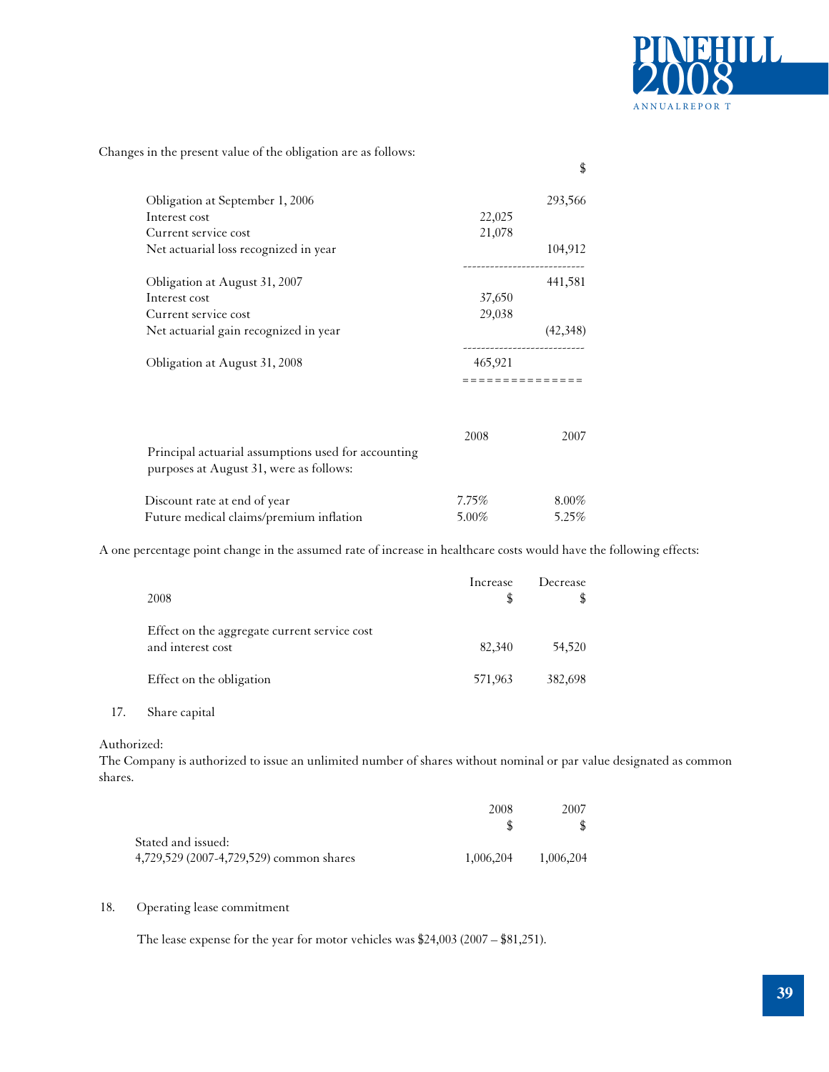Changes in the present value of the obligation are as follows:

| | | $ |
|---|---|---|
| Obligation at September 1, 2006 | | 293,566 |
| Interest cost | 22,025 | |
| Current service cost | 21,078 | |
| Net actuarial loss recognized in year | | 104,912 |
| Obligation at August 31, 2007 | | 441,581 |
| Interest cost | 37,650 | |
| Current service cost | 29,038 | |
| Net actuarial gain recognized in year | | (42,348) |
| Obligation at August 31, 2008 | 465,921 | |

| Principal actuarial assumptions used for accounting purposes at August 31, were as follows: | 2008 | 2007 |
|---|---|---|
| Discount rate at end of year | 7.75% | 8.00% |
| Future medical claims/premium inflation | 5.00% | 5.25% |

A one percentage point change in the assumed rate of increase in healthcare costs would have the following effects:

| 2008 | Increase $ | Decrease $ |
|---|---|---|
| Effect on the aggregate current service cost and interest cost | 82,340 | 54,520 |
| Effect on the obligation | 571,963 | 382,698 |

17. Share capital

Authorized:
The Company is authorized to issue an unlimited number of shares without nominal or par value designated as common shares.

| | 2008 $ | 2007 $ |
|---|---|---|
| Stated and issued: | | |
| 4,729,529 (2007-4,729,529) common shares | 1,006,204 | 1,006,204 |

18. Operating lease commitment

The lease expense for the year for motor vehicles was $24,003 (2007 – $81,251).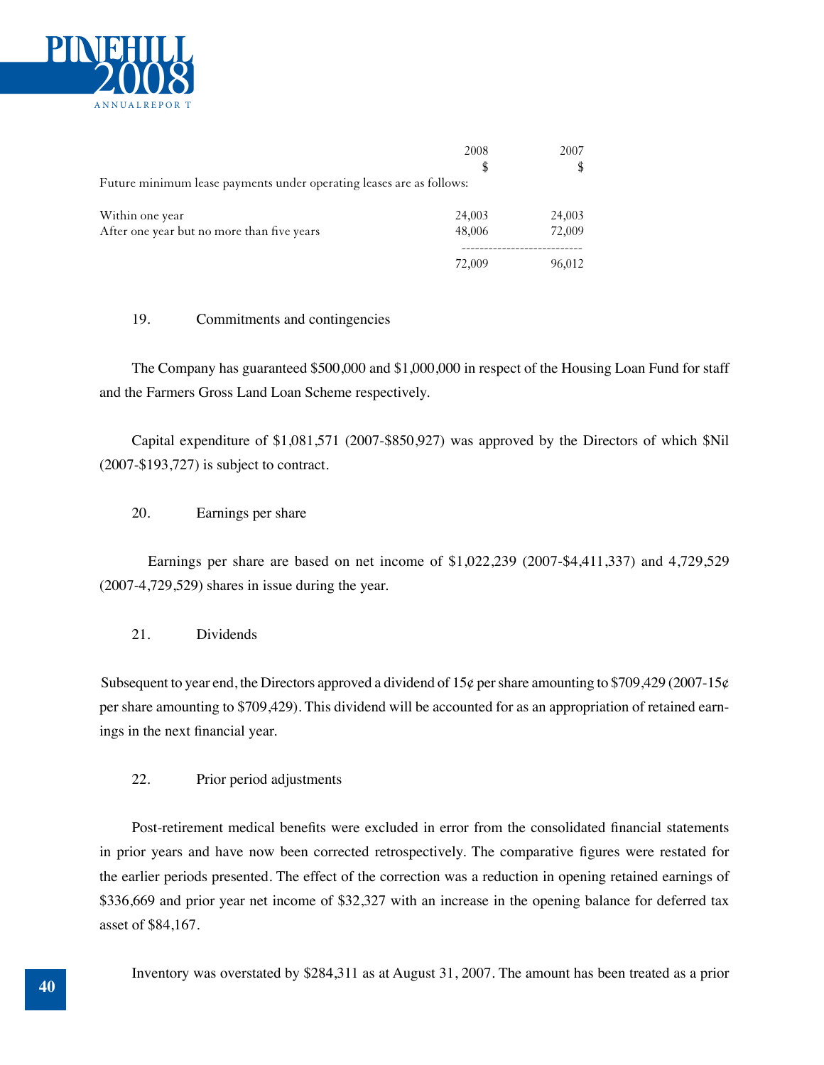| | 2008 | 2007 |
|---|---|---|
| | $ | $ |
| Future minimum lease payments under operating leases are as follows: | | |
| Within one year | 24,003 | 24,003 |
| After one year but no more than five years | 48,006 | 72,009 |
| | 72,009 | 96,012 |

## 19. Commitments and contingencies

The Company has guaranteed $500,000 and $1,000,000 in respect of the Housing Loan Fund for staff and the Farmers Gross Land Loan Scheme respectively.

Capital expenditure of $1,081,571 (2007-$850,927) was approved by the Directors of which $Nil (2007-$193,727) is subject to contract.

## 20. Earnings per share

Earnings per share are based on net income of $1,022,239 (2007-$4,411,337) and 4,729,529 (2007-4,729,529) shares in issue during the year.

## 21. Dividends

Subsequent to year end, the Directors approved a dividend of 15¢ per share amounting to $709,429 (2007-15¢ per share amounting to $709,429). This dividend will be accounted for as an appropriation of retained earnings in the next financial year.

## 22. Prior period adjustments

Post-retirement medical benefits were excluded in error from the consolidated financial statements in prior years and have now been corrected retrospectively. The comparative figures were restated for the earlier periods presented. The effect of the correction was a reduction in opening retained earnings of $336,669 and prior year net income of $32,327 with an increase in the opening balance for deferred tax asset of $84,167.

Inventory was overstated by $284,311 as at August 31, 2007. The amount has been treated as a prior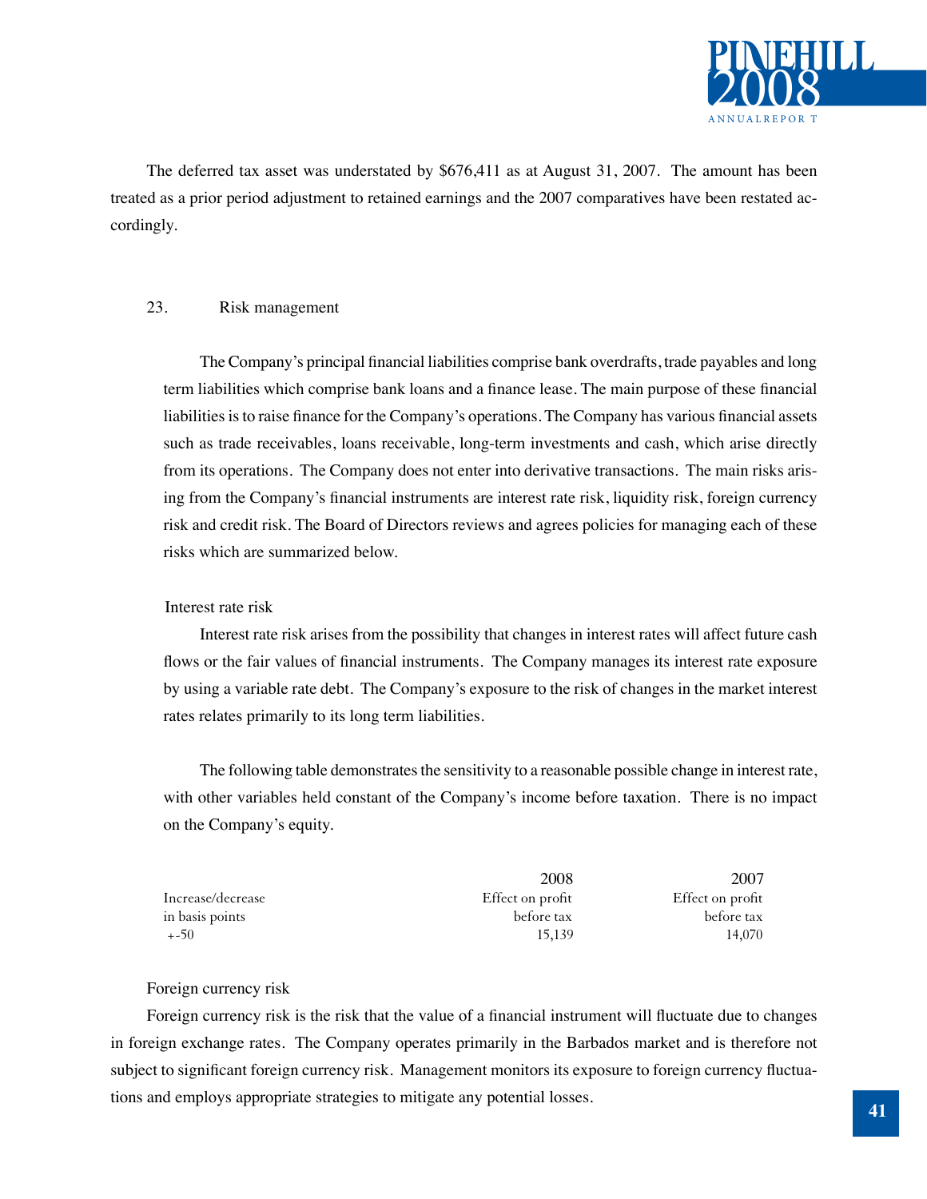The deferred tax asset was understated by $676,411 as at August 31, 2007. The amount has been treated as a prior period adjustment to retained earnings and the 2007 comparatives have been restated accordingly.

## 23. Risk management

The Company's principal financial liabilities comprise bank overdrafts, trade payables and long term liabilities which comprise bank loans and a finance lease. The main purpose of these financial liabilities is to raise finance for the Company's operations. The Company has various financial assets such as trade receivables, loans receivable, long-term investments and cash, which arise directly from its operations. The Company does not enter into derivative transactions. The main risks arising from the Company's financial instruments are interest rate risk, liquidity risk, foreign currency risk and credit risk. The Board of Directors reviews and agrees policies for managing each of these risks which are summarized below.

### Interest rate risk

Interest rate risk arises from the possibility that changes in interest rates will affect future cash flows or the fair values of financial instruments. The Company manages its interest rate exposure by using a variable rate debt. The Company's exposure to the risk of changes in the market interest rates relates primarily to its long term liabilities.

The following table demonstrates the sensitivity to a reasonable possible change in interest rate, with other variables held constant of the Company's income before taxation. There is no impact on the Company's equity.

| | 2008 | 2007 |
|---|---|---|
| Increase/decrease in basis points | Effect on profit before tax | Effect on profit before tax |
| +-50 | 15,139 | 14,070 |

### Foreign currency risk

Foreign currency risk is the risk that the value of a financial instrument will fluctuate due to changes in foreign exchange rates. The Company operates primarily in the Barbados market and is therefore not subject to significant foreign currency risk. Management monitors its exposure to foreign currency fluctuations and employs appropriate strategies to mitigate any potential losses.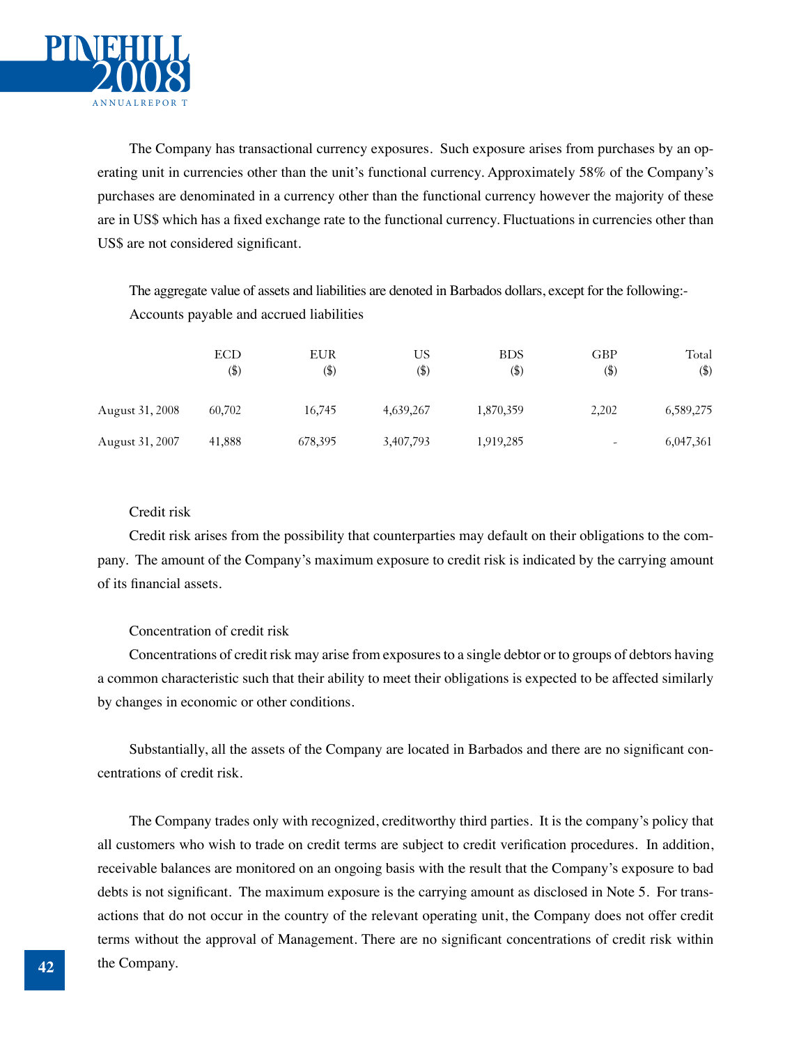The Company has transactional currency exposures. Such exposure arises from purchases by an operating unit in currencies other than the unit's functional currency. Approximately 58% of the Company's purchases are denominated in a currency other than the functional currency however the majority of these are in US$ which has a fixed exchange rate to the functional currency. Fluctuations in currencies other than US$ are not considered significant.

The aggregate value of assets and liabilities are denoted in Barbados dollars, except for the following:-

Accounts payable and accrued liabilities

| | ECD ($) | EUR ($) | US ($) | BDS ($) | GBP ($) | Total ($) |
|---|---|---|---|---|---|---|
| August 31, 2008 | 60,702 | 16,745 | 4,639,267 | 1,870,359 | 2,202 | 6,589,275 |
| August 31, 2007 | 41,888 | 678,395 | 3,407,793 | 1,919,285 | - | 6,047,361 |

Credit risk

Credit risk arises from the possibility that counterparties may default on their obligations to the company. The amount of the Company's maximum exposure to credit risk is indicated by the carrying amount of its financial assets.

Concentration of credit risk

Concentrations of credit risk may arise from exposures to a single debtor or to groups of debtors having a common characteristic such that their ability to meet their obligations is expected to be affected similarly by changes in economic or other conditions.

Substantially, all the assets of the Company are located in Barbados and there are no significant concentrations of credit risk.

The Company trades only with recognized, creditworthy third parties. It is the company's policy that all customers who wish to trade on credit terms are subject to credit verification procedures. In addition, receivable balances are monitored on an ongoing basis with the result that the Company's exposure to bad debts is not significant. The maximum exposure is the carrying amount as disclosed in Note 5. For transactions that do not occur in the country of the relevant operating unit, the Company does not offer credit terms without the approval of Management. There are no significant concentrations of credit risk within the Company.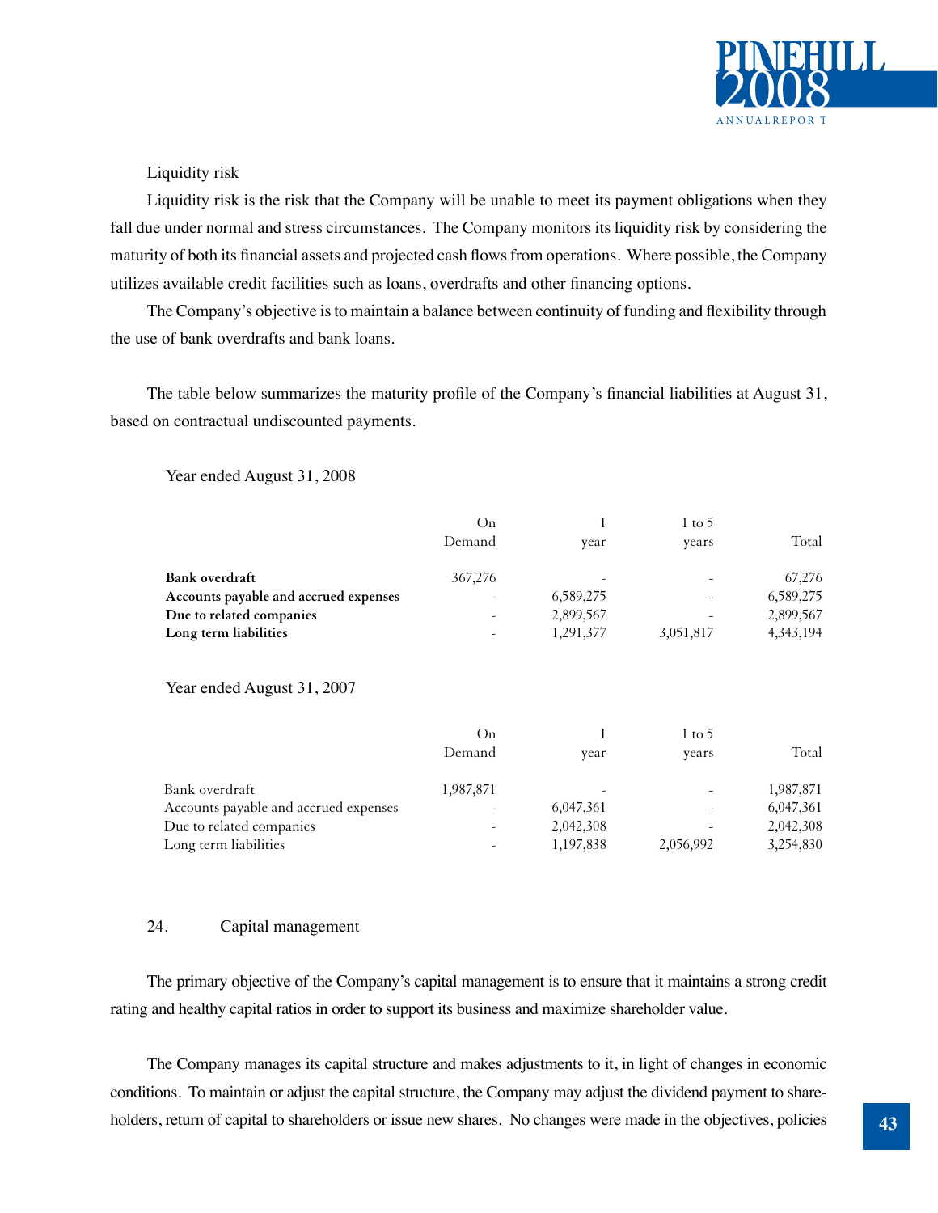Liquidity risk

Liquidity risk is the risk that the Company will be unable to meet its payment obligations when they fall due under normal and stress circumstances. The Company monitors its liquidity risk by considering the maturity of both its financial assets and projected cash flows from operations. Where possible, the Company utilizes available credit facilities such as loans, overdrafts and other financing options.

The Company's objective is to maintain a balance between continuity of funding and flexibility through the use of bank overdrafts and bank loans.

The table below summarizes the maturity profile of the Company's financial liabilities at August 31, based on contractual undiscounted payments.

Year ended August 31, 2008

| | On Demand | 1 year | 1 to 5 years | Total |
|---|---|---|---|---|
| **Bank overdraft** | 367,276 | - | - | 67,276 |
| **Accounts payable and accrued expenses** | - | 6,589,275 | - | 6,589,275 |
| **Due to related companies** | - | 2,899,567 | - | 2,899,567 |
| **Long term liabilities** | - | 1,291,377 | 3,051,817 | 4,343,194 |

Year ended August 31, 2007

| | On Demand | 1 year | 1 to 5 years | Total |
|---|---|---|---|---|
| Bank overdraft | 1,987,871 | - | - | 1,987,871 |
| Accounts payable and accrued expenses | - | 6,047,361 | - | 6,047,361 |
| Due to related companies | - | 2,042,308 | - | 2,042,308 |
| Long term liabilities | - | 1,197,838 | 2,056,992 | 3,254,830 |

## 24. Capital management

The primary objective of the Company's capital management is to ensure that it maintains a strong credit rating and healthy capital ratios in order to support its business and maximize shareholder value.

The Company manages its capital structure and makes adjustments to it, in light of changes in economic conditions. To maintain or adjust the capital structure, the Company may adjust the dividend payment to shareholders, return of capital to shareholders or issue new shares. No changes were made in the objectives, policies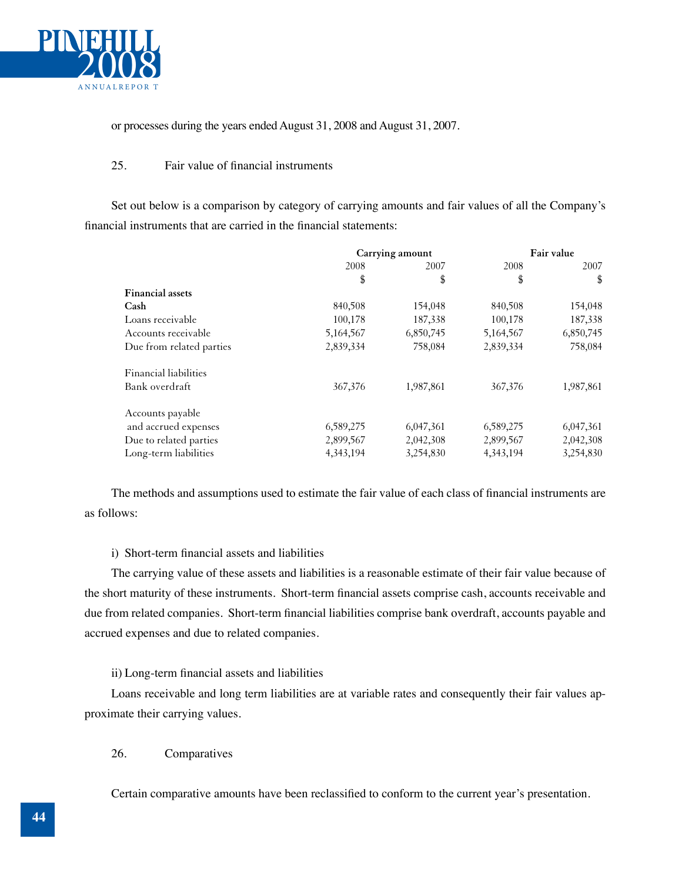or processes during the years ended August 31, 2008 and August 31, 2007.

25. Fair value of financial instruments

Set out below is a comparison by category of carrying amounts and fair values of all the Company's financial instruments that are carried in the financial statements:

| | **Carrying amount** | | **Fair value** | |
|---|---|---|---|---|
| | 2008 | 2007 | 2008 | 2007 |
| | $ | $ | $ | $ |
| **Financial assets** | | | | |
| **Cash** | 840,508 | 154,048 | 840,508 | 154,048 |
| Loans receivable | 100,178 | 187,338 | 100,178 | 187,338 |
| Accounts receivable | 5,164,567 | 6,850,745 | 5,164,567 | 6,850,745 |
| Due from related parties | 2,839,334 | 758,084 | 2,839,334 | 758,084 |
| Financial liabilities | | | | |
| Bank overdraft | 367,376 | 1,987,861 | 367,376 | 1,987,861 |
| Accounts payable and accrued expenses | 6,589,275 | 6,047,361 | 6,589,275 | 6,047,361 |
| Due to related parties | 2,899,567 | 2,042,308 | 2,899,567 | 2,042,308 |
| Long-term liabilities | 4,343,194 | 3,254,830 | 4,343,194 | 3,254,830 |

The methods and assumptions used to estimate the fair value of each class of financial instruments are as follows:

i) Short-term financial assets and liabilities

The carrying value of these assets and liabilities is a reasonable estimate of their fair value because of the short maturity of these instruments. Short-term financial assets comprise cash, accounts receivable and due from related companies. Short-term financial liabilities comprise bank overdraft, accounts payable and accrued expenses and due to related companies.

ii) Long-term financial assets and liabilities

Loans receivable and long term liabilities are at variable rates and consequently their fair values approximate their carrying values.

26. Comparatives

Certain comparative amounts have been reclassified to conform to the current year's presentation.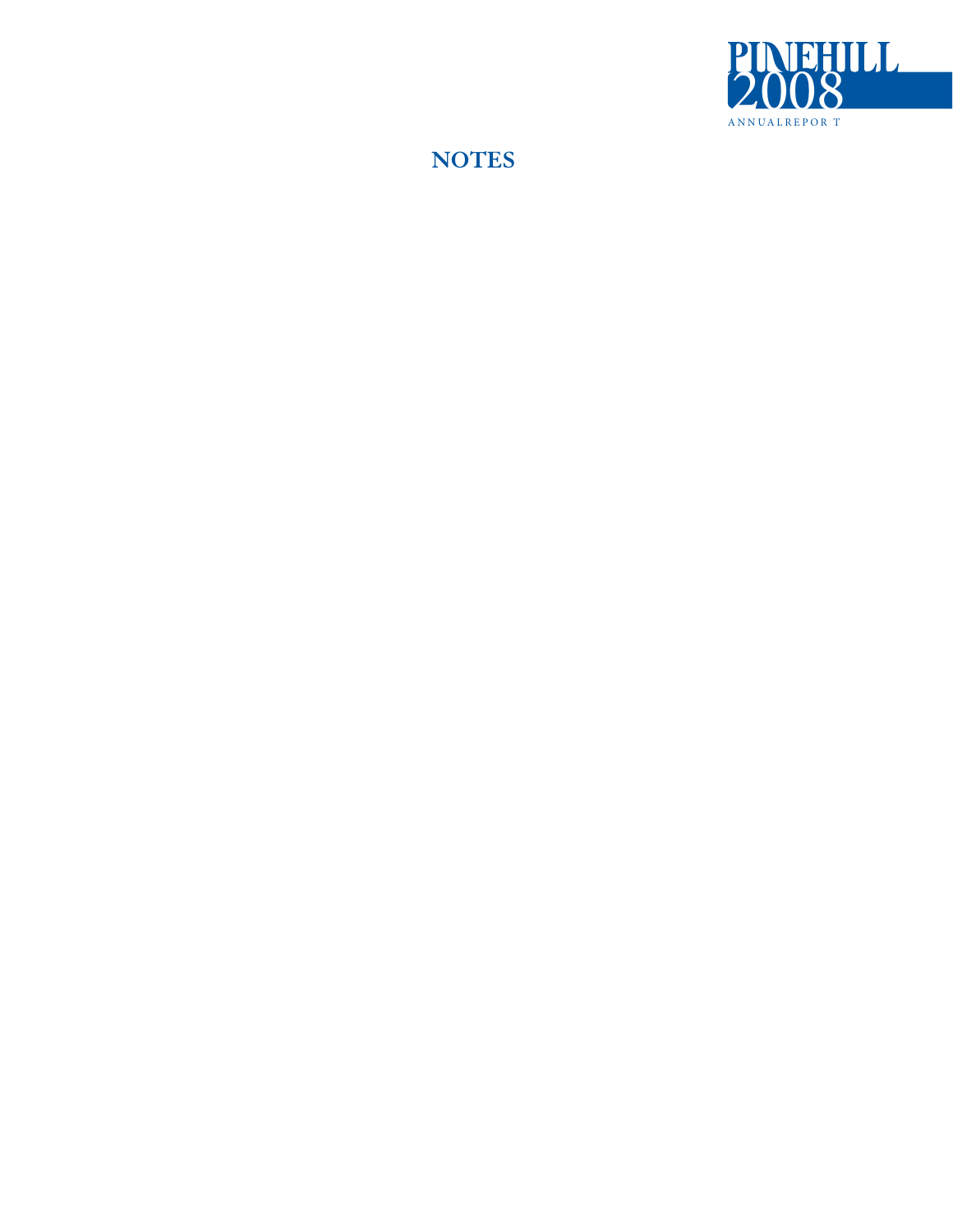# NOTES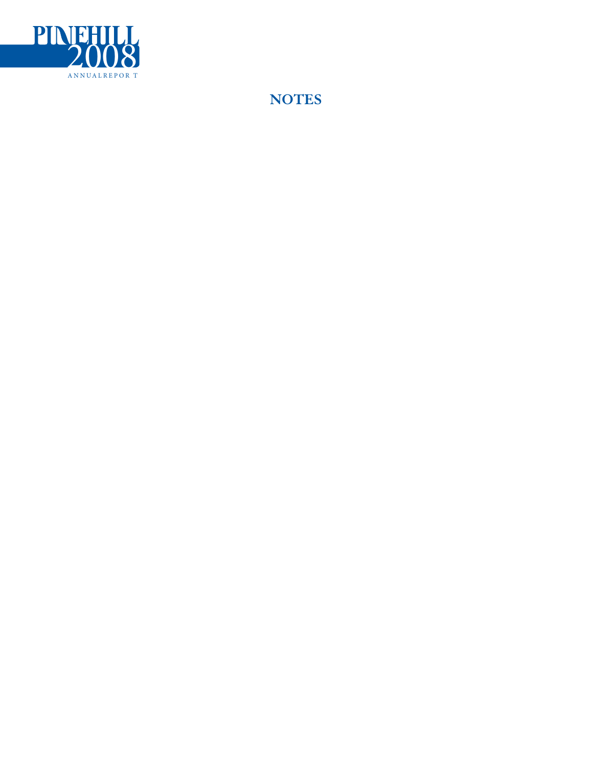# NOTES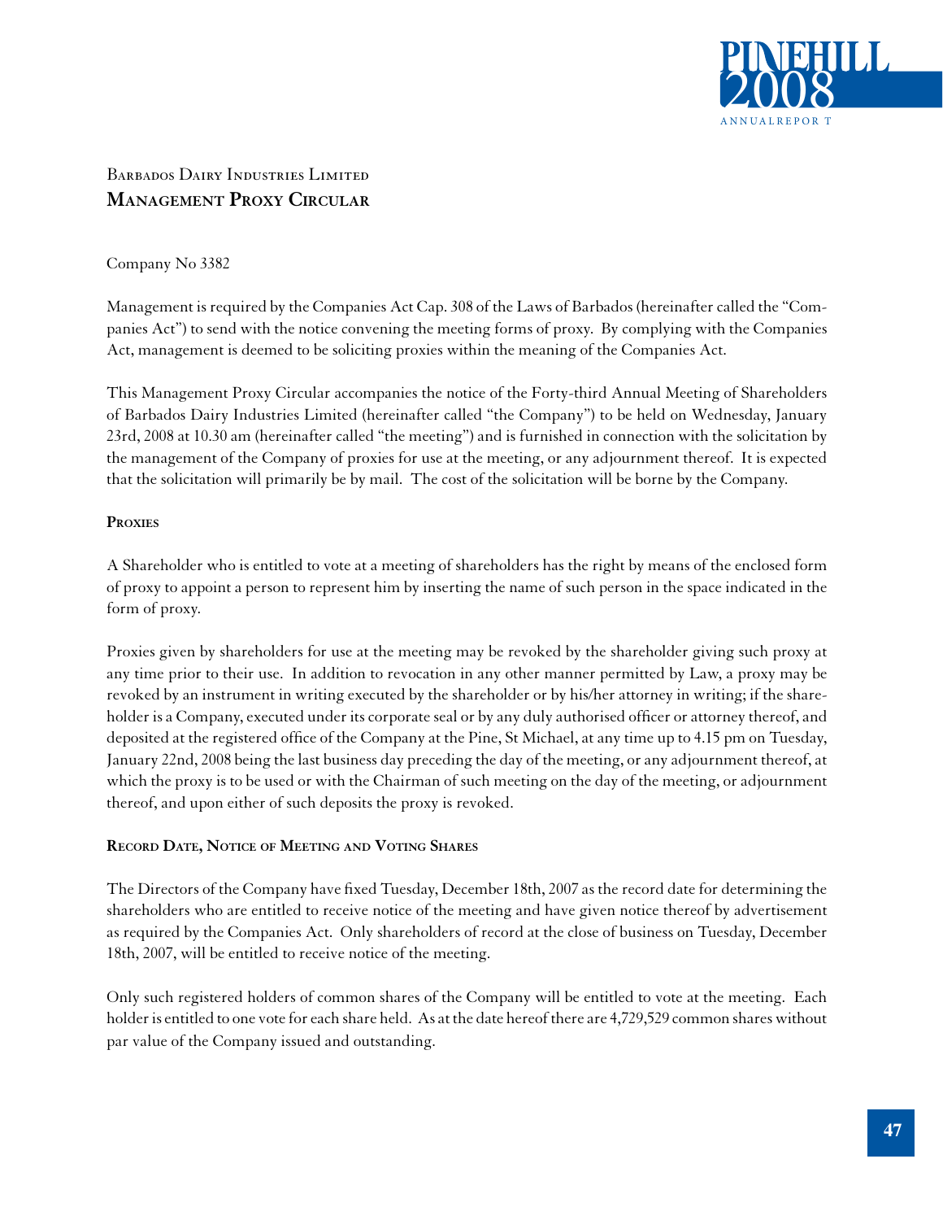Barbados Dairy Industries Limited

## Management Proxy Circular

Company No 3382

Management is required by the Companies Act Cap. 308 of the Laws of Barbados (hereinafter called the "Companies Act") to send with the notice convening the meeting forms of proxy. By complying with the Companies Act, management is deemed to be soliciting proxies within the meaning of the Companies Act.

This Management Proxy Circular accompanies the notice of the Forty-third Annual Meeting of Shareholders of Barbados Dairy Industries Limited (hereinafter called "the Company") to be held on Wednesday, January 23rd, 2008 at 10.30 am (hereinafter called "the meeting") and is furnished in connection with the solicitation by the management of the Company of proxies for use at the meeting, or any adjournment thereof. It is expected that the solicitation will primarily be by mail. The cost of the solicitation will be borne by the Company.

### Proxies

A Shareholder who is entitled to vote at a meeting of shareholders has the right by means of the enclosed form of proxy to appoint a person to represent him by inserting the name of such person in the space indicated in the form of proxy.

Proxies given by shareholders for use at the meeting may be revoked by the shareholder giving such proxy at any time prior to their use. In addition to revocation in any other manner permitted by Law, a proxy may be revoked by an instrument in writing executed by the shareholder or by his/her attorney in writing; if the shareholder is a Company, executed under its corporate seal or by any duly authorised officer or attorney thereof, and deposited at the registered office of the Company at the Pine, St Michael, at any time up to 4.15 pm on Tuesday, January 22nd, 2008 being the last business day preceding the day of the meeting, or any adjournment thereof, at which the proxy is to be used or with the Chairman of such meeting on the day of the meeting, or adjournment thereof, and upon either of such deposits the proxy is revoked.

### Record Date, Notice of Meeting and Voting Shares

The Directors of the Company have fixed Tuesday, December 18th, 2007 as the record date for determining the shareholders who are entitled to receive notice of the meeting and have given notice thereof by advertisement as required by the Companies Act. Only shareholders of record at the close of business on Tuesday, December 18th, 2007, will be entitled to receive notice of the meeting.

Only such registered holders of common shares of the Company will be entitled to vote at the meeting. Each holder is entitled to one vote for each share held. As at the date hereof there are 4,729,529 common shares without par value of the Company issued and outstanding.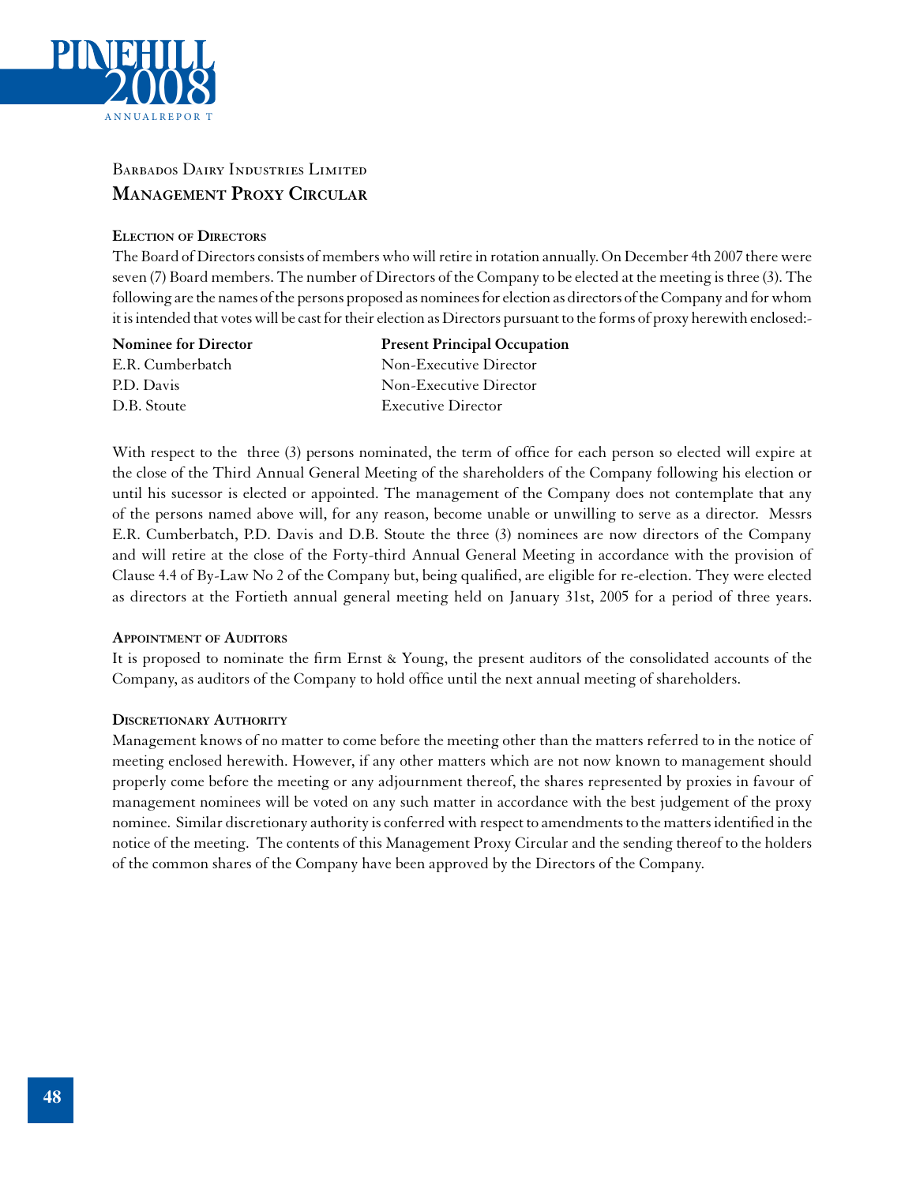## Barbados Dairy Industries Limited

## Management Proxy Circular

### Election of Directors

The Board of Directors consists of members who will retire in rotation annually. On December 4th 2007 there were seven (7) Board members. The number of Directors of the Company to be elected at the meeting is three (3). The following are the names of the persons proposed as nominees for election as directors of the Company and for whom it is intended that votes will be cast for their election as Directors pursuant to the forms of proxy herewith enclosed:-

| Nominee for Director | Present Principal Occupation |
|---|---|
| E.R. Cumberbatch | Non-Executive Director |
| P.D. Davis | Non-Executive Director |
| D.B. Stoute | Executive Director |

With respect to the three (3) persons nominated, the term of office for each person so elected will expire at the close of the Third Annual General Meeting of the shareholders of the Company following his election or until his sucessor is elected or appointed. The management of the Company does not contemplate that any of the persons named above will, for any reason, become unable or unwilling to serve as a director. Messrs E.R. Cumberbatch, P.D. Davis and D.B. Stoute the three (3) nominees are now directors of the Company and will retire at the close of the Forty-third Annual General Meeting in accordance with the provision of Clause 4.4 of By-Law No 2 of the Company but, being qualified, are eligible for re-election. They were elected as directors at the Fortieth annual general meeting held on January 31st, 2005 for a period of three years.

### Appointment of Auditors

It is proposed to nominate the firm Ernst & Young, the present auditors of the consolidated accounts of the Company, as auditors of the Company to hold office until the next annual meeting of shareholders.

### Discretionary Authority

Management knows of no matter to come before the meeting other than the matters referred to in the notice of meeting enclosed herewith. However, if any other matters which are not now known to management should properly come before the meeting or any adjournment thereof, the shares represented by proxies in favour of management nominees will be voted on any such matter in accordance with the best judgement of the proxy nominee. Similar discretionary authority is conferred with respect to amendments to the matters identified in the notice of the meeting. The contents of this Management Proxy Circular and the sending thereof to the holders of the common shares of the Company have been approved by the Directors of the Company.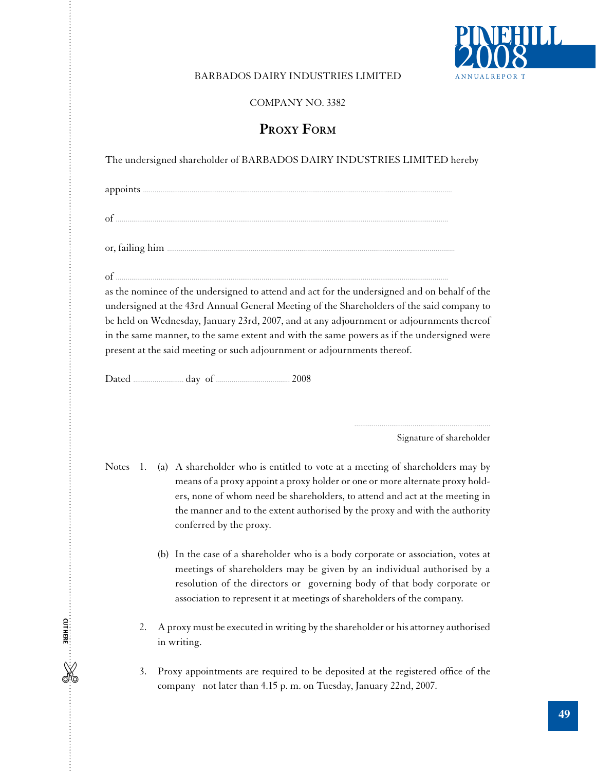BARBADOS DAIRY INDUSTRIES LIMITED

COMPANY NO. 3382

## PROXY FORM

The undersigned shareholder of BARBADOS DAIRY INDUSTRIES LIMITED hereby

appoints ..................................................................................................................................

of ..................................................................................................................................

or, failing him ..................................................................................................................................

of ..................................................................................................................................

as the nominee of the undersigned to attend and act for the undersigned and on behalf of the undersigned at the 43rd Annual General Meeting of the Shareholders of the said company to be held on Wednesday, January 23rd, 2007, and at any adjournment or adjournments thereof in the same manner, to the same extent and with the same powers as if the undersigned were present at the said meeting or such adjournment or adjournments thereof.

Dated .................... day of ............................ 2008

..........................................................

Signature of shareholder

Notes

1. (a) A shareholder who is entitled to vote at a meeting of shareholders may by means of a proxy appoint a proxy holder or one or more alternate proxy holders, none of whom need be shareholders, to attend and act at the meeting in the manner and to the extent authorised by the proxy and with the authority conferred by the proxy.

   (b) In the case of a shareholder who is a body corporate or association, votes at meetings of shareholders may be given by an individual authorised by a resolution of the directors or governing body of that body corporate or association to represent it at meetings of shareholders of the company.

2. A proxy must be executed in writing by the shareholder or his attorney authorised in writing.

3. Proxy appointments are required to be deposited at the registered office of the company not later than 4.15 p. m. on Tuesday, January 22nd, 2007.

CUT HERE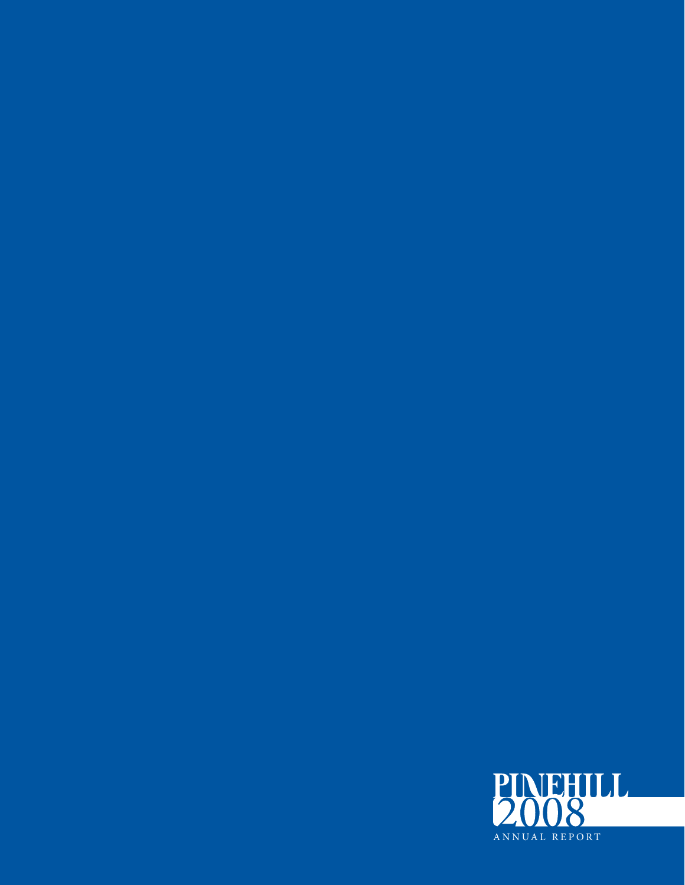PINEHILL
2008
ANNUAL REPORT